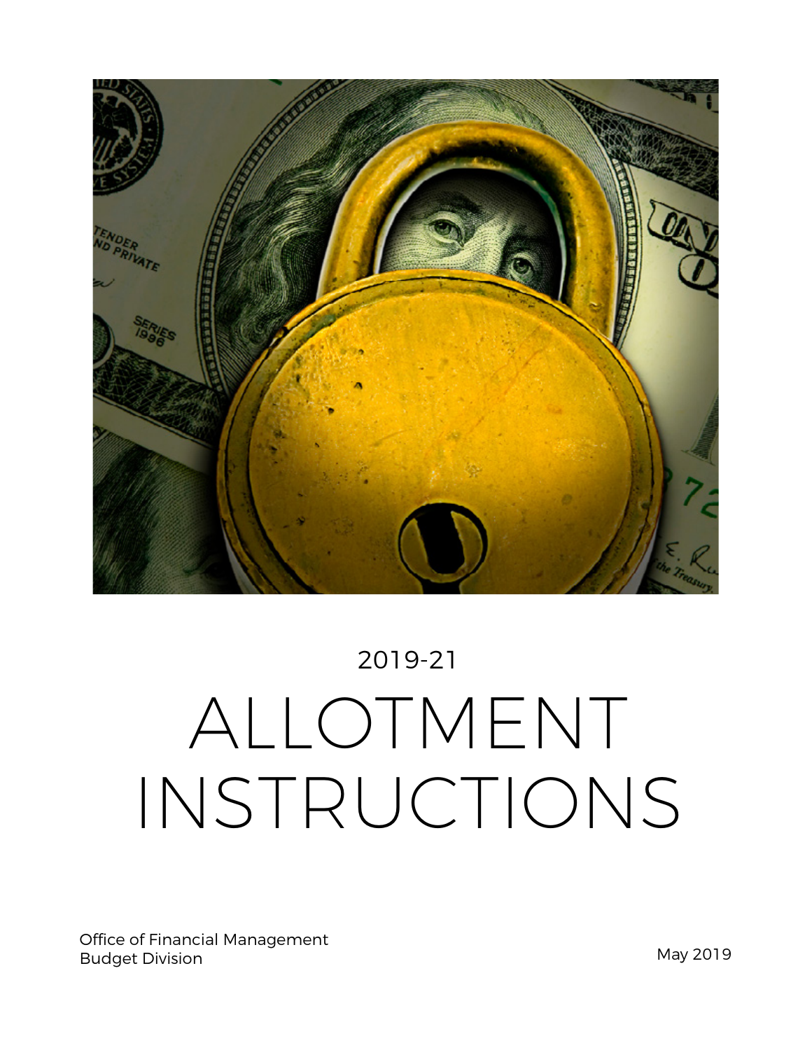2019-21

# ALLOTMENT INSTRUCTIONS

Office of Financial Management
Budget Division

May 2019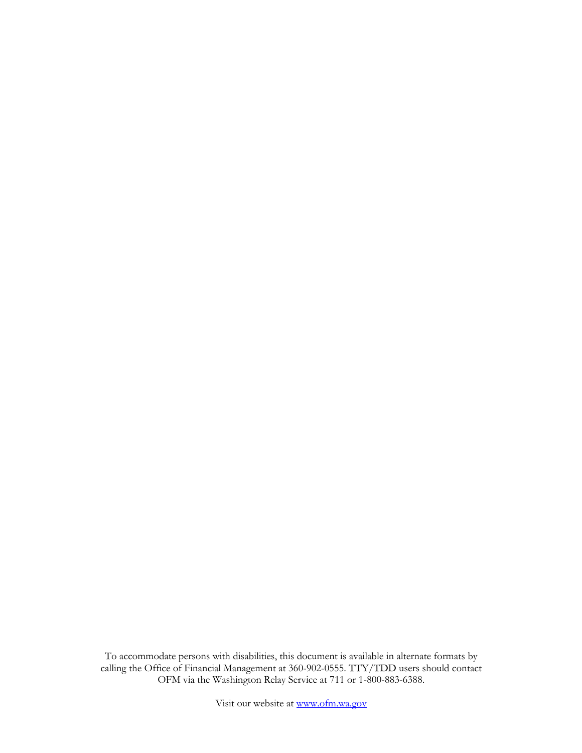To accommodate persons with disabilities, this document is available in alternate formats by calling the Office of Financial Management at 360-902-0555. TTY/TDD users should contact OFM via the Washington Relay Service at 711 or 1-800-883-6388.

Visit our website at [www.ofm.wa.gov](http://www.ofm.wa.gov)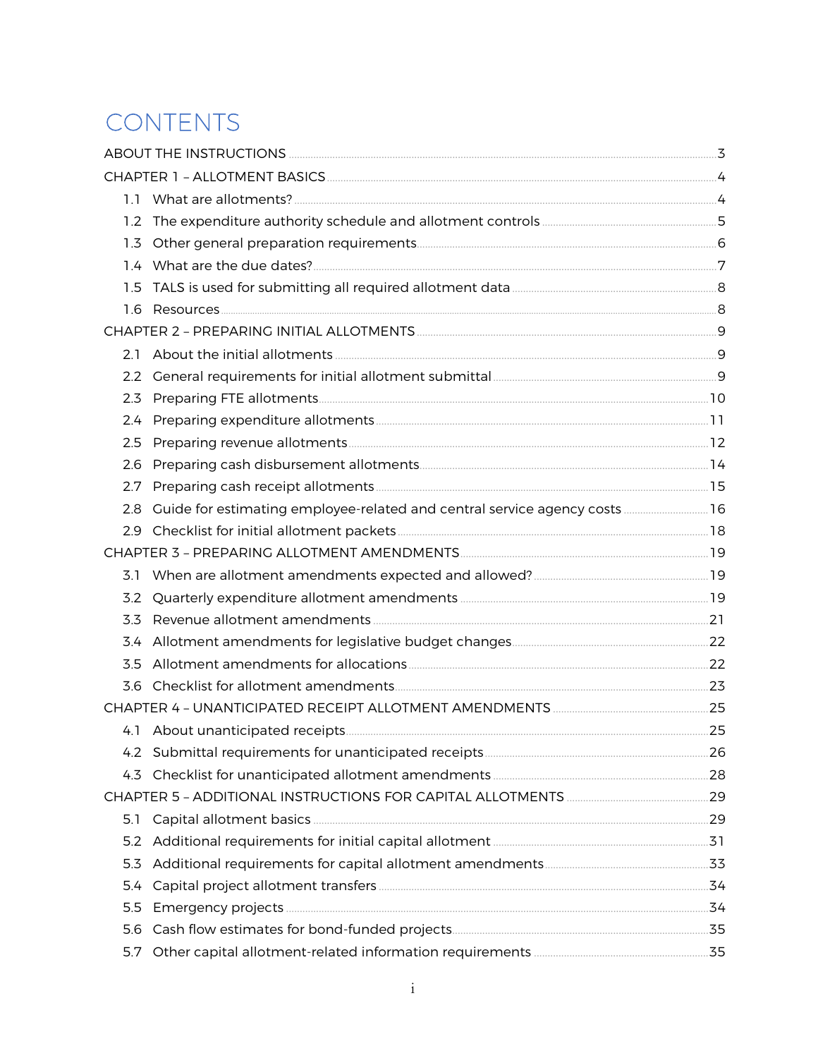# CONTENTS

ABOUT THE INSTRUCTIONS .......... 3

CHAPTER 1 – ALLOTMENT BASICS .......... 4

- 1.1 What are allotments? .......... 4
- 1.2 The expenditure authority schedule and allotment controls .......... 5
- 1.3 Other general preparation requirements .......... 6
- 1.4 What are the due dates? .......... 7
- 1.5 TALS is used for submitting all required allotment data .......... 8
- 1.6 Resources .......... 8

CHAPTER 2 – PREPARING INITIAL ALLOTMENTS .......... 9

- 2.1 About the initial allotments .......... 9
- 2.2 General requirements for initial allotment submittal .......... 9
- 2.3 Preparing FTE allotments .......... 10
- 2.4 Preparing expenditure allotments .......... 11
- 2.5 Preparing revenue allotments .......... 12
- 2.6 Preparing cash disbursement allotments .......... 14
- 2.7 Preparing cash receipt allotments .......... 15
- 2.8 Guide for estimating employee-related and central service agency costs .......... 16
- 2.9 Checklist for initial allotment packets .......... 18

CHAPTER 3 – PREPARING ALLOTMENT AMENDMENTS .......... 19

- 3.1 When are allotment amendments expected and allowed? .......... 19
- 3.2 Quarterly expenditure allotment amendments .......... 19
- 3.3 Revenue allotment amendments .......... 21
- 3.4 Allotment amendments for legislative budget changes .......... 22
- 3.5 Allotment amendments for allocations .......... 22
- 3.6 Checklist for allotment amendments .......... 23

CHAPTER 4 – UNANTICIPATED RECEIPT ALLOTMENT AMENDMENTS .......... 25

- 4.1 About unanticipated receipts .......... 25
- 4.2 Submittal requirements for unanticipated receipts .......... 26
- 4.3 Checklist for unanticipated allotment amendments .......... 28

CHAPTER 5 – ADDITIONAL INSTRUCTIONS FOR CAPITAL ALLOTMENTS .......... 29

- 5.1 Capital allotment basics .......... 29
- 5.2 Additional requirements for initial capital allotment .......... 31
- 5.3 Additional requirements for capital allotment amendments .......... 33
- 5.4 Capital project allotment transfers .......... 34
- 5.5 Emergency projects .......... 34
- 5.6 Cash flow estimates for bond-funded projects .......... 35
- 5.7 Other capital allotment-related information requirements .......... 35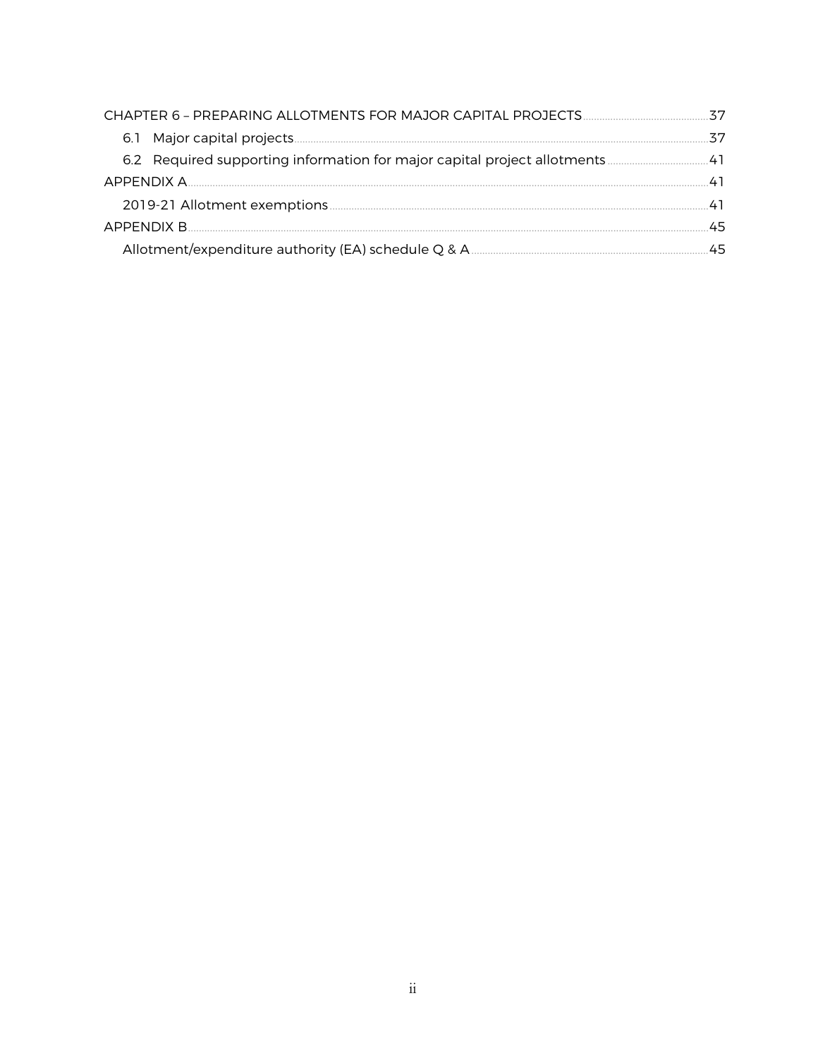CHAPTER 6 – PREPARING ALLOTMENTS FOR MAJOR CAPITAL PROJECTS .......... 37

- 6.1 Major capital projects .......... 37
- 6.2 Required supporting information for major capital project allotments .......... 41

APPENDIX A .......... 41

- 2019-21 Allotment exemptions .......... 41

APPENDIX B .......... 45

- Allotment/expenditure authority (EA) schedule Q & A .......... 45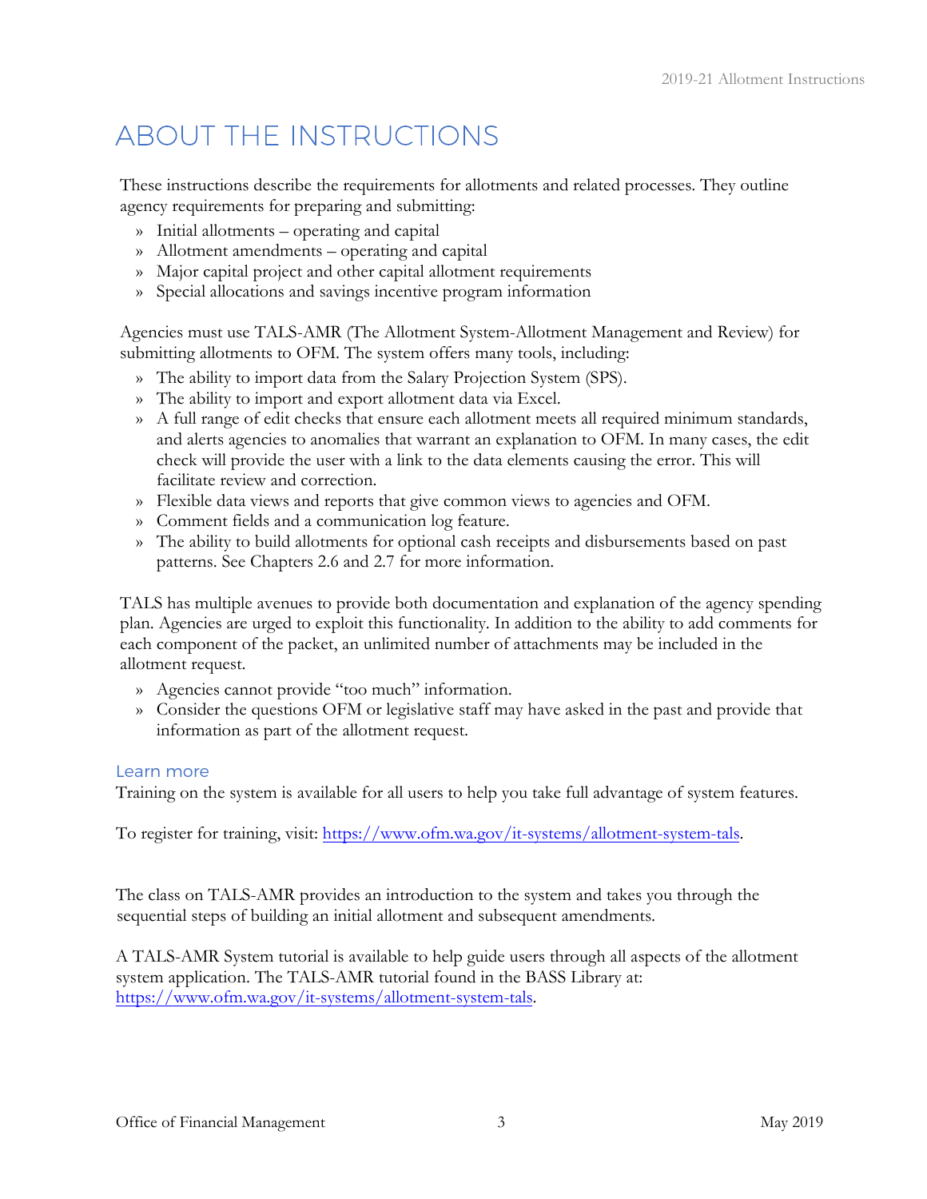# ABOUT THE INSTRUCTIONS

These instructions describe the requirements for allotments and related processes. They outline agency requirements for preparing and submitting:

- Initial allotments – operating and capital
- Allotment amendments – operating and capital
- Major capital project and other capital allotment requirements
- Special allocations and savings incentive program information

Agencies must use TALS-AMR (The Allotment System-Allotment Management and Review) for submitting allotments to OFM. The system offers many tools, including:

- The ability to import data from the Salary Projection System (SPS).
- The ability to import and export allotment data via Excel.
- A full range of edit checks that ensure each allotment meets all required minimum standards, and alerts agencies to anomalies that warrant an explanation to OFM. In many cases, the edit check will provide the user with a link to the data elements causing the error. This will facilitate review and correction.
- Flexible data views and reports that give common views to agencies and OFM.
- Comment fields and a communication log feature.
- The ability to build allotments for optional cash receipts and disbursements based on past patterns. See Chapters 2.6 and 2.7 for more information.

TALS has multiple avenues to provide both documentation and explanation of the agency spending plan. Agencies are urged to exploit this functionality. In addition to the ability to add comments for each component of the packet, an unlimited number of attachments may be included in the allotment request.

- Agencies cannot provide "too much" information.
- Consider the questions OFM or legislative staff may have asked in the past and provide that information as part of the allotment request.

### Learn more

Training on the system is available for all users to help you take full advantage of system features.

To register for training, visit: https://www.ofm.wa.gov/it-systems/allotment-system-tals.

The class on TALS-AMR provides an introduction to the system and takes you through the sequential steps of building an initial allotment and subsequent amendments.

A TALS-AMR System tutorial is available to help guide users through all aspects of the allotment system application. The TALS-AMR tutorial found in the BASS Library at: https://www.ofm.wa.gov/it-systems/allotment-system-tals.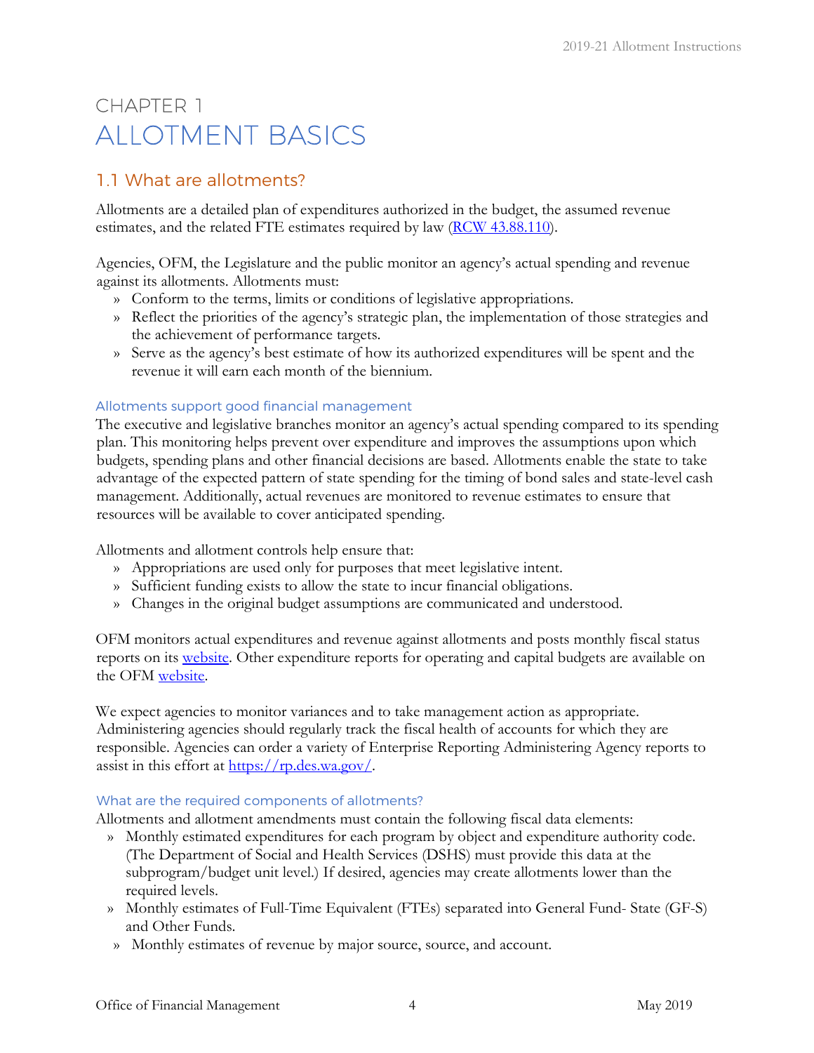# CHAPTER 1
# ALLOTMENT BASICS

## 1.1 What are allotments?

Allotments are a detailed plan of expenditures authorized in the budget, the assumed revenue estimates, and the related FTE estimates required by law ([RCW 43.88.110](RCW 43.88.110)).

Agencies, OFM, the Legislature and the public monitor an agency's actual spending and revenue against its allotments. Allotments must:

- Conform to the terms, limits or conditions of legislative appropriations.
- Reflect the priorities of the agency's strategic plan, the implementation of those strategies and the achievement of performance targets.
- Serve as the agency's best estimate of how its authorized expenditures will be spent and the revenue it will earn each month of the biennium.

### Allotments support good financial management

The executive and legislative branches monitor an agency's actual spending compared to its spending plan. This monitoring helps prevent over expenditure and improves the assumptions upon which budgets, spending plans and other financial decisions are based. Allotments enable the state to take advantage of the expected pattern of state spending for the timing of bond sales and state-level cash management. Additionally, actual revenues are monitored to revenue estimates to ensure that resources will be available to cover anticipated spending.

Allotments and allotment controls help ensure that:

- Appropriations are used only for purposes that meet legislative intent.
- Sufficient funding exists to allow the state to incur financial obligations.
- Changes in the original budget assumptions are communicated and understood.

OFM monitors actual expenditures and revenue against allotments and posts monthly fiscal status reports on its website. Other expenditure reports for operating and capital budgets are available on the OFM website.

We expect agencies to monitor variances and to take management action as appropriate. Administering agencies should regularly track the fiscal health of accounts for which they are responsible. Agencies can order a variety of Enterprise Reporting Administering Agency reports to assist in this effort at https://rp.des.wa.gov/.

### What are the required components of allotments?

Allotments and allotment amendments must contain the following fiscal data elements:

- Monthly estimated expenditures for each program by object and expenditure authority code. (The Department of Social and Health Services (DSHS) must provide this data at the subprogram/budget unit level.) If desired, agencies may create allotments lower than the required levels.
- Monthly estimates of Full-Time Equivalent (FTEs) separated into General Fund- State (GF-S) and Other Funds.
- Monthly estimates of revenue by major source, source, and account.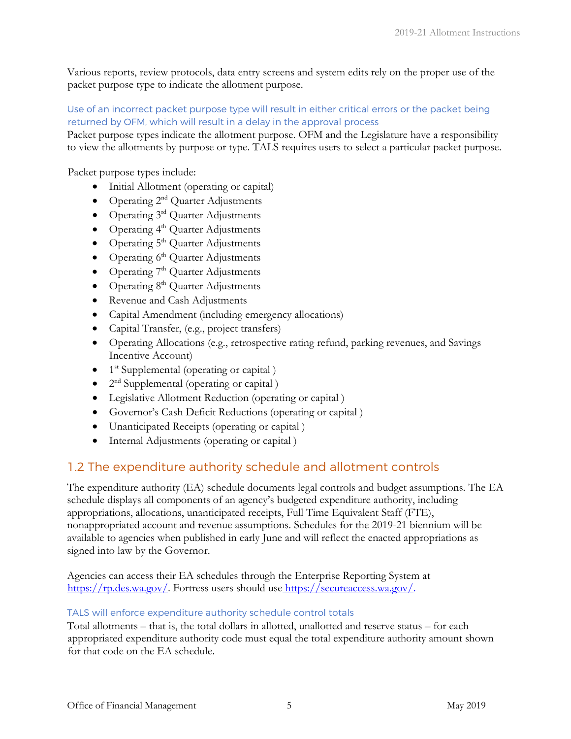Various reports, review protocols, data entry screens and system edits rely on the proper use of the packet purpose type to indicate the allotment purpose.

### Use of an incorrect packet purpose type will result in either critical errors or the packet being returned by OFM, which will result in a delay in the approval process

Packet purpose types indicate the allotment purpose. OFM and the Legislature have a responsibility to view the allotments by purpose or type. TALS requires users to select a particular packet purpose.

Packet purpose types include:

- Initial Allotment (operating or capital)
- Operating 2nd Quarter Adjustments
- Operating 3rd Quarter Adjustments
- Operating 4th Quarter Adjustments
- Operating 5th Quarter Adjustments
- Operating 6th Quarter Adjustments
- Operating 7th Quarter Adjustments
- Operating 8th Quarter Adjustments
- Revenue and Cash Adjustments
- Capital Amendment (including emergency allocations)
- Capital Transfer, (e.g., project transfers)
- Operating Allocations (e.g., retrospective rating refund, parking revenues, and Savings Incentive Account)
- 1st Supplemental (operating or capital )
- 2nd Supplemental (operating or capital )
- Legislative Allotment Reduction (operating or capital )
- Governor's Cash Deficit Reductions (operating or capital )
- Unanticipated Receipts (operating or capital )
- Internal Adjustments (operating or capital )

## 1.2 The expenditure authority schedule and allotment controls

The expenditure authority (EA) schedule documents legal controls and budget assumptions. The EA schedule displays all components of an agency's budgeted expenditure authority, including appropriations, allocations, unanticipated receipts, Full Time Equivalent Staff (FTE), nonappropriated account and revenue assumptions. Schedules for the 2019-21 biennium will be available to agencies when published in early June and will reflect the enacted appropriations as signed into law by the Governor.

Agencies can access their EA schedules through the Enterprise Reporting System at https://rp.des.wa.gov/. Fortress users should use https://secureaccess.wa.gov/.

### TALS will enforce expenditure authority schedule control totals

Total allotments – that is, the total dollars in allotted, unallotted and reserve status – for each appropriated expenditure authority code must equal the total expenditure authority amount shown for that code on the EA schedule.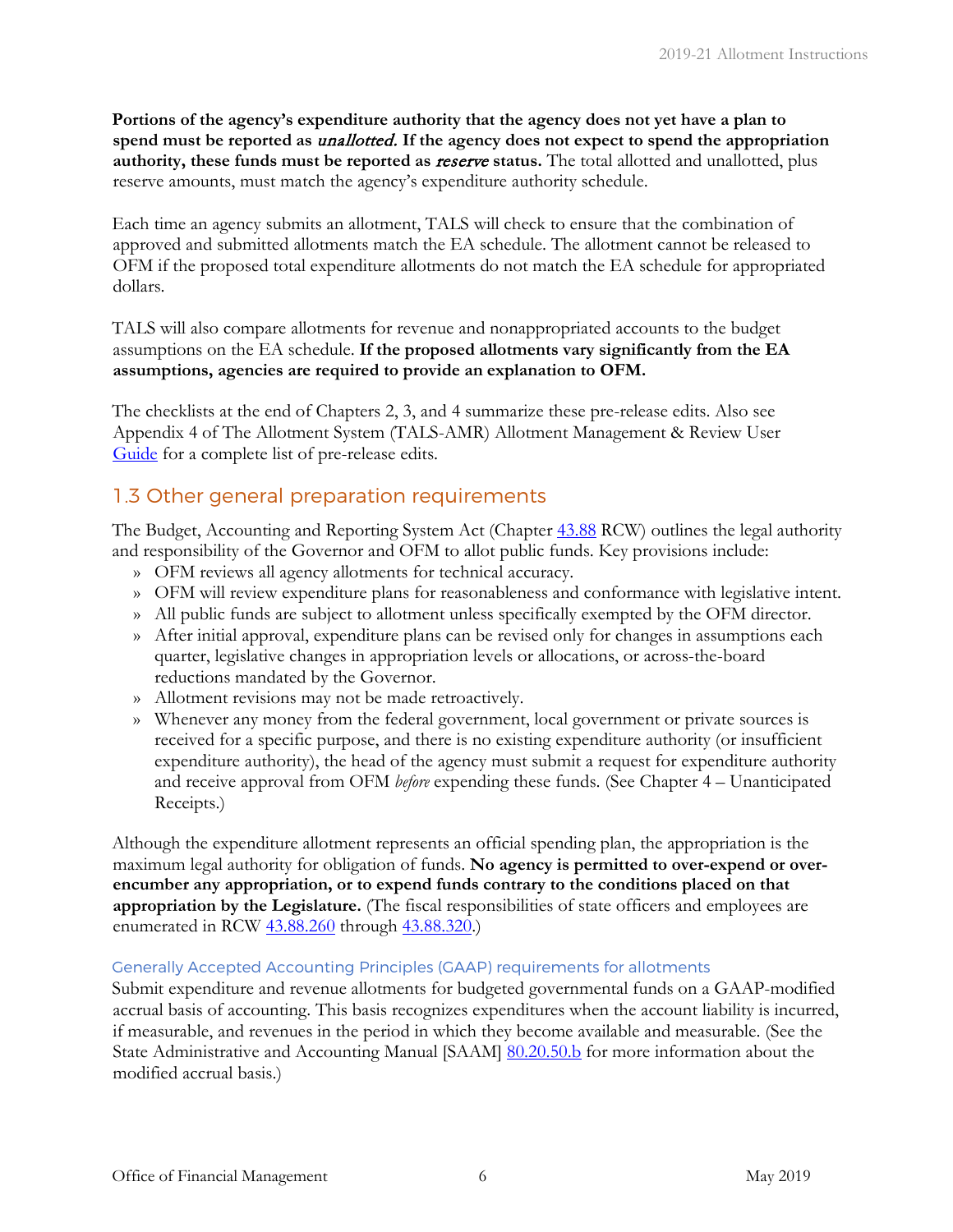**Portions of the agency's expenditure authority that the agency does not yet have a plan to spend must be reported as *unallotted*. If the agency does not expect to spend the appropriation authority, these funds must be reported as *reserve* status.** The total allotted and unallotted, plus reserve amounts, must match the agency's expenditure authority schedule.

Each time an agency submits an allotment, TALS will check to ensure that the combination of approved and submitted allotments match the EA schedule. The allotment cannot be released to OFM if the proposed total expenditure allotments do not match the EA schedule for appropriated dollars.

TALS will also compare allotments for revenue and nonappropriated accounts to the budget assumptions on the EA schedule. **If the proposed allotments vary significantly from the EA assumptions, agencies are required to provide an explanation to OFM.**

The checklists at the end of Chapters 2, 3, and 4 summarize these pre-release edits. Also see Appendix 4 of The Allotment System (TALS-AMR) Allotment Management & Review User Guide for a complete list of pre-release edits.

## 1.3 Other general preparation requirements

The Budget, Accounting and Reporting System Act (Chapter 43.88 RCW) outlines the legal authority and responsibility of the Governor and OFM to allot public funds. Key provisions include:

- OFM reviews all agency allotments for technical accuracy.
- OFM will review expenditure plans for reasonableness and conformance with legislative intent.
- All public funds are subject to allotment unless specifically exempted by the OFM director.
- After initial approval, expenditure plans can be revised only for changes in assumptions each quarter, legislative changes in appropriation levels or allocations, or across-the-board reductions mandated by the Governor.
- Allotment revisions may not be made retroactively.
- Whenever any money from the federal government, local government or private sources is received for a specific purpose, and there is no existing expenditure authority (or insufficient expenditure authority), the head of the agency must submit a request for expenditure authority and receive approval from OFM *before* expending these funds. (See Chapter 4 – Unanticipated Receipts.)

Although the expenditure allotment represents an official spending plan, the appropriation is the maximum legal authority for obligation of funds. **No agency is permitted to over-expend or over-encumber any appropriation, or to expend funds contrary to the conditions placed on that appropriation by the Legislature.** (The fiscal responsibilities of state officers and employees are enumerated in RCW 43.88.260 through 43.88.320.)

### Generally Accepted Accounting Principles (GAAP) requirements for allotments

Submit expenditure and revenue allotments for budgeted governmental funds on a GAAP-modified accrual basis of accounting. This basis recognizes expenditures when the account liability is incurred, if measurable, and revenues in the period in which they become available and measurable. (See the State Administrative and Accounting Manual [SAAM] 80.20.50.b for more information about the modified accrual basis.)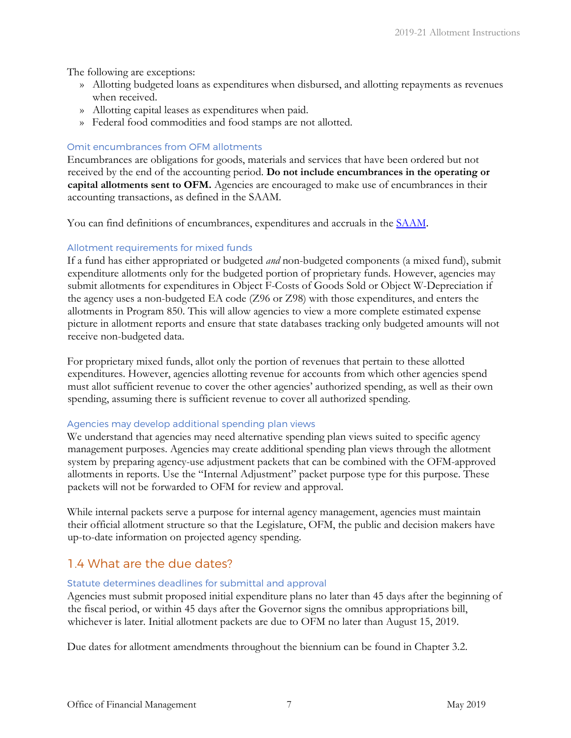The following are exceptions:

- Allotting budgeted loans as expenditures when disbursed, and allotting repayments as revenues when received.
- Allotting capital leases as expenditures when paid.
- Federal food commodities and food stamps are not allotted.

#### Omit encumbrances from OFM allotments

Encumbrances are obligations for goods, materials and services that have been ordered but not received by the end of the accounting period. **Do not include encumbrances in the operating or capital allotments sent to OFM.** Agencies are encouraged to make use of encumbrances in their accounting transactions, as defined in the SAAM.

You can find definitions of encumbrances, expenditures and accruals in the SAAM.

#### Allotment requirements for mixed funds

If a fund has either appropriated or budgeted *and* non-budgeted components (a mixed fund), submit expenditure allotments only for the budgeted portion of proprietary funds. However, agencies may submit allotments for expenditures in Object F-Costs of Goods Sold or Object W-Depreciation if the agency uses a non-budgeted EA code (Z96 or Z98) with those expenditures, and enters the allotments in Program 850. This will allow agencies to view a more complete estimated expense picture in allotment reports and ensure that state databases tracking only budgeted amounts will not receive non-budgeted data.

For proprietary mixed funds, allot only the portion of revenues that pertain to these allotted expenditures. However, agencies allotting revenue for accounts from which other agencies spend must allot sufficient revenue to cover the other agencies' authorized spending, as well as their own spending, assuming there is sufficient revenue to cover all authorized spending.

#### Agencies may develop additional spending plan views

We understand that agencies may need alternative spending plan views suited to specific agency management purposes. Agencies may create additional spending plan views through the allotment system by preparing agency-use adjustment packets that can be combined with the OFM-approved allotments in reports. Use the "Internal Adjustment" packet purpose type for this purpose. These packets will not be forwarded to OFM for review and approval.

While internal packets serve a purpose for internal agency management, agencies must maintain their official allotment structure so that the Legislature, OFM, the public and decision makers have up-to-date information on projected agency spending.

## 1.4 What are the due dates?

#### Statute determines deadlines for submittal and approval

Agencies must submit proposed initial expenditure plans no later than 45 days after the beginning of the fiscal period, or within 45 days after the Governor signs the omnibus appropriations bill, whichever is later. Initial allotment packets are due to OFM no later than August 15, 2019.

Due dates for allotment amendments throughout the biennium can be found in Chapter 3.2.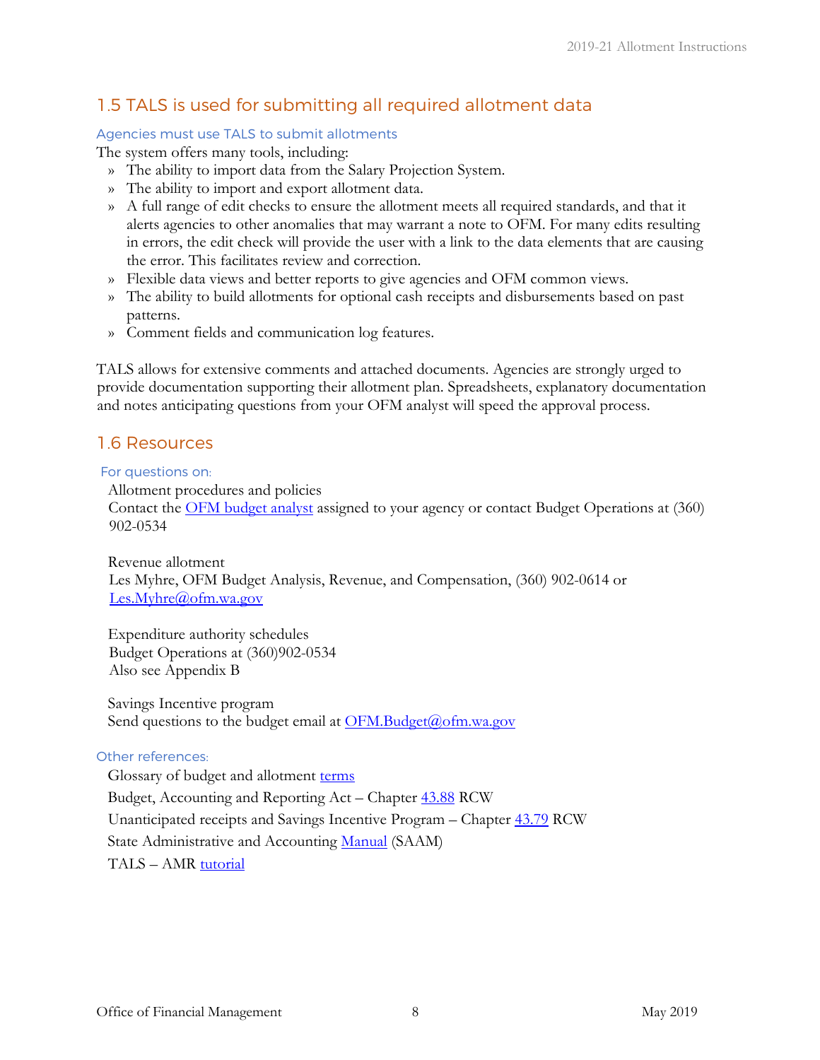## 1.5 TALS is used for submitting all required allotment data

### Agencies must use TALS to submit allotments

The system offers many tools, including:

- The ability to import data from the Salary Projection System.
- The ability to import and export allotment data.
- A full range of edit checks to ensure the allotment meets all required standards, and that it alerts agencies to other anomalies that may warrant a note to OFM. For many edits resulting in errors, the edit check will provide the user with a link to the data elements that are causing the error. This facilitates review and correction.
- Flexible data views and better reports to give agencies and OFM common views.
- The ability to build allotments for optional cash receipts and disbursements based on past patterns.
- Comment fields and communication log features.

TALS allows for extensive comments and attached documents. Agencies are strongly urged to provide documentation supporting their allotment plan. Spreadsheets, explanatory documentation and notes anticipating questions from your OFM analyst will speed the approval process.

## 1.6 Resources

### For questions on:

Allotment procedures and policies
Contact the OFM budget analyst assigned to your agency or contact Budget Operations at (360) 902-0534

Revenue allotment
Les Myhre, OFM Budget Analysis, Revenue, and Compensation, (360) 902-0614 or Les.Myhre@ofm.wa.gov

Expenditure authority schedules
Budget Operations at (360)902-0534
Also see Appendix B

Savings Incentive program
Send questions to the budget email at OFM.Budget@ofm.wa.gov

### Other references:

Glossary of budget and allotment terms

Budget, Accounting and Reporting Act – Chapter 43.88 RCW

Unanticipated receipts and Savings Incentive Program – Chapter 43.79 RCW

State Administrative and Accounting Manual (SAAM)

TALS – AMR tutorial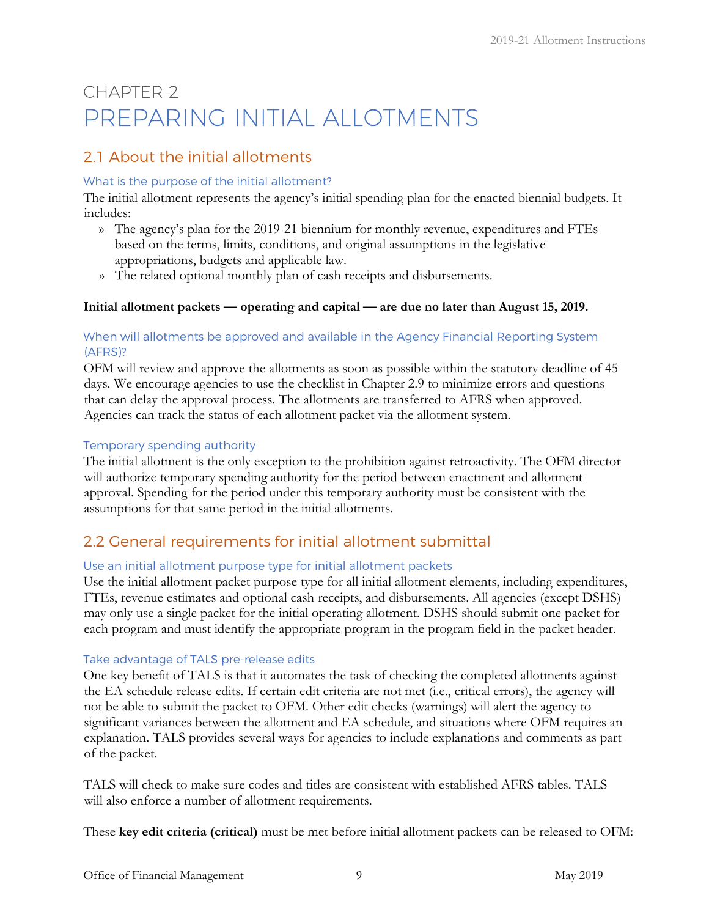# CHAPTER 2
# PREPARING INITIAL ALLOTMENTS

## 2.1 About the initial allotments

### What is the purpose of the initial allotment?

The initial allotment represents the agency's initial spending plan for the enacted biennial budgets. It includes:

- » The agency's plan for the 2019-21 biennium for monthly revenue, expenditures and FTEs based on the terms, limits, conditions, and original assumptions in the legislative appropriations, budgets and applicable law.
- » The related optional monthly plan of cash receipts and disbursements.

**Initial allotment packets — operating and capital — are due no later than August 15, 2019.**

### When will allotments be approved and available in the Agency Financial Reporting System (AFRS)?

OFM will review and approve the allotments as soon as possible within the statutory deadline of 45 days. We encourage agencies to use the checklist in Chapter 2.9 to minimize errors and questions that can delay the approval process. The allotments are transferred to AFRS when approved. Agencies can track the status of each allotment packet via the allotment system.

### Temporary spending authority

The initial allotment is the only exception to the prohibition against retroactivity. The OFM director will authorize temporary spending authority for the period between enactment and allotment approval. Spending for the period under this temporary authority must be consistent with the assumptions for that same period in the initial allotments.

## 2.2 General requirements for initial allotment submittal

### Use an initial allotment purpose type for initial allotment packets

Use the initial allotment packet purpose type for all initial allotment elements, including expenditures, FTEs, revenue estimates and optional cash receipts, and disbursements. All agencies (except DSHS) may only use a single packet for the initial operating allotment. DSHS should submit one packet for each program and must identify the appropriate program in the program field in the packet header.

### Take advantage of TALS pre-release edits

One key benefit of TALS is that it automates the task of checking the completed allotments against the EA schedule release edits. If certain edit criteria are not met (i.e., critical errors), the agency will not be able to submit the packet to OFM. Other edit checks (warnings) will alert the agency to significant variances between the allotment and EA schedule, and situations where OFM requires an explanation. TALS provides several ways for agencies to include explanations and comments as part of the packet.

TALS will check to make sure codes and titles are consistent with established AFRS tables. TALS will also enforce a number of allotment requirements.

These **key edit criteria (critical)** must be met before initial allotment packets can be released to OFM: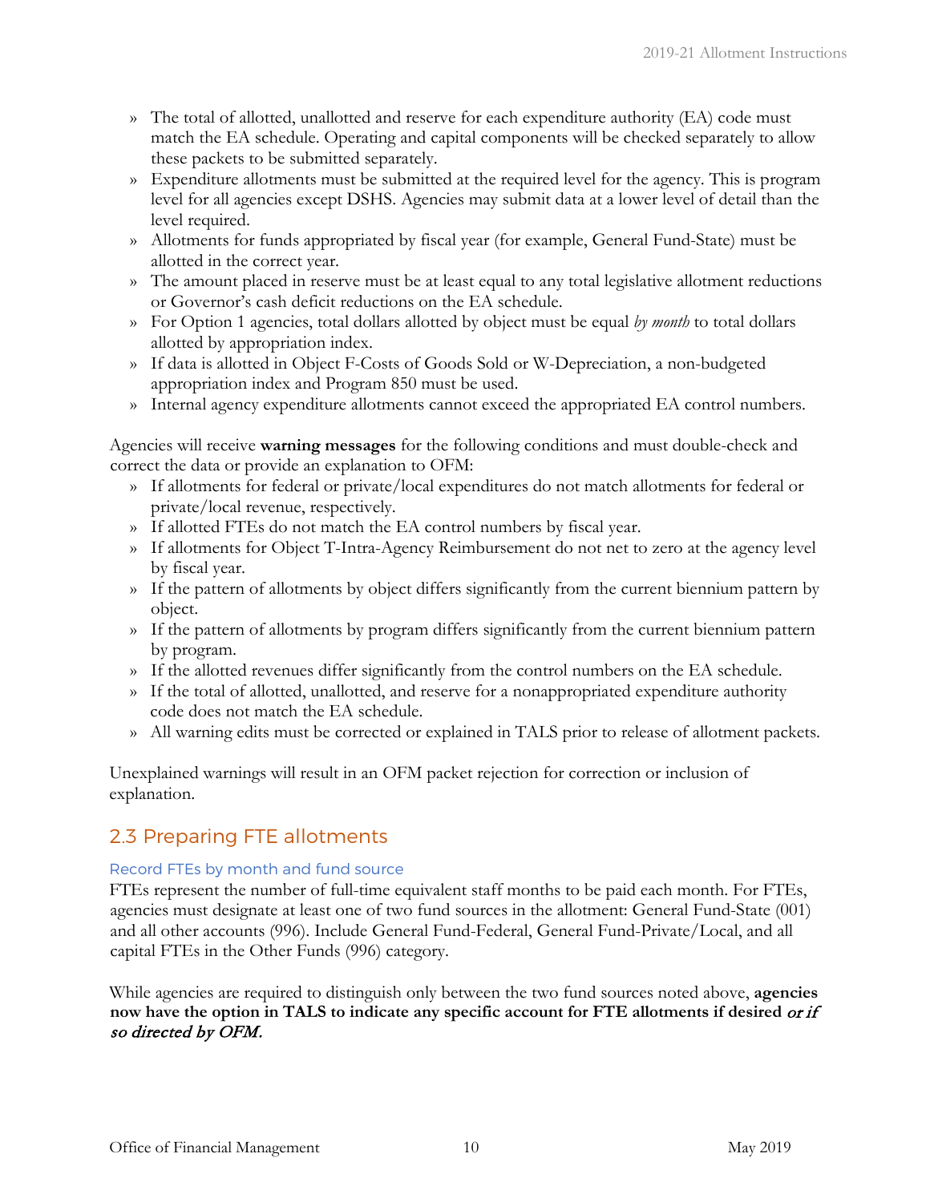- The total of allotted, unallotted and reserve for each expenditure authority (EA) code must match the EA schedule. Operating and capital components will be checked separately to allow these packets to be submitted separately.
- Expenditure allotments must be submitted at the required level for the agency. This is program level for all agencies except DSHS. Agencies may submit data at a lower level of detail than the level required.
- Allotments for funds appropriated by fiscal year (for example, General Fund-State) must be allotted in the correct year.
- The amount placed in reserve must be at least equal to any total legislative allotment reductions or Governor's cash deficit reductions on the EA schedule.
- For Option 1 agencies, total dollars allotted by object must be equal *by month* to total dollars allotted by appropriation index.
- If data is allotted in Object F-Costs of Goods Sold or W-Depreciation, a non-budgeted appropriation index and Program 850 must be used.
- Internal agency expenditure allotments cannot exceed the appropriated EA control numbers.

Agencies will receive **warning messages** for the following conditions and must double-check and correct the data or provide an explanation to OFM:

- If allotments for federal or private/local expenditures do not match allotments for federal or private/local revenue, respectively.
- If allotted FTEs do not match the EA control numbers by fiscal year.
- If allotments for Object T-Intra-Agency Reimbursement do not net to zero at the agency level by fiscal year.
- If the pattern of allotments by object differs significantly from the current biennium pattern by object.
- If the pattern of allotments by program differs significantly from the current biennium pattern by program.
- If the allotted revenues differ significantly from the control numbers on the EA schedule.
- If the total of allotted, unallotted, and reserve for a nonappropriated expenditure authority code does not match the EA schedule.
- All warning edits must be corrected or explained in TALS prior to release of allotment packets.

Unexplained warnings will result in an OFM packet rejection for correction or inclusion of explanation.

## 2.3 Preparing FTE allotments

### Record FTEs by month and fund source

FTEs represent the number of full-time equivalent staff months to be paid each month. For FTEs, agencies must designate at least one of two fund sources in the allotment: General Fund-State (001) and all other accounts (996). Include General Fund-Federal, General Fund-Private/Local, and all capital FTEs in the Other Funds (996) category.

While agencies are required to distinguish only between the two fund sources noted above, **agencies now have the option in TALS to indicate any specific account for FTE allotments if desired *or if so directed by OFM.***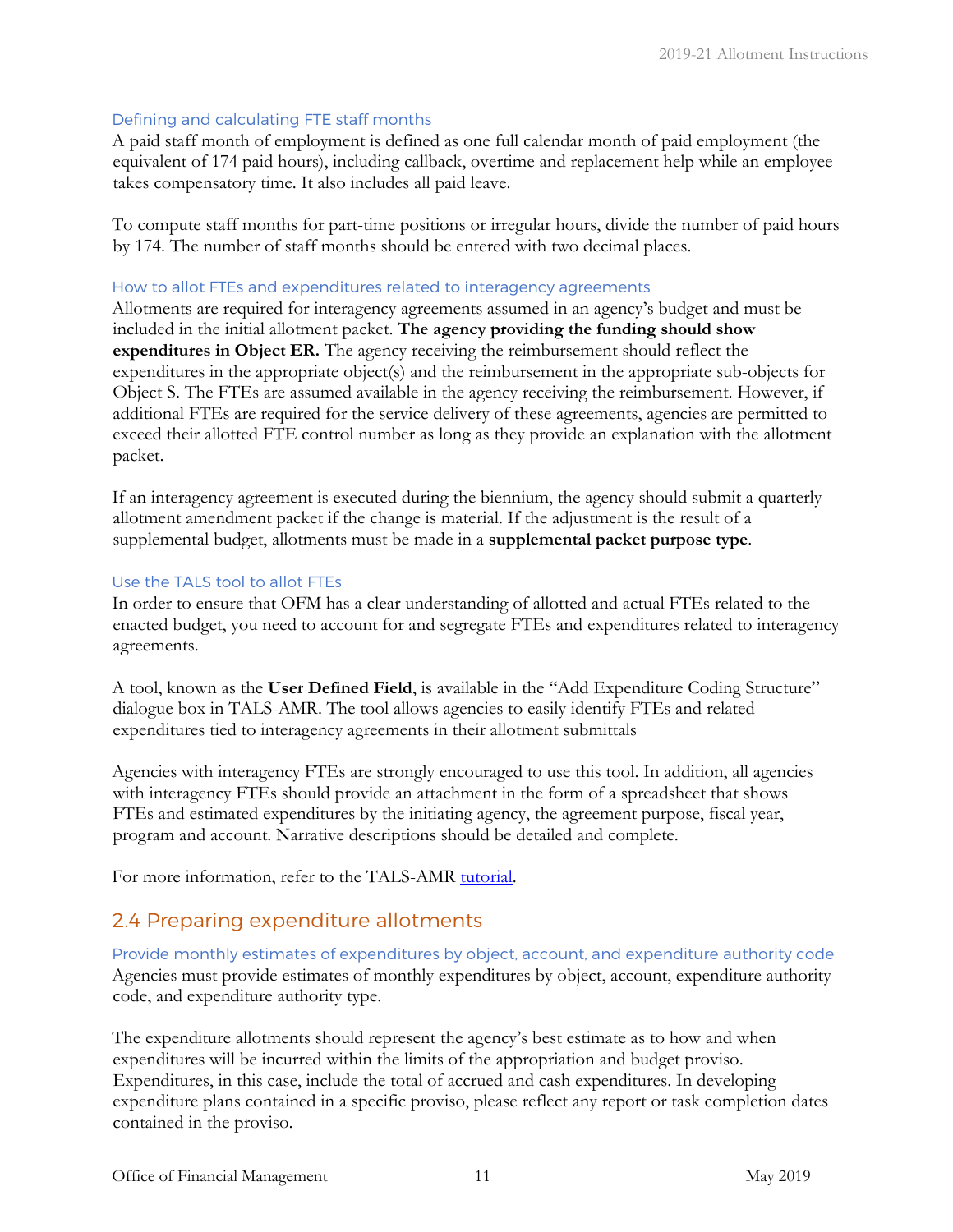### Defining and calculating FTE staff months

A paid staff month of employment is defined as one full calendar month of paid employment (the equivalent of 174 paid hours), including callback, overtime and replacement help while an employee takes compensatory time. It also includes all paid leave.

To compute staff months for part-time positions or irregular hours, divide the number of paid hours by 174. The number of staff months should be entered with two decimal places.

### How to allot FTEs and expenditures related to interagency agreements

Allotments are required for interagency agreements assumed in an agency's budget and must be included in the initial allotment packet. **The agency providing the funding should show expenditures in Object ER.** The agency receiving the reimbursement should reflect the expenditures in the appropriate object(s) and the reimbursement in the appropriate sub-objects for Object S. The FTEs are assumed available in the agency receiving the reimbursement. However, if additional FTEs are required for the service delivery of these agreements, agencies are permitted to exceed their allotted FTE control number as long as they provide an explanation with the allotment packet.

If an interagency agreement is executed during the biennium, the agency should submit a quarterly allotment amendment packet if the change is material. If the adjustment is the result of a supplemental budget, allotments must be made in a **supplemental packet purpose type**.

### Use the TALS tool to allot FTEs

In order to ensure that OFM has a clear understanding of allotted and actual FTEs related to the enacted budget, you need to account for and segregate FTEs and expenditures related to interagency agreements.

A tool, known as the **User Defined Field**, is available in the "Add Expenditure Coding Structure" dialogue box in TALS-AMR. The tool allows agencies to easily identify FTEs and related expenditures tied to interagency agreements in their allotment submittals

Agencies with interagency FTEs are strongly encouraged to use this tool. In addition, all agencies with interagency FTEs should provide an attachment in the form of a spreadsheet that shows FTEs and estimated expenditures by the initiating agency, the agreement purpose, fiscal year, program and account. Narrative descriptions should be detailed and complete.

For more information, refer to the TALS-AMR [tutorial](tutorial).

## 2.4 Preparing expenditure allotments

### Provide monthly estimates of expenditures by object, account, and expenditure authority code

Agencies must provide estimates of monthly expenditures by object, account, expenditure authority code, and expenditure authority type.

The expenditure allotments should represent the agency's best estimate as to how and when expenditures will be incurred within the limits of the appropriation and budget proviso. Expenditures, in this case, include the total of accrued and cash expenditures. In developing expenditure plans contained in a specific proviso, please reflect any report or task completion dates contained in the proviso.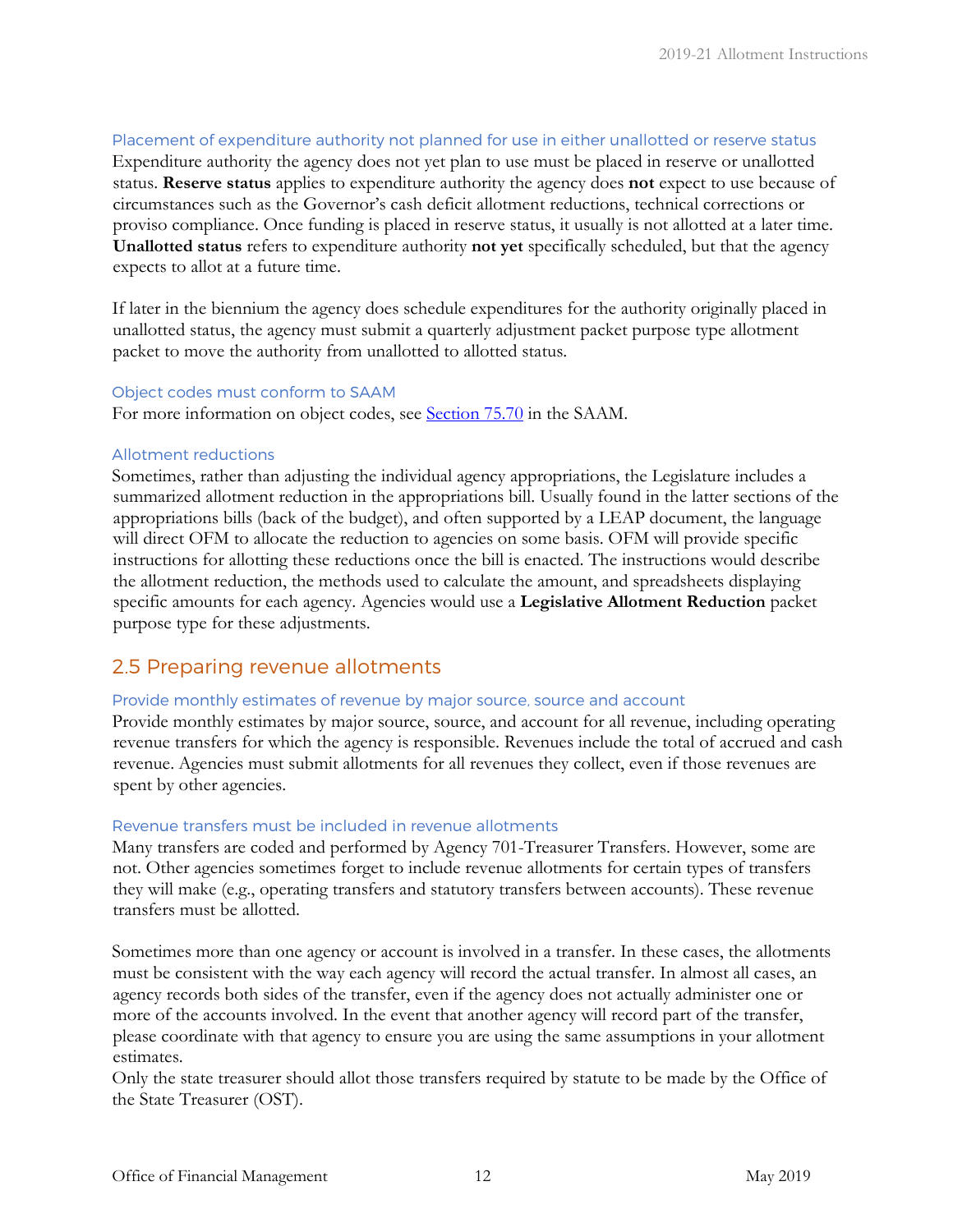### Placement of expenditure authority not planned for use in either unallotted or reserve status

Expenditure authority the agency does not yet plan to use must be placed in reserve or unallotted status. **Reserve status** applies to expenditure authority the agency does **not** expect to use because of circumstances such as the Governor's cash deficit allotment reductions, technical corrections or proviso compliance. Once funding is placed in reserve status, it usually is not allotted at a later time. **Unallotted status** refers to expenditure authority **not yet** specifically scheduled, but that the agency expects to allot at a future time.

If later in the biennium the agency does schedule expenditures for the authority originally placed in unallotted status, the agency must submit a quarterly adjustment packet purpose type allotment packet to move the authority from unallotted to allotted status.

### Object codes must conform to SAAM

For more information on object codes, see [Section 75.70](#) in the SAAM.

### Allotment reductions

Sometimes, rather than adjusting the individual agency appropriations, the Legislature includes a summarized allotment reduction in the appropriations bill. Usually found in the latter sections of the appropriations bills (back of the budget), and often supported by a LEAP document, the language will direct OFM to allocate the reduction to agencies on some basis. OFM will provide specific instructions for allotting these reductions once the bill is enacted. The instructions would describe the allotment reduction, the methods used to calculate the amount, and spreadsheets displaying specific amounts for each agency. Agencies would use a **Legislative Allotment Reduction** packet purpose type for these adjustments.

## 2.5 Preparing revenue allotments

### Provide monthly estimates of revenue by major source, source and account

Provide monthly estimates by major source, source, and account for all revenue, including operating revenue transfers for which the agency is responsible. Revenues include the total of accrued and cash revenue. Agencies must submit allotments for all revenues they collect, even if those revenues are spent by other agencies.

### Revenue transfers must be included in revenue allotments

Many transfers are coded and performed by Agency 701-Treasurer Transfers. However, some are not. Other agencies sometimes forget to include revenue allotments for certain types of transfers they will make (e.g., operating transfers and statutory transfers between accounts). These revenue transfers must be allotted.

Sometimes more than one agency or account is involved in a transfer. In these cases, the allotments must be consistent with the way each agency will record the actual transfer. In almost all cases, an agency records both sides of the transfer, even if the agency does not actually administer one or more of the accounts involved. In the event that another agency will record part of the transfer, please coordinate with that agency to ensure you are using the same assumptions in your allotment estimates.

Only the state treasurer should allot those transfers required by statute to be made by the Office of the State Treasurer (OST).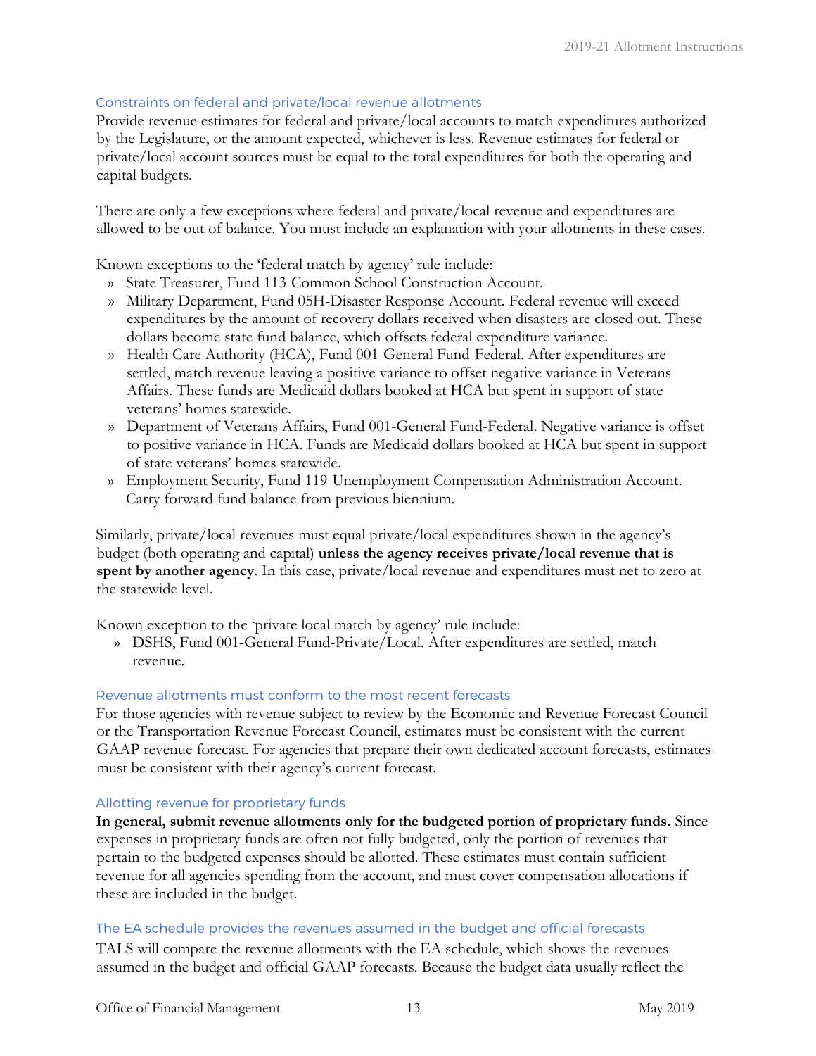### Constraints on federal and private/local revenue allotments

Provide revenue estimates for federal and private/local accounts to match expenditures authorized by the Legislature, or the amount expected, whichever is less. Revenue estimates for federal or private/local account sources must be equal to the total expenditures for both the operating and capital budgets.

There are only a few exceptions where federal and private/local revenue and expenditures are allowed to be out of balance. You must include an explanation with your allotments in these cases.

Known exceptions to the 'federal match by agency' rule include:

- State Treasurer, Fund 113-Common School Construction Account.
- Military Department, Fund 05H-Disaster Response Account. Federal revenue will exceed expenditures by the amount of recovery dollars received when disasters are closed out. These dollars become state fund balance, which offsets federal expenditure variance.
- Health Care Authority (HCA), Fund 001-General Fund-Federal. After expenditures are settled, match revenue leaving a positive variance to offset negative variance in Veterans Affairs. These funds are Medicaid dollars booked at HCA but spent in support of state veterans' homes statewide.
- Department of Veterans Affairs, Fund 001-General Fund-Federal. Negative variance is offset to positive variance in HCA. Funds are Medicaid dollars booked at HCA but spent in support of state veterans' homes statewide.
- Employment Security, Fund 119-Unemployment Compensation Administration Account. Carry forward fund balance from previous biennium.

Similarly, private/local revenues must equal private/local expenditures shown in the agency's budget (both operating and capital) **unless the agency receives private/local revenue that is spent by another agency**. In this case, private/local revenue and expenditures must net to zero at the statewide level.

Known exception to the 'private local match by agency' rule include:

- DSHS, Fund 001-General Fund-Private/Local. After expenditures are settled, match revenue.

### Revenue allotments must conform to the most recent forecasts

For those agencies with revenue subject to review by the Economic and Revenue Forecast Council or the Transportation Revenue Forecast Council, estimates must be consistent with the current GAAP revenue forecast. For agencies that prepare their own dedicated account forecasts, estimates must be consistent with their agency's current forecast.

### Allotting revenue for proprietary funds

**In general, submit revenue allotments only for the budgeted portion of proprietary funds.** Since expenses in proprietary funds are often not fully budgeted, only the portion of revenues that pertain to the budgeted expenses should be allotted. These estimates must contain sufficient revenue for all agencies spending from the account, and must cover compensation allocations if these are included in the budget.

### The EA schedule provides the revenues assumed in the budget and official forecasts

TALS will compare the revenue allotments with the EA schedule, which shows the revenues assumed in the budget and official GAAP forecasts. Because the budget data usually reflect the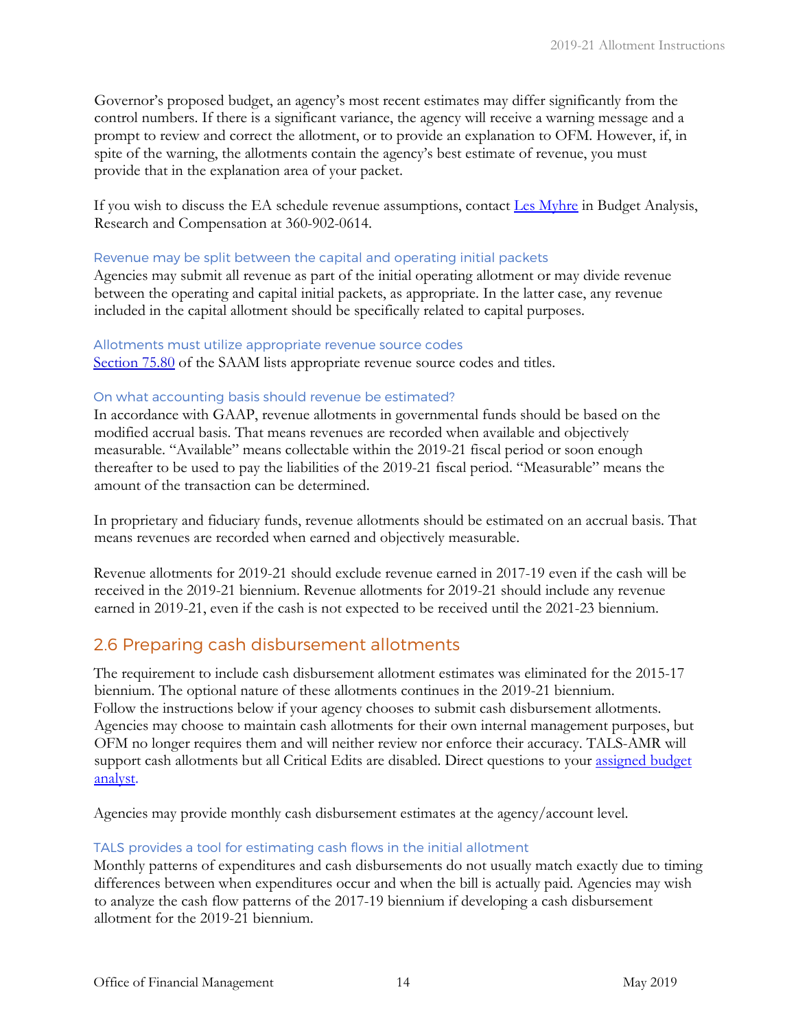Governor's proposed budget, an agency's most recent estimates may differ significantly from the control numbers. If there is a significant variance, the agency will receive a warning message and a prompt to review and correct the allotment, or to provide an explanation to OFM. However, if, in spite of the warning, the allotments contain the agency's best estimate of revenue, you must provide that in the explanation area of your packet.

If you wish to discuss the EA schedule revenue assumptions, contact [Les Myhre](#) in Budget Analysis, Research and Compensation at 360-902-0614.

#### Revenue may be split between the capital and operating initial packets

Agencies may submit all revenue as part of the initial operating allotment or may divide revenue between the operating and capital initial packets, as appropriate. In the latter case, any revenue included in the capital allotment should be specifically related to capital purposes.

#### Allotments must utilize appropriate revenue source codes

[Section 75.80](#) of the SAAM lists appropriate revenue source codes and titles.

#### On what accounting basis should revenue be estimated?

In accordance with GAAP, revenue allotments in governmental funds should be based on the modified accrual basis. That means revenues are recorded when available and objectively measurable. "Available" means collectable within the 2019-21 fiscal period or soon enough thereafter to be used to pay the liabilities of the 2019-21 fiscal period. "Measurable" means the amount of the transaction can be determined.

In proprietary and fiduciary funds, revenue allotments should be estimated on an accrual basis. That means revenues are recorded when earned and objectively measurable.

Revenue allotments for 2019-21 should exclude revenue earned in 2017-19 even if the cash will be received in the 2019-21 biennium. Revenue allotments for 2019-21 should include any revenue earned in 2019-21, even if the cash is not expected to be received until the 2021-23 biennium.

## 2.6 Preparing cash disbursement allotments

The requirement to include cash disbursement allotment estimates was eliminated for the 2015-17 biennium. The optional nature of these allotments continues in the 2019-21 biennium. Follow the instructions below if your agency chooses to submit cash disbursement allotments. Agencies may choose to maintain cash allotments for their own internal management purposes, but OFM no longer requires them and will neither review nor enforce their accuracy. TALS-AMR will support cash allotments but all Critical Edits are disabled. Direct questions to your [assigned budget analyst](#).

Agencies may provide monthly cash disbursement estimates at the agency/account level.

#### TALS provides a tool for estimating cash flows in the initial allotment

Monthly patterns of expenditures and cash disbursements do not usually match exactly due to timing differences between when expenditures occur and when the bill is actually paid. Agencies may wish to analyze the cash flow patterns of the 2017-19 biennium if developing a cash disbursement allotment for the 2019-21 biennium.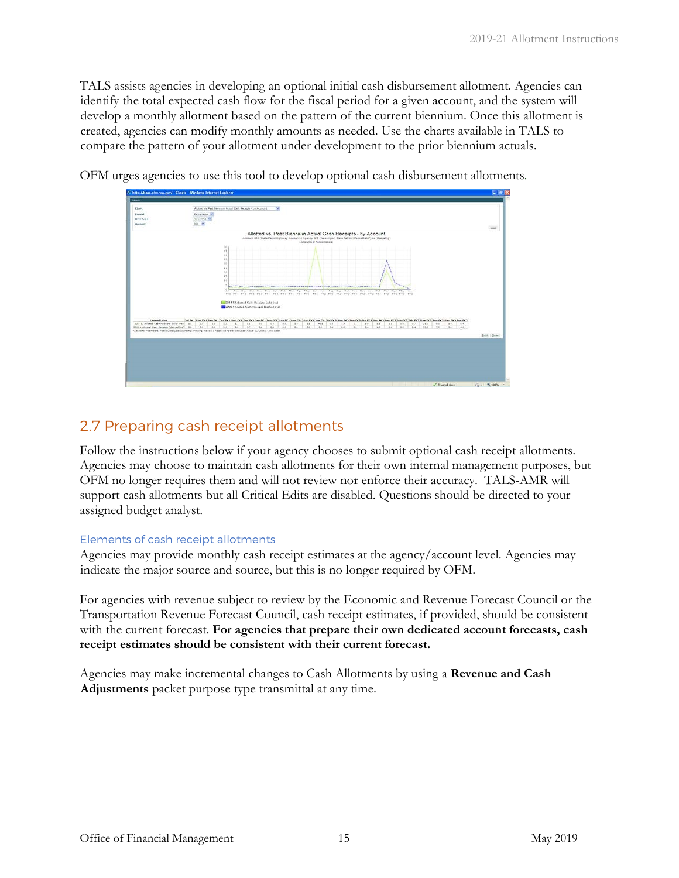TALS assists agencies in developing an optional initial cash disbursement allotment. Agencies can identify the total expected cash flow for the fiscal period for a given account, and the system will develop a monthly allotment based on the pattern of the current biennium. Once this allotment is created, agencies can modify monthly amounts as needed. Use the charts available in TALS to compare the pattern of your allotment under development to the prior biennium actuals.

OFM urges agencies to use this tool to develop optional cash disbursement allotments.

## 2.7 Preparing cash receipt allotments

Follow the instructions below if your agency chooses to submit optional cash receipt allotments. Agencies may choose to maintain cash allotments for their own internal management purposes, but OFM no longer requires them and will not review nor enforce their accuracy. TALS-AMR will support cash allotments but all Critical Edits are disabled. Questions should be directed to your assigned budget analyst.

### Elements of cash receipt allotments

Agencies may provide monthly cash receipt estimates at the agency/account level. Agencies may indicate the major source and source, but this is no longer required by OFM.

For agencies with revenue subject to review by the Economic and Revenue Forecast Council or the Transportation Revenue Forecast Council, cash receipt estimates, if provided, should be consistent with the current forecast. **For agencies that prepare their own dedicated account forecasts, cash receipt estimates should be consistent with their current forecast.**

Agencies may make incremental changes to Cash Allotments by using a **Revenue and Cash Adjustments** packet purpose type transmittal at any time.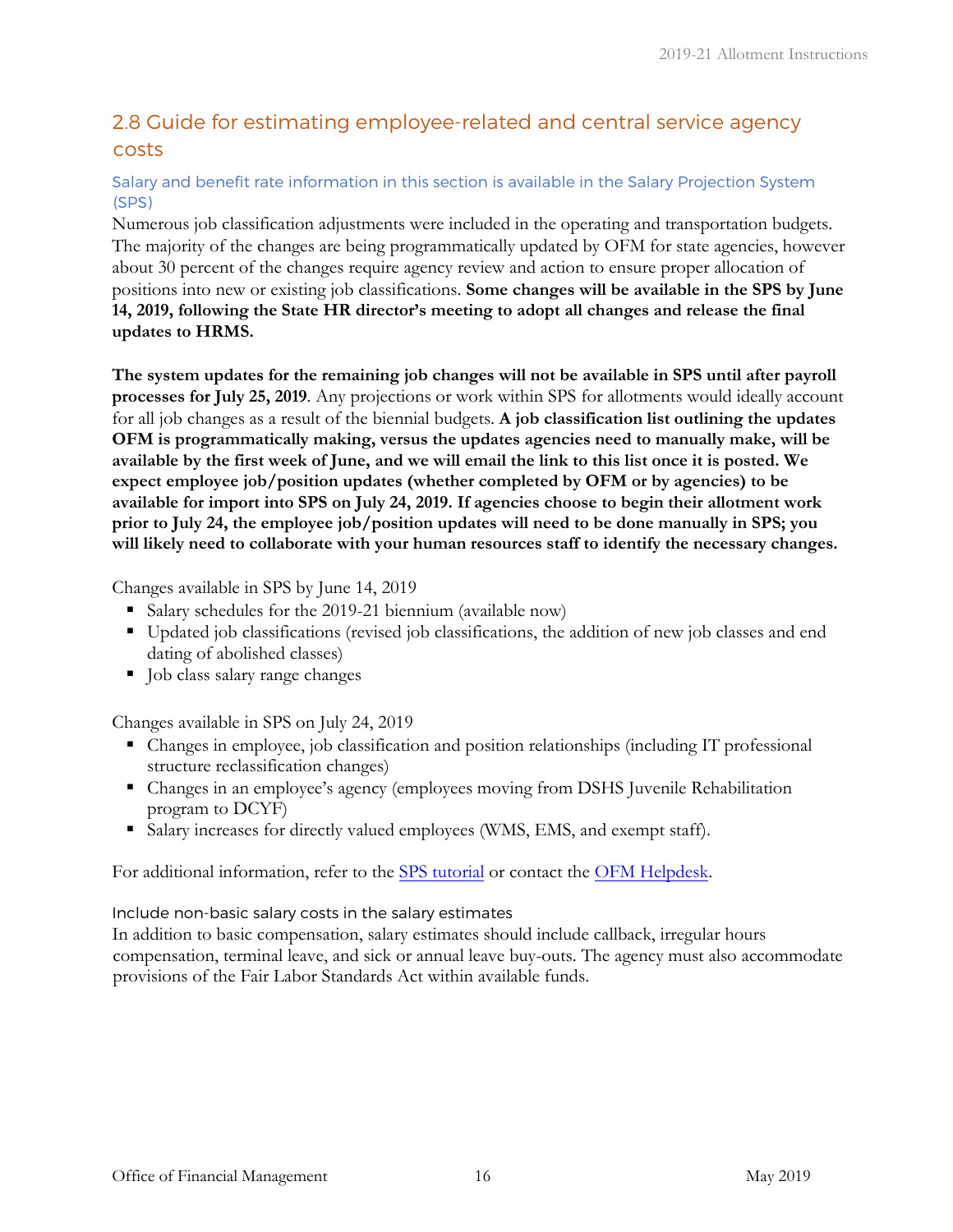## 2.8 Guide for estimating employee-related and central service agency costs

### Salary and benefit rate information in this section is available in the Salary Projection System (SPS)

Numerous job classification adjustments were included in the operating and transportation budgets. The majority of the changes are being programmatically updated by OFM for state agencies, however about 30 percent of the changes require agency review and action to ensure proper allocation of positions into new or existing job classifications. **Some changes will be available in the SPS by June 14, 2019, following the State HR director's meeting to adopt all changes and release the final updates to HRMS.**

**The system updates for the remaining job changes will not be available in SPS until after payroll processes for July 25, 2019**. Any projections or work within SPS for allotments would ideally account for all job changes as a result of the biennial budgets. **A job classification list outlining the updates OFM is programmatically making, versus the updates agencies need to manually make, will be available by the first week of June, and we will email the link to this list once it is posted. We expect employee job/position updates (whether completed by OFM or by agencies) to be available for import into SPS on July 24, 2019. If agencies choose to begin their allotment work prior to July 24, the employee job/position updates will need to be done manually in SPS; you will likely need to collaborate with your human resources staff to identify the necessary changes.**

Changes available in SPS by June 14, 2019

- Salary schedules for the 2019-21 biennium (available now)
- Updated job classifications (revised job classifications, the addition of new job classes and end dating of abolished classes)
- Job class salary range changes

Changes available in SPS on July 24, 2019

- Changes in employee, job classification and position relationships (including IT professional structure reclassification changes)
- Changes in an employee's agency (employees moving from DSHS Juvenile Rehabilitation program to DCYF)
- Salary increases for directly valued employees (WMS, EMS, and exempt staff).

For additional information, refer to the [SPS tutorial]() or contact the [OFM Helpdesk]().

#### Include non-basic salary costs in the salary estimates

In addition to basic compensation, salary estimates should include callback, irregular hours compensation, terminal leave, and sick or annual leave buy-outs. The agency must also accommodate provisions of the Fair Labor Standards Act within available funds.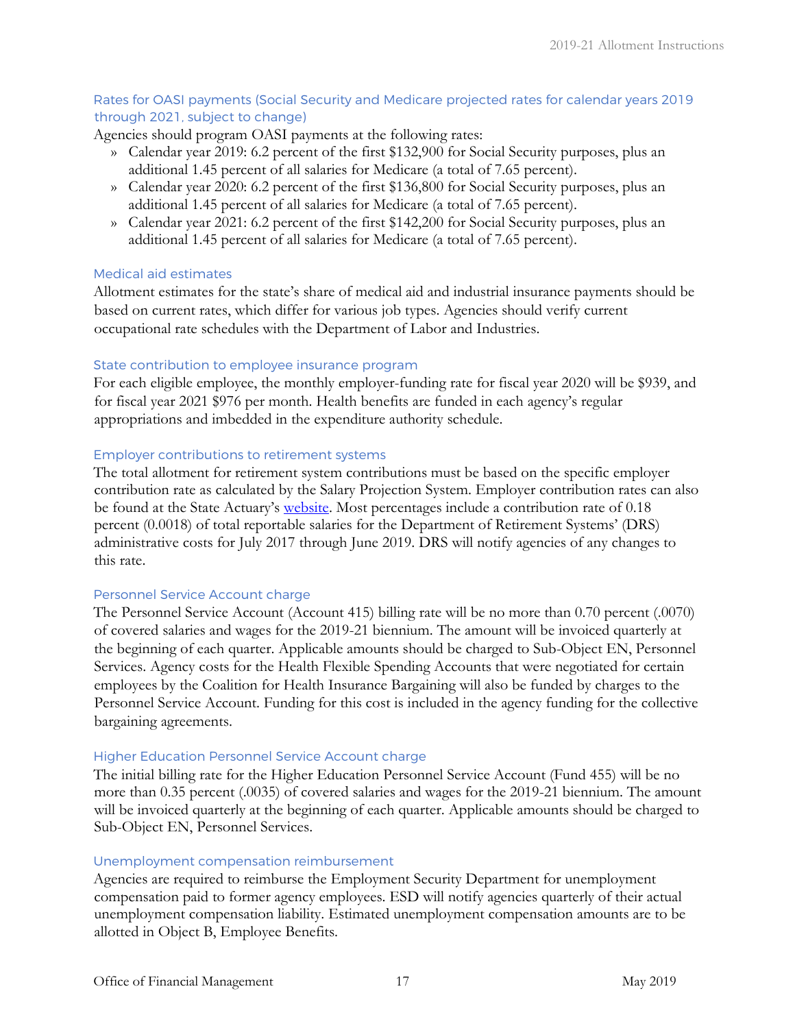### Rates for OASI payments (Social Security and Medicare projected rates for calendar years 2019 through 2021, subject to change)

Agencies should program OASI payments at the following rates:

- Calendar year 2019: 6.2 percent of the first $132,900 for Social Security purposes, plus an additional 1.45 percent of all salaries for Medicare (a total of 7.65 percent).
- Calendar year 2020: 6.2 percent of the first $136,800 for Social Security purposes, plus an additional 1.45 percent of all salaries for Medicare (a total of 7.65 percent).
- Calendar year 2021: 6.2 percent of the first $142,200 for Social Security purposes, plus an additional 1.45 percent of all salaries for Medicare (a total of 7.65 percent).

### Medical aid estimates

Allotment estimates for the state's share of medical aid and industrial insurance payments should be based on current rates, which differ for various job types. Agencies should verify current occupational rate schedules with the Department of Labor and Industries.

### State contribution to employee insurance program

For each eligible employee, the monthly employer-funding rate for fiscal year 2020 will be $939, and for fiscal year 2021 $976 per month. Health benefits are funded in each agency's regular appropriations and imbedded in the expenditure authority schedule.

### Employer contributions to retirement systems

The total allotment for retirement system contributions must be based on the specific employer contribution rate as calculated by the Salary Projection System. Employer contribution rates can also be found at the State Actuary's website. Most percentages include a contribution rate of 0.18 percent (0.0018) of total reportable salaries for the Department of Retirement Systems' (DRS) administrative costs for July 2017 through June 2019. DRS will notify agencies of any changes to this rate.

### Personnel Service Account charge

The Personnel Service Account (Account 415) billing rate will be no more than 0.70 percent (.0070) of covered salaries and wages for the 2019-21 biennium. The amount will be invoiced quarterly at the beginning of each quarter. Applicable amounts should be charged to Sub-Object EN, Personnel Services. Agency costs for the Health Flexible Spending Accounts that were negotiated for certain employees by the Coalition for Health Insurance Bargaining will also be funded by charges to the Personnel Service Account. Funding for this cost is included in the agency funding for the collective bargaining agreements.

### Higher Education Personnel Service Account charge

The initial billing rate for the Higher Education Personnel Service Account (Fund 455) will be no more than 0.35 percent (.0035) of covered salaries and wages for the 2019-21 biennium. The amount will be invoiced quarterly at the beginning of each quarter. Applicable amounts should be charged to Sub-Object EN, Personnel Services.

### Unemployment compensation reimbursement

Agencies are required to reimburse the Employment Security Department for unemployment compensation paid to former agency employees. ESD will notify agencies quarterly of their actual unemployment compensation liability. Estimated unemployment compensation amounts are to be allotted in Object B, Employee Benefits.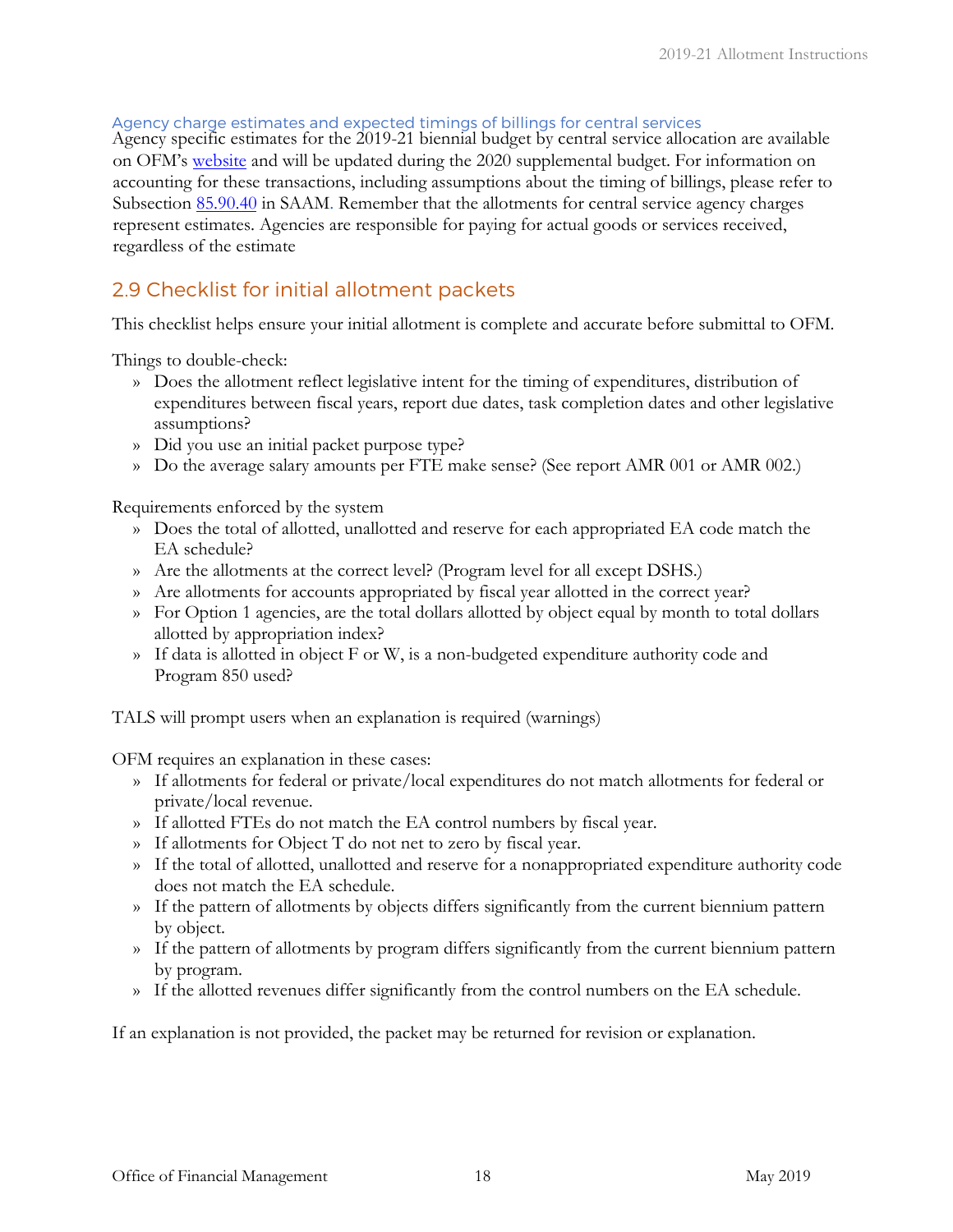### Agency charge estimates and expected timings of billings for central services

Agency specific estimates for the 2019-21 biennial budget by central service allocation are available on OFM's website and will be updated during the 2020 supplemental budget. For information on accounting for these transactions, including assumptions about the timing of billings, please refer to Subsection 85.90.40 in SAAM. Remember that the allotments for central service agency charges represent estimates. Agencies are responsible for paying for actual goods or services received, regardless of the estimate

## 2.9 Checklist for initial allotment packets

This checklist helps ensure your initial allotment is complete and accurate before submittal to OFM.

Things to double-check:

- Does the allotment reflect legislative intent for the timing of expenditures, distribution of expenditures between fiscal years, report due dates, task completion dates and other legislative assumptions?
- Did you use an initial packet purpose type?
- Do the average salary amounts per FTE make sense? (See report AMR 001 or AMR 002.)

Requirements enforced by the system

- Does the total of allotted, unallotted and reserve for each appropriated EA code match the EA schedule?
- Are the allotments at the correct level? (Program level for all except DSHS.)
- Are allotments for accounts appropriated by fiscal year allotted in the correct year?
- For Option 1 agencies, are the total dollars allotted by object equal by month to total dollars allotted by appropriation index?
- If data is allotted in object F or W, is a non-budgeted expenditure authority code and Program 850 used?

TALS will prompt users when an explanation is required (warnings)

OFM requires an explanation in these cases:

- If allotments for federal or private/local expenditures do not match allotments for federal or private/local revenue.
- If allotted FTEs do not match the EA control numbers by fiscal year.
- If allotments for Object T do not net to zero by fiscal year.
- If the total of allotted, unallotted and reserve for a nonappropriated expenditure authority code does not match the EA schedule.
- If the pattern of allotments by objects differs significantly from the current biennium pattern by object.
- If the pattern of allotments by program differs significantly from the current biennium pattern by program.
- If the allotted revenues differ significantly from the control numbers on the EA schedule.

If an explanation is not provided, the packet may be returned for revision or explanation.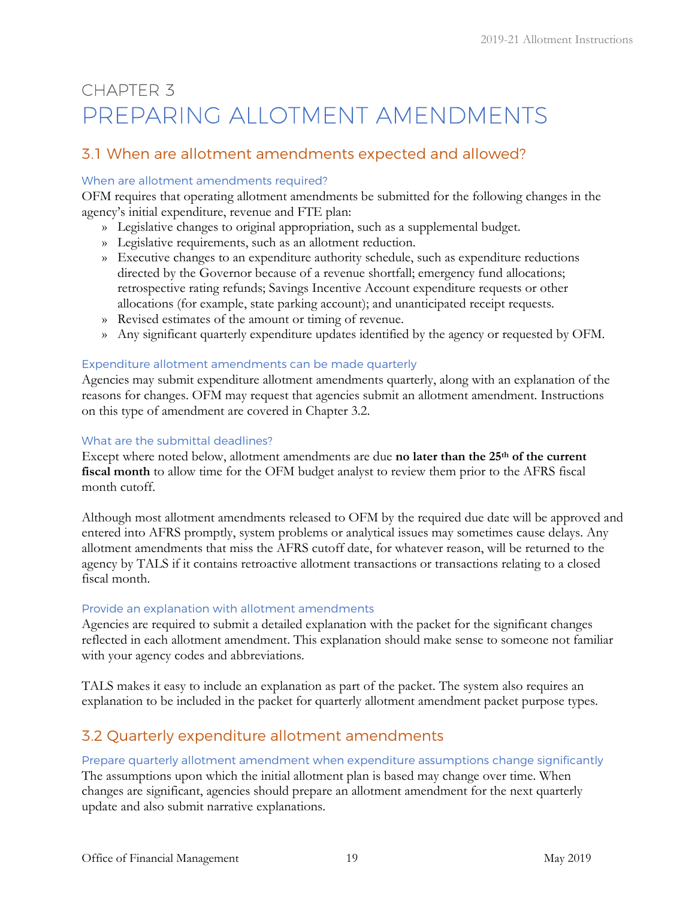# CHAPTER 3
# PREPARING ALLOTMENT AMENDMENTS

## 3.1 When are allotment amendments expected and allowed?

### When are allotment amendments required?

OFM requires that operating allotment amendments be submitted for the following changes in the agency's initial expenditure, revenue and FTE plan:

- Legislative changes to original appropriation, such as a supplemental budget.
- Legislative requirements, such as an allotment reduction.
- Executive changes to an expenditure authority schedule, such as expenditure reductions directed by the Governor because of a revenue shortfall; emergency fund allocations; retrospective rating refunds; Savings Incentive Account expenditure requests or other allocations (for example, state parking account); and unanticipated receipt requests.
- Revised estimates of the amount or timing of revenue.
- Any significant quarterly expenditure updates identified by the agency or requested by OFM.

### Expenditure allotment amendments can be made quarterly

Agencies may submit expenditure allotment amendments quarterly, along with an explanation of the reasons for changes. OFM may request that agencies submit an allotment amendment. Instructions on this type of amendment are covered in Chapter 3.2.

### What are the submittal deadlines?

Except where noted below, allotment amendments are due **no later than the 25th of the current fiscal month** to allow time for the OFM budget analyst to review them prior to the AFRS fiscal month cutoff.

Although most allotment amendments released to OFM by the required due date will be approved and entered into AFRS promptly, system problems or analytical issues may sometimes cause delays. Any allotment amendments that miss the AFRS cutoff date, for whatever reason, will be returned to the agency by TALS if it contains retroactive allotment transactions or transactions relating to a closed fiscal month.

### Provide an explanation with allotment amendments

Agencies are required to submit a detailed explanation with the packet for the significant changes reflected in each allotment amendment. This explanation should make sense to someone not familiar with your agency codes and abbreviations.

TALS makes it easy to include an explanation as part of the packet. The system also requires an explanation to be included in the packet for quarterly allotment amendment packet purpose types.

## 3.2 Quarterly expenditure allotment amendments

### Prepare quarterly allotment amendment when expenditure assumptions change significantly

The assumptions upon which the initial allotment plan is based may change over time. When changes are significant, agencies should prepare an allotment amendment for the next quarterly update and also submit narrative explanations.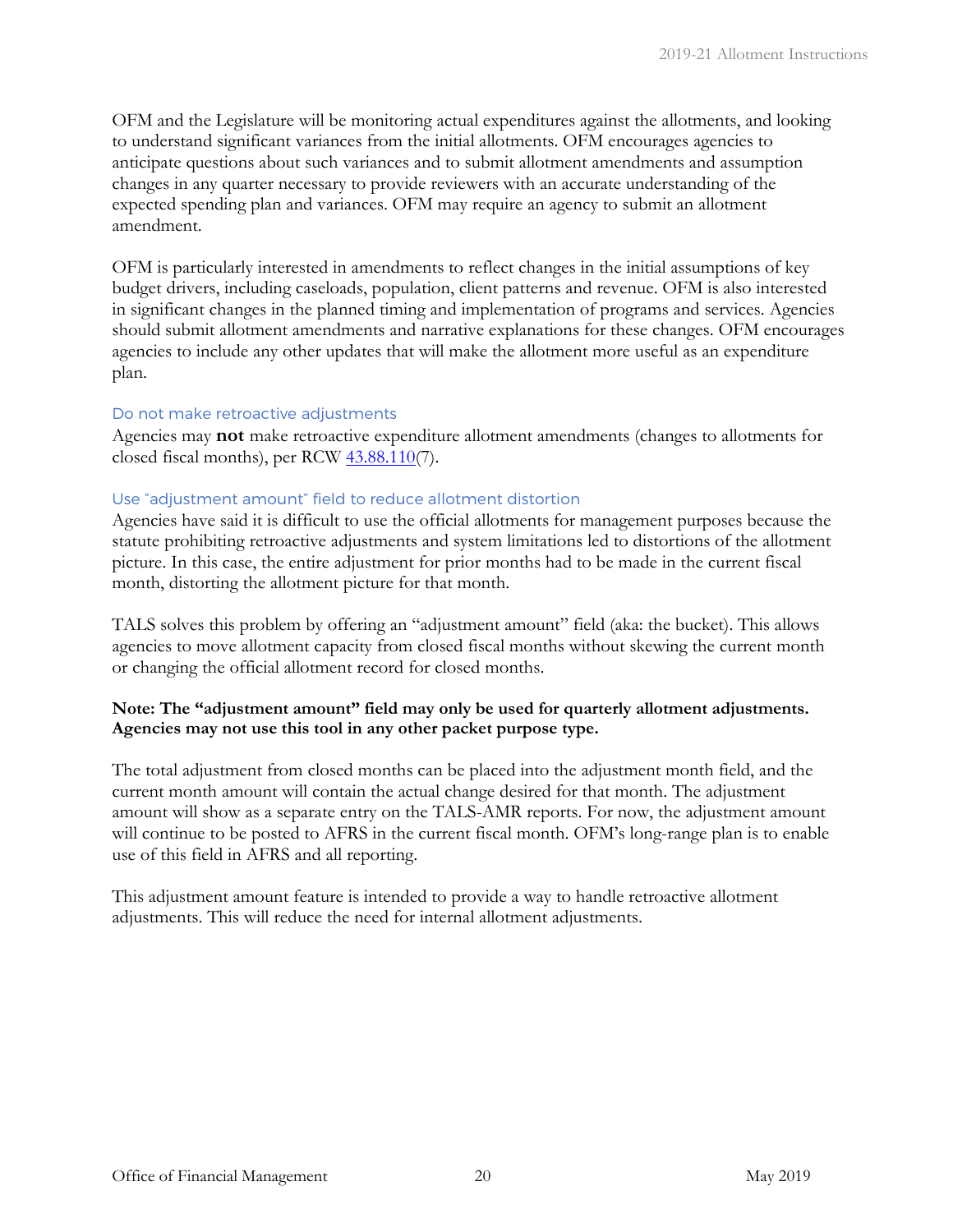OFM and the Legislature will be monitoring actual expenditures against the allotments, and looking to understand significant variances from the initial allotments. OFM encourages agencies to anticipate questions about such variances and to submit allotment amendments and assumption changes in any quarter necessary to provide reviewers with an accurate understanding of the expected spending plan and variances. OFM may require an agency to submit an allotment amendment.

OFM is particularly interested in amendments to reflect changes in the initial assumptions of key budget drivers, including caseloads, population, client patterns and revenue. OFM is also interested in significant changes in the planned timing and implementation of programs and services. Agencies should submit allotment amendments and narrative explanations for these changes. OFM encourages agencies to include any other updates that will make the allotment more useful as an expenditure plan.

### Do not make retroactive adjustments

Agencies may **not** make retroactive expenditure allotment amendments (changes to allotments for closed fiscal months), per RCW 43.88.110(7).

### Use "adjustment amount" field to reduce allotment distortion

Agencies have said it is difficult to use the official allotments for management purposes because the statute prohibiting retroactive adjustments and system limitations led to distortions of the allotment picture. In this case, the entire adjustment for prior months had to be made in the current fiscal month, distorting the allotment picture for that month.

TALS solves this problem by offering an "adjustment amount" field (aka: the bucket). This allows agencies to move allotment capacity from closed fiscal months without skewing the current month or changing the official allotment record for closed months.

**Note: The "adjustment amount" field may only be used for quarterly allotment adjustments. Agencies may not use this tool in any other packet purpose type.**

The total adjustment from closed months can be placed into the adjustment month field, and the current month amount will contain the actual change desired for that month. The adjustment amount will show as a separate entry on the TALS-AMR reports. For now, the adjustment amount will continue to be posted to AFRS in the current fiscal month. OFM's long-range plan is to enable use of this field in AFRS and all reporting.

This adjustment amount feature is intended to provide a way to handle retroactive allotment adjustments. This will reduce the need for internal allotment adjustments.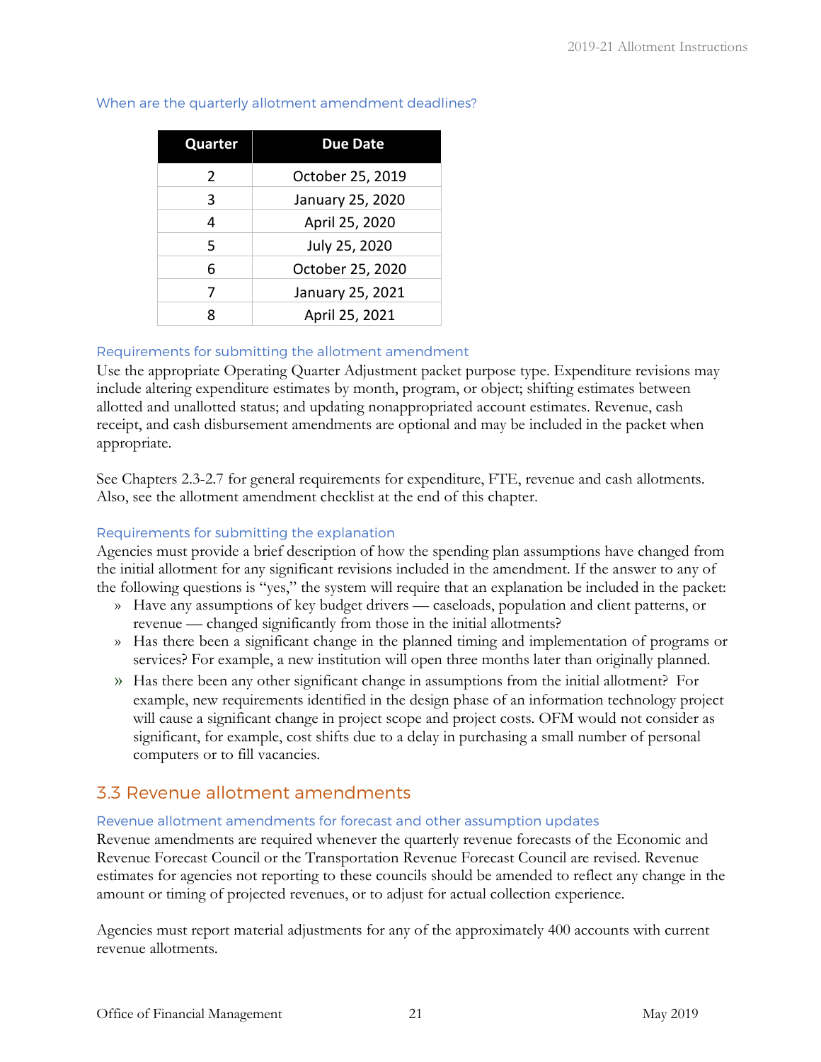### When are the quarterly allotment amendment deadlines?

| Quarter | Due Date |
|---|---|
| 2 | October 25, 2019 |
| 3 | January 25, 2020 |
| 4 | April 25, 2020 |
| 5 | July 25, 2020 |
| 6 | October 25, 2020 |
| 7 | January 25, 2021 |
| 8 | April 25, 2021 |

### Requirements for submitting the allotment amendment

Use the appropriate Operating Quarter Adjustment packet purpose type. Expenditure revisions may include altering expenditure estimates by month, program, or object; shifting estimates between allotted and unallotted status; and updating nonappropriated account estimates. Revenue, cash receipt, and cash disbursement amendments are optional and may be included in the packet when appropriate.

See Chapters 2.3-2.7 for general requirements for expenditure, FTE, revenue and cash allotments. Also, see the allotment amendment checklist at the end of this chapter.

### Requirements for submitting the explanation

Agencies must provide a brief description of how the spending plan assumptions have changed from the initial allotment for any significant revisions included in the amendment. If the answer to any of the following questions is "yes," the system will require that an explanation be included in the packet:

- Have any assumptions of key budget drivers — caseloads, population and client patterns, or revenue — changed significantly from those in the initial allotments?
- Has there been a significant change in the planned timing and implementation of programs or services? For example, a new institution will open three months later than originally planned.
- Has there been any other significant change in assumptions from the initial allotment? For example, new requirements identified in the design phase of an information technology project will cause a significant change in project scope and project costs. OFM would not consider as significant, for example, cost shifts due to a delay in purchasing a small number of personal computers or to fill vacancies.

## 3.3 Revenue allotment amendments

### Revenue allotment amendments for forecast and other assumption updates

Revenue amendments are required whenever the quarterly revenue forecasts of the Economic and Revenue Forecast Council or the Transportation Revenue Forecast Council are revised. Revenue estimates for agencies not reporting to these councils should be amended to reflect any change in the amount or timing of projected revenues, or to adjust for actual collection experience.

Agencies must report material adjustments for any of the approximately 400 accounts with current revenue allotments.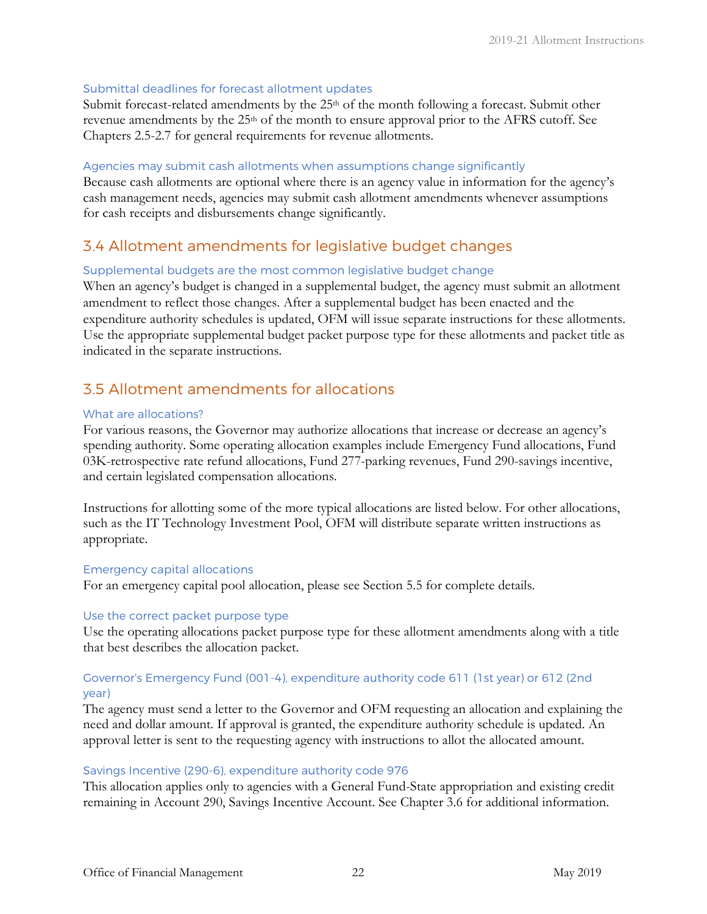### Submittal deadlines for forecast allotment updates

Submit forecast-related amendments by the 25th of the month following a forecast. Submit other revenue amendments by the 25th of the month to ensure approval prior to the AFRS cutoff. See Chapters 2.5-2.7 for general requirements for revenue allotments.

### Agencies may submit cash allotments when assumptions change significantly

Because cash allotments are optional where there is an agency value in information for the agency's cash management needs, agencies may submit cash allotment amendments whenever assumptions for cash receipts and disbursements change significantly.

## 3.4 Allotment amendments for legislative budget changes

### Supplemental budgets are the most common legislative budget change

When an agency's budget is changed in a supplemental budget, the agency must submit an allotment amendment to reflect those changes. After a supplemental budget has been enacted and the expenditure authority schedules is updated, OFM will issue separate instructions for these allotments. Use the appropriate supplemental budget packet purpose type for these allotments and packet title as indicated in the separate instructions.

## 3.5 Allotment amendments for allocations

### What are allocations?

For various reasons, the Governor may authorize allocations that increase or decrease an agency's spending authority. Some operating allocation examples include Emergency Fund allocations, Fund 03K-retrospective rate refund allocations, Fund 277-parking revenues, Fund 290-savings incentive, and certain legislated compensation allocations.

Instructions for allotting some of the more typical allocations are listed below. For other allocations, such as the IT Technology Investment Pool, OFM will distribute separate written instructions as appropriate.

### Emergency capital allocations

For an emergency capital pool allocation, please see Section 5.5 for complete details.

### Use the correct packet purpose type

Use the operating allocations packet purpose type for these allotment amendments along with a title that best describes the allocation packet.

### Governor's Emergency Fund (001-4), expenditure authority code 611 (1st year) or 612 (2nd year)

The agency must send a letter to the Governor and OFM requesting an allocation and explaining the need and dollar amount. If approval is granted, the expenditure authority schedule is updated. An approval letter is sent to the requesting agency with instructions to allot the allocated amount.

### Savings Incentive (290-6), expenditure authority code 976

This allocation applies only to agencies with a General Fund-State appropriation and existing credit remaining in Account 290, Savings Incentive Account. See Chapter 3.6 for additional information.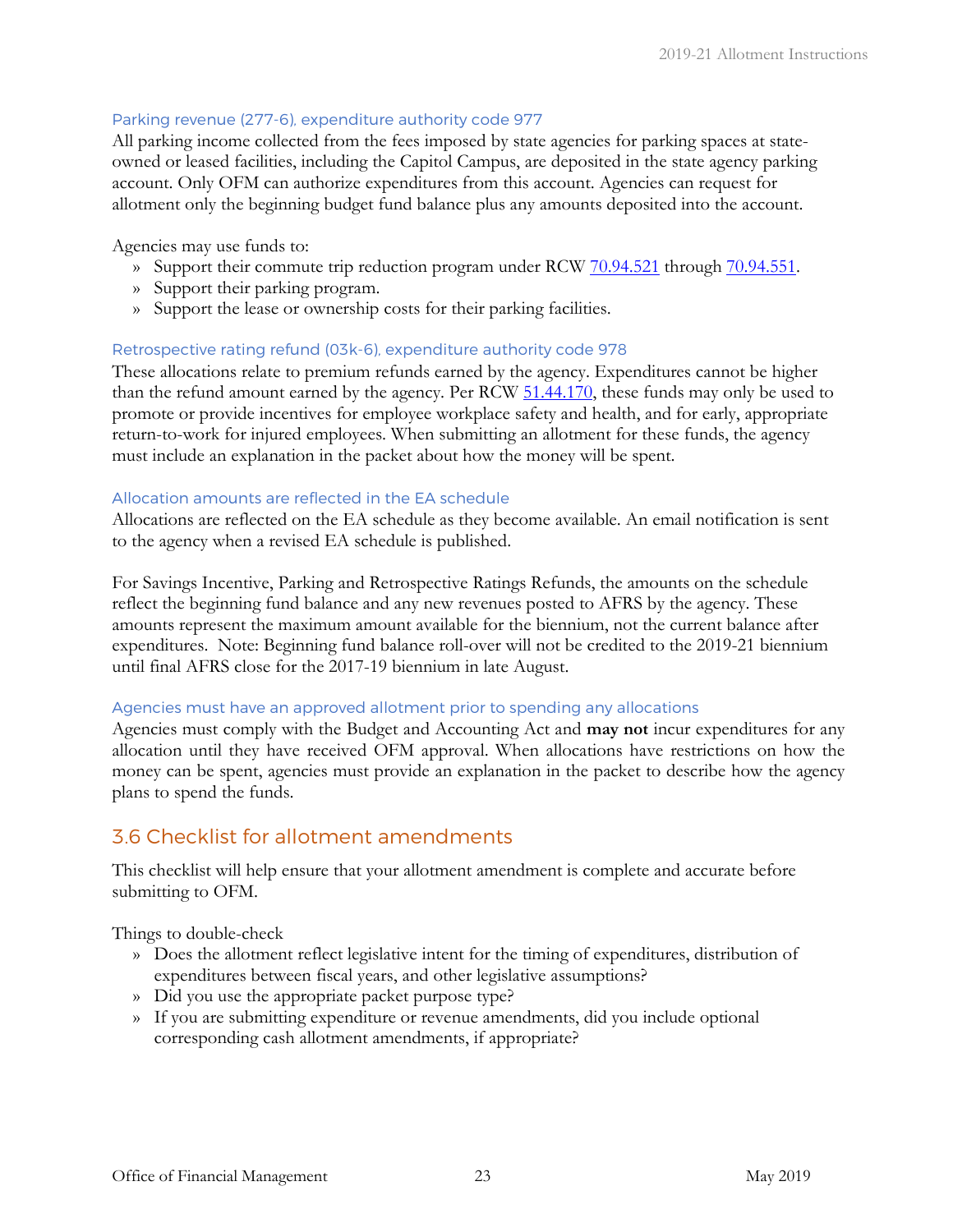#### Parking revenue (277-6), expenditure authority code 977

All parking income collected from the fees imposed by state agencies for parking spaces at state-owned or leased facilities, including the Capitol Campus, are deposited in the state agency parking account. Only OFM can authorize expenditures from this account. Agencies can request for allotment only the beginning budget fund balance plus any amounts deposited into the account.

Agencies may use funds to:

- Support their commute trip reduction program under RCW 70.94.521 through 70.94.551.
- Support their parking program.
- Support the lease or ownership costs for their parking facilities.

#### Retrospective rating refund (03k-6), expenditure authority code 978

These allocations relate to premium refunds earned by the agency. Expenditures cannot be higher than the refund amount earned by the agency. Per RCW 51.44.170, these funds may only be used to promote or provide incentives for employee workplace safety and health, and for early, appropriate return-to-work for injured employees. When submitting an allotment for these funds, the agency must include an explanation in the packet about how the money will be spent.

#### Allocation amounts are reflected in the EA schedule

Allocations are reflected on the EA schedule as they become available. An email notification is sent to the agency when a revised EA schedule is published.

For Savings Incentive, Parking and Retrospective Ratings Refunds, the amounts on the schedule reflect the beginning fund balance and any new revenues posted to AFRS by the agency. These amounts represent the maximum amount available for the biennium, not the current balance after expenditures. Note: Beginning fund balance roll-over will not be credited to the 2019-21 biennium until final AFRS close for the 2017-19 biennium in late August.

#### Agencies must have an approved allotment prior to spending any allocations

Agencies must comply with the Budget and Accounting Act and **may not** incur expenditures for any allocation until they have received OFM approval. When allocations have restrictions on how the money can be spent, agencies must provide an explanation in the packet to describe how the agency plans to spend the funds.

## 3.6 Checklist for allotment amendments

This checklist will help ensure that your allotment amendment is complete and accurate before submitting to OFM.

Things to double-check

- Does the allotment reflect legislative intent for the timing of expenditures, distribution of expenditures between fiscal years, and other legislative assumptions?
- Did you use the appropriate packet purpose type?
- If you are submitting expenditure or revenue amendments, did you include optional corresponding cash allotment amendments, if appropriate?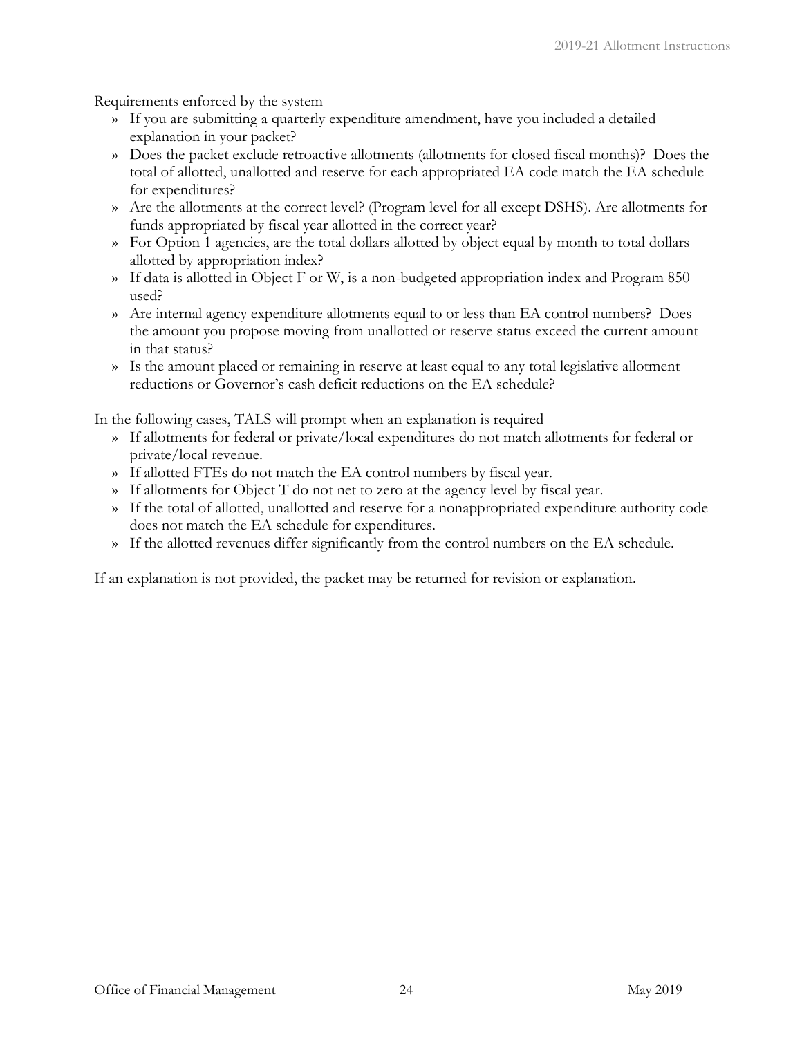Requirements enforced by the system

- If you are submitting a quarterly expenditure amendment, have you included a detailed explanation in your packet?
- Does the packet exclude retroactive allotments (allotments for closed fiscal months)? Does the total of allotted, unallotted and reserve for each appropriated EA code match the EA schedule for expenditures?
- Are the allotments at the correct level? (Program level for all except DSHS). Are allotments for funds appropriated by fiscal year allotted in the correct year?
- For Option 1 agencies, are the total dollars allotted by object equal by month to total dollars allotted by appropriation index?
- If data is allotted in Object F or W, is a non-budgeted appropriation index and Program 850 used?
- Are internal agency expenditure allotments equal to or less than EA control numbers? Does the amount you propose moving from unallotted or reserve status exceed the current amount in that status?
- Is the amount placed or remaining in reserve at least equal to any total legislative allotment reductions or Governor's cash deficit reductions on the EA schedule?

In the following cases, TALS will prompt when an explanation is required

- If allotments for federal or private/local expenditures do not match allotments for federal or private/local revenue.
- If allotted FTEs do not match the EA control numbers by fiscal year.
- If allotments for Object T do not net to zero at the agency level by fiscal year.
- If the total of allotted, unallotted and reserve for a nonappropriated expenditure authority code does not match the EA schedule for expenditures.
- If the allotted revenues differ significantly from the control numbers on the EA schedule.

If an explanation is not provided, the packet may be returned for revision or explanation.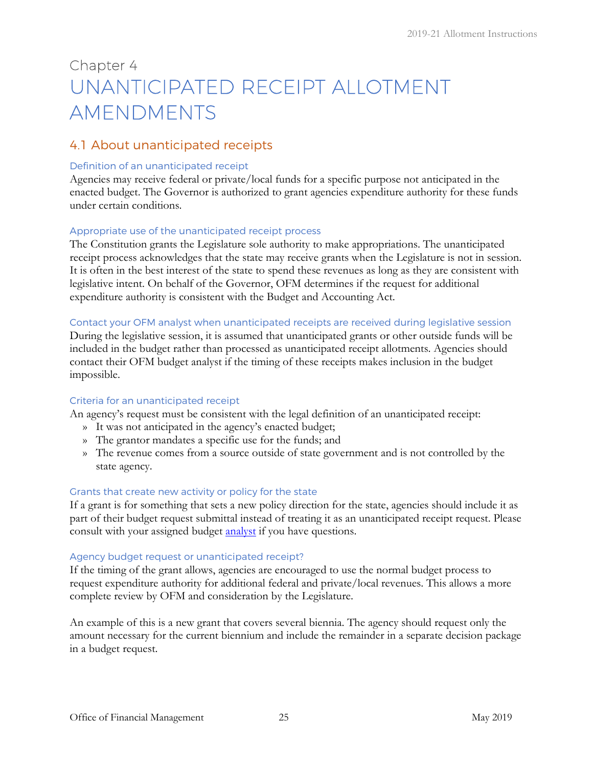# Chapter 4
# UNANTICIPATED RECEIPT ALLOTMENT AMENDMENTS

## 4.1 About unanticipated receipts

### Definition of an unanticipated receipt

Agencies may receive federal or private/local funds for a specific purpose not anticipated in the enacted budget. The Governor is authorized to grant agencies expenditure authority for these funds under certain conditions.

### Appropriate use of the unanticipated receipt process

The Constitution grants the Legislature sole authority to make appropriations. The unanticipated receipt process acknowledges that the state may receive grants when the Legislature is not in session. It is often in the best interest of the state to spend these revenues as long as they are consistent with legislative intent. On behalf of the Governor, OFM determines if the request for additional expenditure authority is consistent with the Budget and Accounting Act.

### Contact your OFM analyst when unanticipated receipts are received during legislative session

During the legislative session, it is assumed that unanticipated grants or other outside funds will be included in the budget rather than processed as unanticipated receipt allotments. Agencies should contact their OFM budget analyst if the timing of these receipts makes inclusion in the budget impossible.

### Criteria for an unanticipated receipt

An agency's request must be consistent with the legal definition of an unanticipated receipt:

- It was not anticipated in the agency's enacted budget;
- The grantor mandates a specific use for the funds; and
- The revenue comes from a source outside of state government and is not controlled by the state agency.

### Grants that create new activity or policy for the state

If a grant is for something that sets a new policy direction for the state, agencies should include it as part of their budget request submittal instead of treating it as an unanticipated receipt request. Please consult with your assigned budget analyst if you have questions.

### Agency budget request or unanticipated receipt?

If the timing of the grant allows, agencies are encouraged to use the normal budget process to request expenditure authority for additional federal and private/local revenues. This allows a more complete review by OFM and consideration by the Legislature.

An example of this is a new grant that covers several biennia. The agency should request only the amount necessary for the current biennium and include the remainder in a separate decision package in a budget request.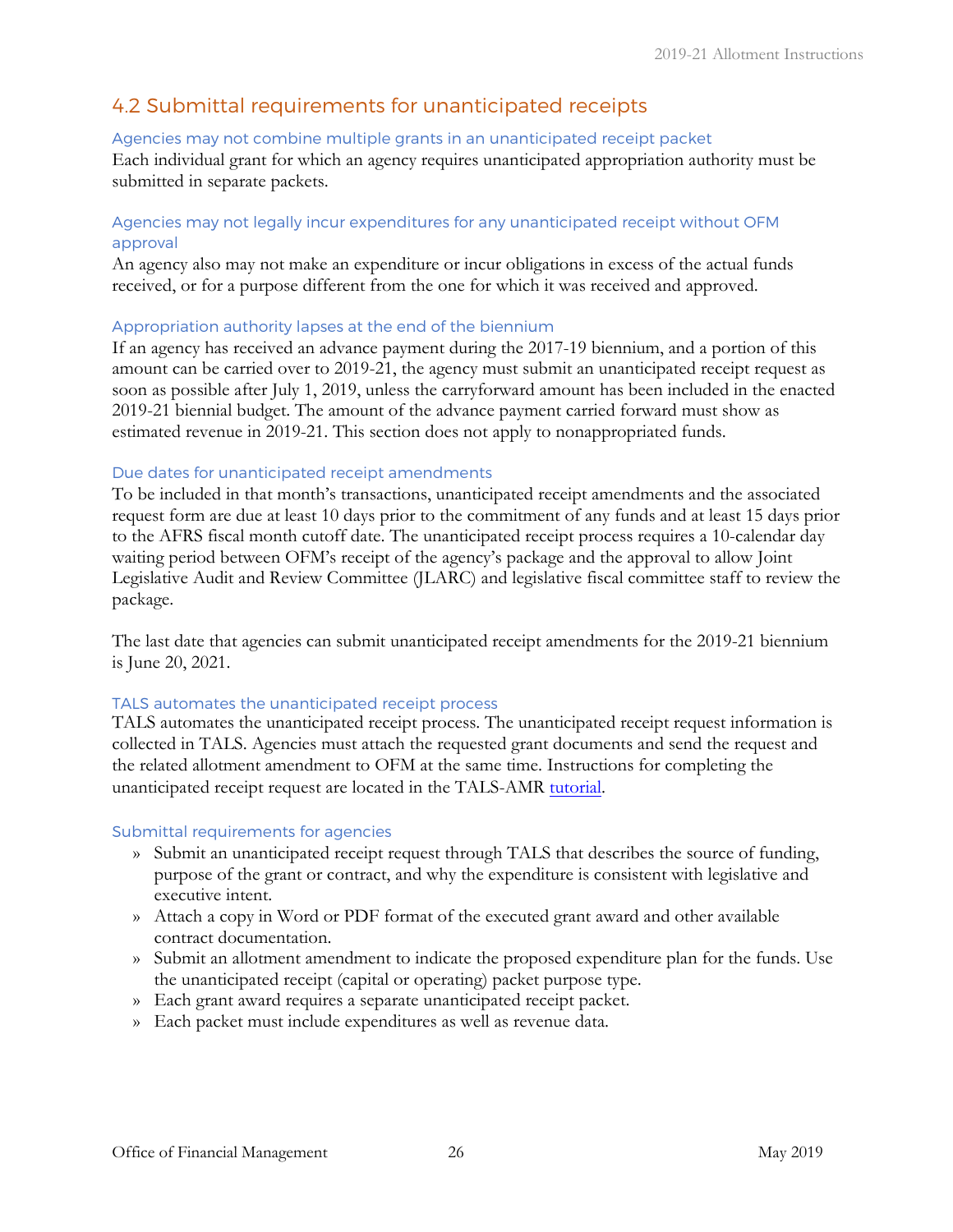## 4.2 Submittal requirements for unanticipated receipts

### Agencies may not combine multiple grants in an unanticipated receipt packet

Each individual grant for which an agency requires unanticipated appropriation authority must be submitted in separate packets.

### Agencies may not legally incur expenditures for any unanticipated receipt without OFM approval

An agency also may not make an expenditure or incur obligations in excess of the actual funds received, or for a purpose different from the one for which it was received and approved.

### Appropriation authority lapses at the end of the biennium

If an agency has received an advance payment during the 2017-19 biennium, and a portion of this amount can be carried over to 2019-21, the agency must submit an unanticipated receipt request as soon as possible after July 1, 2019, unless the carryforward amount has been included in the enacted 2019-21 biennial budget. The amount of the advance payment carried forward must show as estimated revenue in 2019-21. This section does not apply to nonappropriated funds.

### Due dates for unanticipated receipt amendments

To be included in that month's transactions, unanticipated receipt amendments and the associated request form are due at least 10 days prior to the commitment of any funds and at least 15 days prior to the AFRS fiscal month cutoff date. The unanticipated receipt process requires a 10-calendar day waiting period between OFM's receipt of the agency's package and the approval to allow Joint Legislative Audit and Review Committee (JLARC) and legislative fiscal committee staff to review the package.

The last date that agencies can submit unanticipated receipt amendments for the 2019-21 biennium is June 20, 2021.

### TALS automates the unanticipated receipt process

TALS automates the unanticipated receipt process. The unanticipated receipt request information is collected in TALS. Agencies must attach the requested grant documents and send the request and the related allotment amendment to OFM at the same time. Instructions for completing the unanticipated receipt request are located in the TALS-AMR tutorial.

### Submittal requirements for agencies

- Submit an unanticipated receipt request through TALS that describes the source of funding, purpose of the grant or contract, and why the expenditure is consistent with legislative and executive intent.
- Attach a copy in Word or PDF format of the executed grant award and other available contract documentation.
- Submit an allotment amendment to indicate the proposed expenditure plan for the funds. Use the unanticipated receipt (capital or operating) packet purpose type.
- Each grant award requires a separate unanticipated receipt packet.
- Each packet must include expenditures as well as revenue data.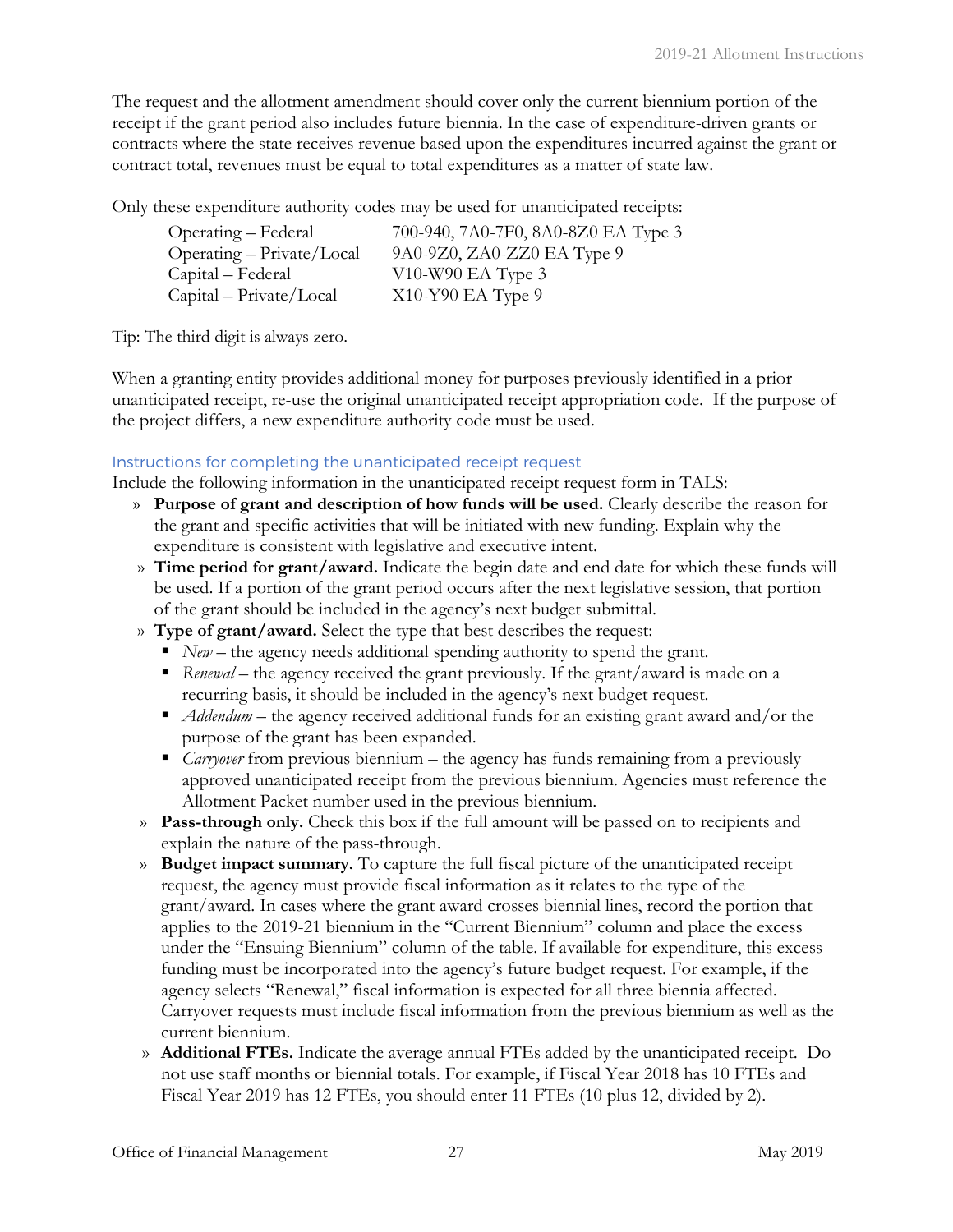The request and the allotment amendment should cover only the current biennium portion of the receipt if the grant period also includes future biennia. In the case of expenditure-driven grants or contracts where the state receives revenue based upon the expenditures incurred against the grant or contract total, revenues must be equal to total expenditures as a matter of state law.

Only these expenditure authority codes may be used for unanticipated receipts:

| | |
|---|---|
| Operating – Federal | 700-940, 7A0-7F0, 8A0-8Z0 EA Type 3 |
| Operating – Private/Local | 9A0-9Z0, ZA0-ZZ0 EA Type 9 |
| Capital – Federal | V10-W90 EA Type 3 |
| Capital – Private/Local | X10-Y90 EA Type 9 |

Tip: The third digit is always zero.

When a granting entity provides additional money for purposes previously identified in a prior unanticipated receipt, re-use the original unanticipated receipt appropriation code. If the purpose of the project differs, a new expenditure authority code must be used.

### Instructions for completing the unanticipated receipt request

Include the following information in the unanticipated receipt request form in TALS:

- **Purpose of grant and description of how funds will be used.** Clearly describe the reason for the grant and specific activities that will be initiated with new funding. Explain why the expenditure is consistent with legislative and executive intent.
- **Time period for grant/award.** Indicate the begin date and end date for which these funds will be used. If a portion of the grant period occurs after the next legislative session, that portion of the grant should be included in the agency's next budget submittal.
- **Type of grant/award.** Select the type that best describes the request:
  - *New* – the agency needs additional spending authority to spend the grant.
  - *Renewal* – the agency received the grant previously. If the grant/award is made on a recurring basis, it should be included in the agency's next budget request.
  - *Addendum* – the agency received additional funds for an existing grant award and/or the purpose of the grant has been expanded.
  - *Carryover* from previous biennium – the agency has funds remaining from a previously approved unanticipated receipt from the previous biennium. Agencies must reference the Allotment Packet number used in the previous biennium.
- **Pass-through only.** Check this box if the full amount will be passed on to recipients and explain the nature of the pass-through.
- **Budget impact summary.** To capture the full fiscal picture of the unanticipated receipt request, the agency must provide fiscal information as it relates to the type of the grant/award. In cases where the grant award crosses biennial lines, record the portion that applies to the 2019-21 biennium in the "Current Biennium" column and place the excess under the "Ensuing Biennium" column of the table. If available for expenditure, this excess funding must be incorporated into the agency's future budget request. For example, if the agency selects "Renewal," fiscal information is expected for all three biennia affected. Carryover requests must include fiscal information from the previous biennium as well as the current biennium.
- **Additional FTEs.** Indicate the average annual FTEs added by the unanticipated receipt. Do not use staff months or biennial totals. For example, if Fiscal Year 2018 has 10 FTEs and Fiscal Year 2019 has 12 FTEs, you should enter 11 FTEs (10 plus 12, divided by 2).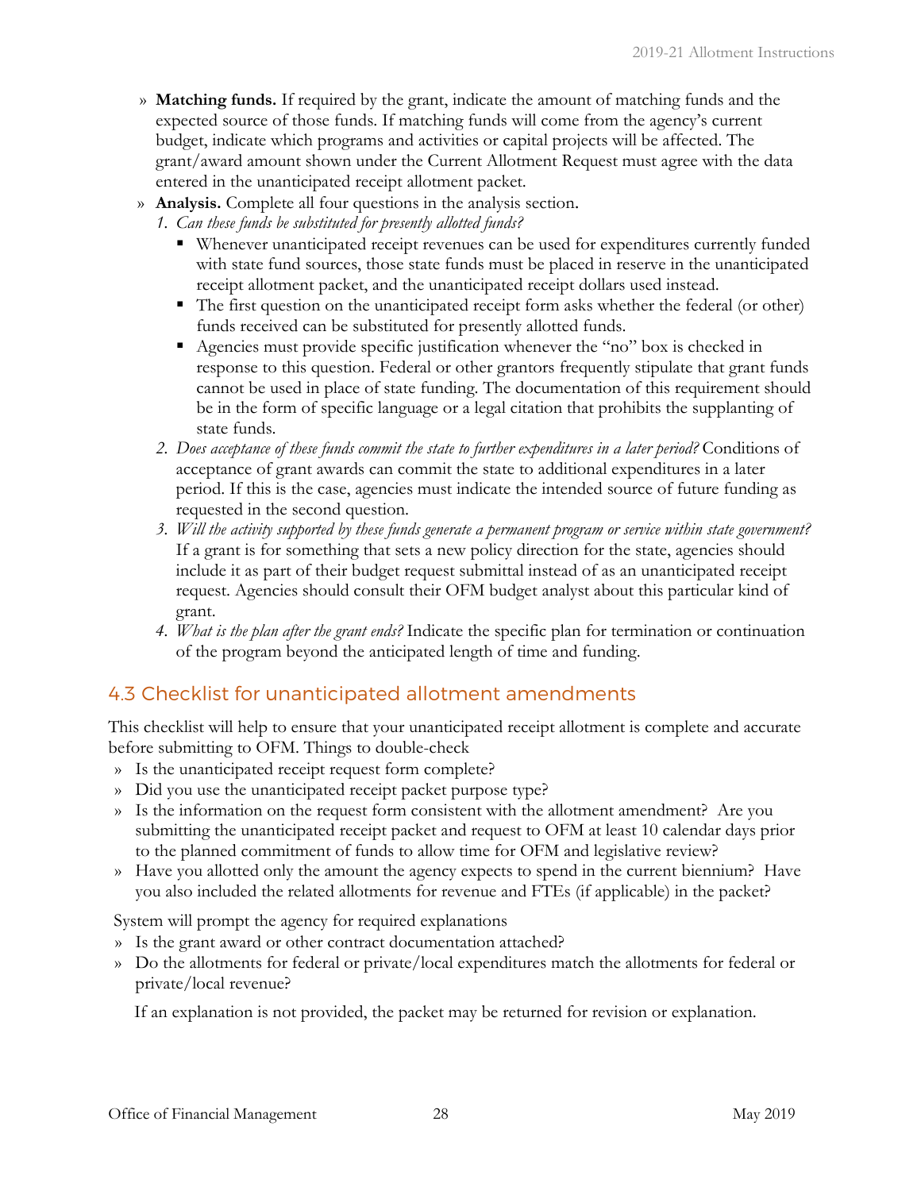- **Matching funds.** If required by the grant, indicate the amount of matching funds and the expected source of those funds. If matching funds will come from the agency's current budget, indicate which programs and activities or capital projects will be affected. The grant/award amount shown under the Current Allotment Request must agree with the data entered in the unanticipated receipt allotment packet.
- **Analysis.** Complete all four questions in the analysis section.
  1. *Can these funds be substituted for presently allotted funds?*
     - Whenever unanticipated receipt revenues can be used for expenditures currently funded with state fund sources, those state funds must be placed in reserve in the unanticipated receipt allotment packet, and the unanticipated receipt dollars used instead.
     - The first question on the unanticipated receipt form asks whether the federal (or other) funds received can be substituted for presently allotted funds.
     - Agencies must provide specific justification whenever the "no" box is checked in response to this question. Federal or other grantors frequently stipulate that grant funds cannot be used in place of state funding. The documentation of this requirement should be in the form of specific language or a legal citation that prohibits the supplanting of state funds.
  2. *Does acceptance of these funds commit the state to further expenditures in a later period?* Conditions of acceptance of grant awards can commit the state to additional expenditures in a later period. If this is the case, agencies must indicate the intended source of future funding as requested in the second question.
  3. *Will the activity supported by these funds generate a permanent program or service within state government?* If a grant is for something that sets a new policy direction for the state, agencies should include it as part of their budget request submittal instead of as an unanticipated receipt request. Agencies should consult their OFM budget analyst about this particular kind of grant.
  4. *What is the plan after the grant ends?* Indicate the specific plan for termination or continuation of the program beyond the anticipated length of time and funding.

## 4.3 Checklist for unanticipated allotment amendments

This checklist will help to ensure that your unanticipated receipt allotment is complete and accurate before submitting to OFM. Things to double-check

- Is the unanticipated receipt request form complete?
- Did you use the unanticipated receipt packet purpose type?
- Is the information on the request form consistent with the allotment amendment? Are you submitting the unanticipated receipt packet and request to OFM at least 10 calendar days prior to the planned commitment of funds to allow time for OFM and legislative review?
- Have you allotted only the amount the agency expects to spend in the current biennium? Have you also included the related allotments for revenue and FTEs (if applicable) in the packet?

System will prompt the agency for required explanations

- Is the grant award or other contract documentation attached?
- Do the allotments for federal or private/local expenditures match the allotments for federal or private/local revenue?

If an explanation is not provided, the packet may be returned for revision or explanation.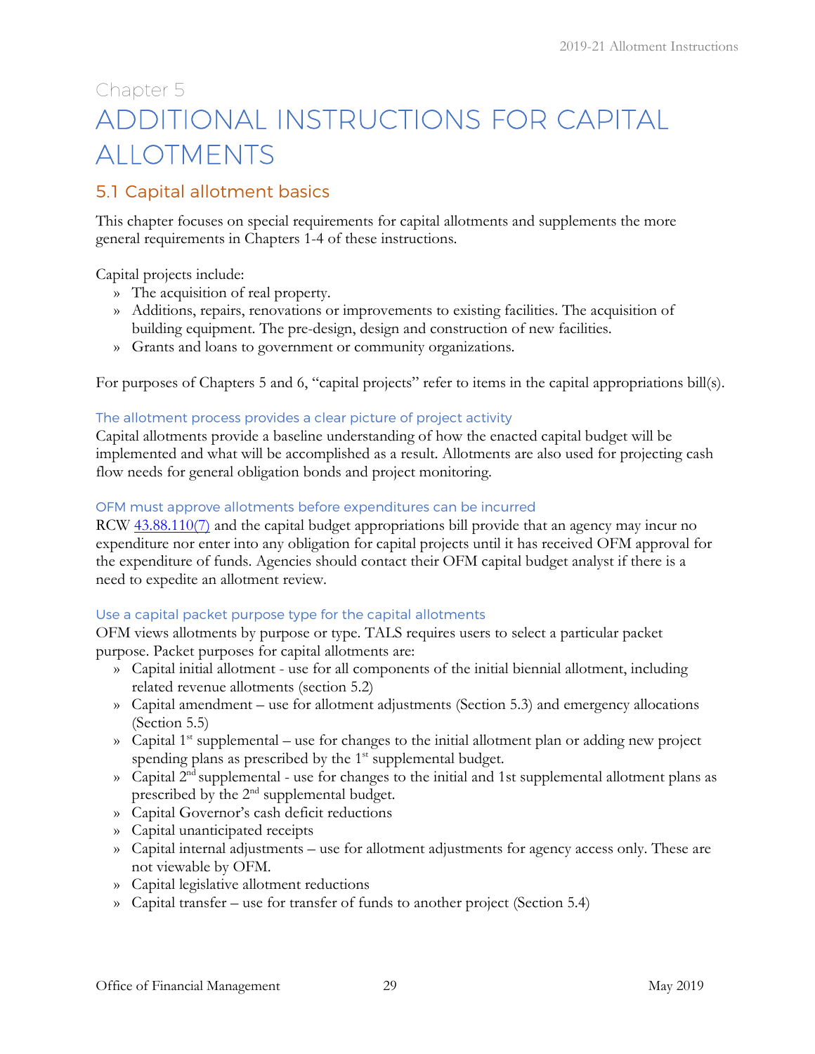Chapter 5

# ADDITIONAL INSTRUCTIONS FOR CAPITAL ALLOTMENTS

## 5.1 Capital allotment basics

This chapter focuses on special requirements for capital allotments and supplements the more general requirements in Chapters 1-4 of these instructions.

Capital projects include:

- The acquisition of real property.
- Additions, repairs, renovations or improvements to existing facilities. The acquisition of building equipment. The pre-design, design and construction of new facilities.
- Grants and loans to government or community organizations.

For purposes of Chapters 5 and 6, "capital projects" refer to items in the capital appropriations bill(s).

### The allotment process provides a clear picture of project activity

Capital allotments provide a baseline understanding of how the enacted capital budget will be implemented and what will be accomplished as a result. Allotments are also used for projecting cash flow needs for general obligation bonds and project monitoring.

### OFM must approve allotments before expenditures can be incurred

RCW [43.88.110(7)](43.88.110(7)) and the capital budget appropriations bill provide that an agency may incur no expenditure nor enter into any obligation for capital projects until it has received OFM approval for the expenditure of funds. Agencies should contact their OFM capital budget analyst if there is a need to expedite an allotment review.

### Use a capital packet purpose type for the capital allotments

OFM views allotments by purpose or type. TALS requires users to select a particular packet purpose. Packet purposes for capital allotments are:

- Capital initial allotment - use for all components of the initial biennial allotment, including related revenue allotments (section 5.2)
- Capital amendment – use for allotment adjustments (Section 5.3) and emergency allocations (Section 5.5)
- Capital 1st supplemental – use for changes to the initial allotment plan or adding new project spending plans as prescribed by the 1st supplemental budget.
- Capital 2nd supplemental - use for changes to the initial and 1st supplemental allotment plans as prescribed by the 2nd supplemental budget.
- Capital Governor's cash deficit reductions
- Capital unanticipated receipts
- Capital internal adjustments – use for allotment adjustments for agency access only. These are not viewable by OFM.
- Capital legislative allotment reductions
- Capital transfer – use for transfer of funds to another project (Section 5.4)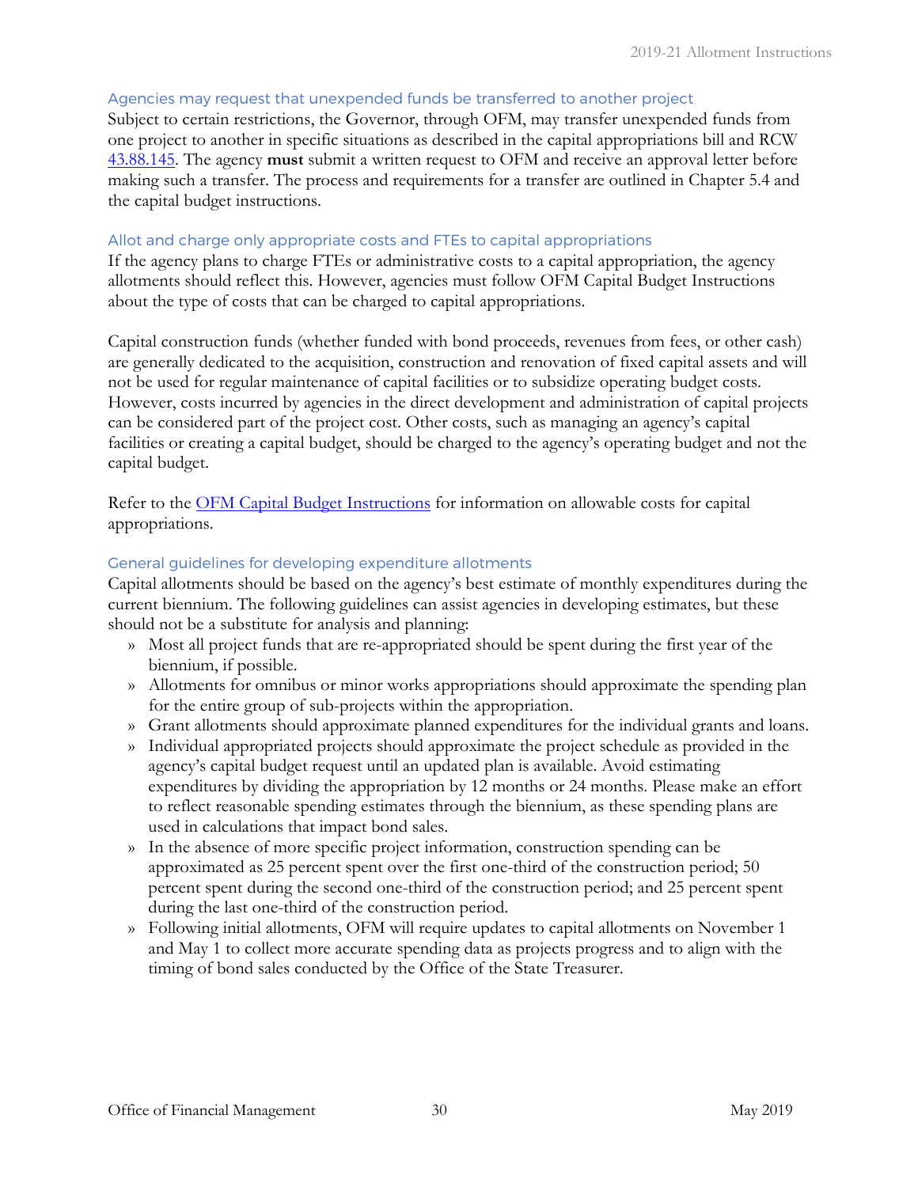### Agencies may request that unexpended funds be transferred to another project

Subject to certain restrictions, the Governor, through OFM, may transfer unexpended funds from one project to another in specific situations as described in the capital appropriations bill and RCW 43.88.145. The agency **must** submit a written request to OFM and receive an approval letter before making such a transfer. The process and requirements for a transfer are outlined in Chapter 5.4 and the capital budget instructions.

### Allot and charge only appropriate costs and FTEs to capital appropriations

If the agency plans to charge FTEs or administrative costs to a capital appropriation, the agency allotments should reflect this. However, agencies must follow OFM Capital Budget Instructions about the type of costs that can be charged to capital appropriations.

Capital construction funds (whether funded with bond proceeds, revenues from fees, or other cash) are generally dedicated to the acquisition, construction and renovation of fixed capital assets and will not be used for regular maintenance of capital facilities or to subsidize operating budget costs. However, costs incurred by agencies in the direct development and administration of capital projects can be considered part of the project cost. Other costs, such as managing an agency's capital facilities or creating a capital budget, should be charged to the agency's operating budget and not the capital budget.

Refer to the OFM Capital Budget Instructions for information on allowable costs for capital appropriations.

### General guidelines for developing expenditure allotments

Capital allotments should be based on the agency's best estimate of monthly expenditures during the current biennium. The following guidelines can assist agencies in developing estimates, but these should not be a substitute for analysis and planning:

- Most all project funds that are re-appropriated should be spent during the first year of the biennium, if possible.
- Allotments for omnibus or minor works appropriations should approximate the spending plan for the entire group of sub-projects within the appropriation.
- Grant allotments should approximate planned expenditures for the individual grants and loans.
- Individual appropriated projects should approximate the project schedule as provided in the agency's capital budget request until an updated plan is available. Avoid estimating expenditures by dividing the appropriation by 12 months or 24 months. Please make an effort to reflect reasonable spending estimates through the biennium, as these spending plans are used in calculations that impact bond sales.
- In the absence of more specific project information, construction spending can be approximated as 25 percent spent over the first one-third of the construction period; 50 percent spent during the second one-third of the construction period; and 25 percent spent during the last one-third of the construction period.
- Following initial allotments, OFM will require updates to capital allotments on November 1 and May 1 to collect more accurate spending data as projects progress and to align with the timing of bond sales conducted by the Office of the State Treasurer.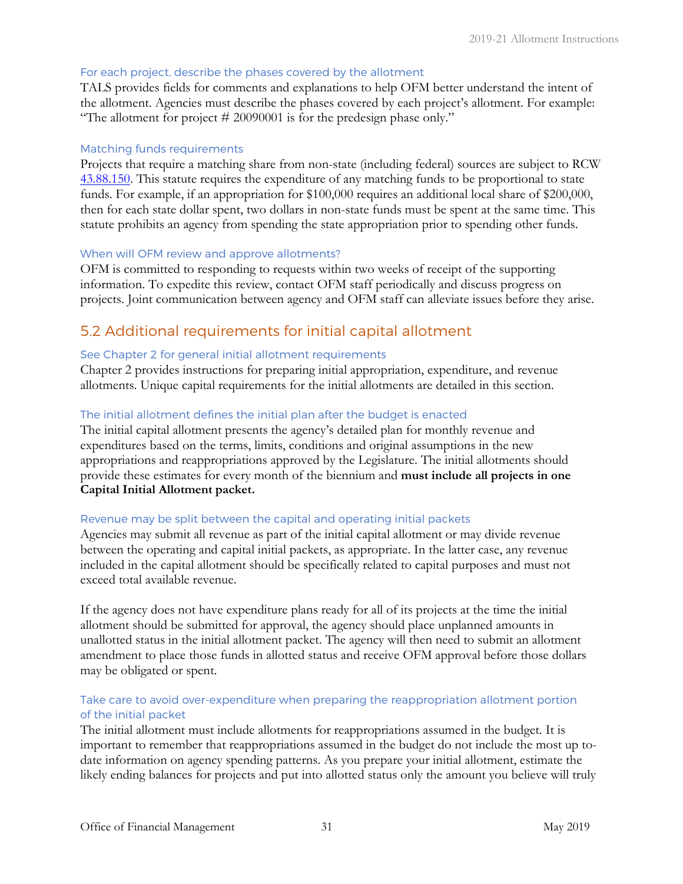### For each project, describe the phases covered by the allotment

TALS provides fields for comments and explanations to help OFM better understand the intent of the allotment. Agencies must describe the phases covered by each project's allotment. For example: "The allotment for project # 20090001 is for the predesign phase only."

### Matching funds requirements

Projects that require a matching share from non-state (including federal) sources are subject to RCW 43.88.150. This statute requires the expenditure of any matching funds to be proportional to state funds. For example, if an appropriation for $100,000 requires an additional local share of $200,000, then for each state dollar spent, two dollars in non-state funds must be spent at the same time. This statute prohibits an agency from spending the state appropriation prior to spending other funds.

### When will OFM review and approve allotments?

OFM is committed to responding to requests within two weeks of receipt of the supporting information. To expedite this review, contact OFM staff periodically and discuss progress on projects. Joint communication between agency and OFM staff can alleviate issues before they arise.

## 5.2 Additional requirements for initial capital allotment

### See Chapter 2 for general initial allotment requirements

Chapter 2 provides instructions for preparing initial appropriation, expenditure, and revenue allotments. Unique capital requirements for the initial allotments are detailed in this section.

### The initial allotment defines the initial plan after the budget is enacted

The initial capital allotment presents the agency's detailed plan for monthly revenue and expenditures based on the terms, limits, conditions and original assumptions in the new appropriations and reappropriations approved by the Legislature. The initial allotments should provide these estimates for every month of the biennium and **must include all projects in one Capital Initial Allotment packet.**

### Revenue may be split between the capital and operating initial packets

Agencies may submit all revenue as part of the initial capital allotment or may divide revenue between the operating and capital initial packets, as appropriate. In the latter case, any revenue included in the capital allotment should be specifically related to capital purposes and must not exceed total available revenue.

If the agency does not have expenditure plans ready for all of its projects at the time the initial allotment should be submitted for approval, the agency should place unplanned amounts in unallotted status in the initial allotment packet. The agency will then need to submit an allotment amendment to place those funds in allotted status and receive OFM approval before those dollars may be obligated or spent.

### Take care to avoid over-expenditure when preparing the reappropriation allotment portion of the initial packet

The initial allotment must include allotments for reappropriations assumed in the budget. It is important to remember that reappropriations assumed in the budget do not include the most up to-date information on agency spending patterns. As you prepare your initial allotment, estimate the likely ending balances for projects and put into allotted status only the amount you believe will truly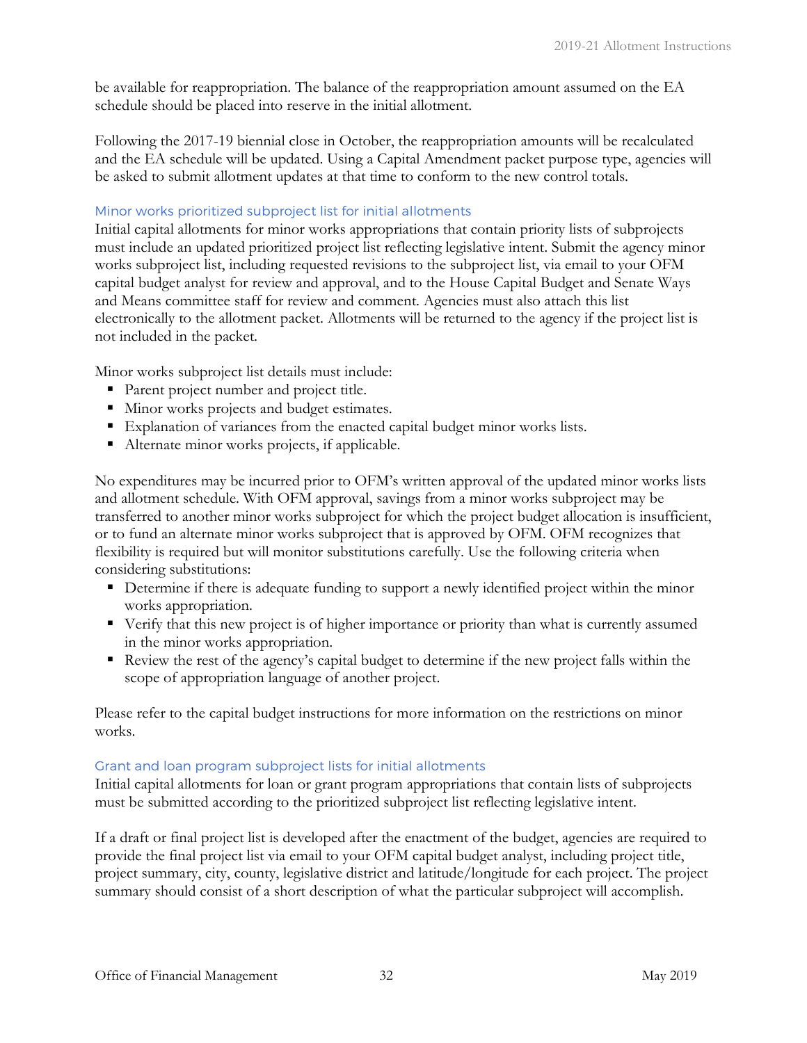be available for reappropriation. The balance of the reappropriation amount assumed on the EA schedule should be placed into reserve in the initial allotment.

Following the 2017-19 biennial close in October, the reappropriation amounts will be recalculated and the EA schedule will be updated. Using a Capital Amendment packet purpose type, agencies will be asked to submit allotment updates at that time to conform to the new control totals.

### Minor works prioritized subproject list for initial allotments

Initial capital allotments for minor works appropriations that contain priority lists of subprojects must include an updated prioritized project list reflecting legislative intent. Submit the agency minor works subproject list, including requested revisions to the subproject list, via email to your OFM capital budget analyst for review and approval, and to the House Capital Budget and Senate Ways and Means committee staff for review and comment. Agencies must also attach this list electronically to the allotment packet. Allotments will be returned to the agency if the project list is not included in the packet.

Minor works subproject list details must include:

- Parent project number and project title.
- Minor works projects and budget estimates.
- Explanation of variances from the enacted capital budget minor works lists.
- Alternate minor works projects, if applicable.

No expenditures may be incurred prior to OFM's written approval of the updated minor works lists and allotment schedule. With OFM approval, savings from a minor works subproject may be transferred to another minor works subproject for which the project budget allocation is insufficient, or to fund an alternate minor works subproject that is approved by OFM. OFM recognizes that flexibility is required but will monitor substitutions carefully. Use the following criteria when considering substitutions:

- Determine if there is adequate funding to support a newly identified project within the minor works appropriation.
- Verify that this new project is of higher importance or priority than what is currently assumed in the minor works appropriation.
- Review the rest of the agency's capital budget to determine if the new project falls within the scope of appropriation language of another project.

Please refer to the capital budget instructions for more information on the restrictions on minor works.

### Grant and loan program subproject lists for initial allotments

Initial capital allotments for loan or grant program appropriations that contain lists of subprojects must be submitted according to the prioritized subproject list reflecting legislative intent.

If a draft or final project list is developed after the enactment of the budget, agencies are required to provide the final project list via email to your OFM capital budget analyst, including project title, project summary, city, county, legislative district and latitude/longitude for each project. The project summary should consist of a short description of what the particular subproject will accomplish.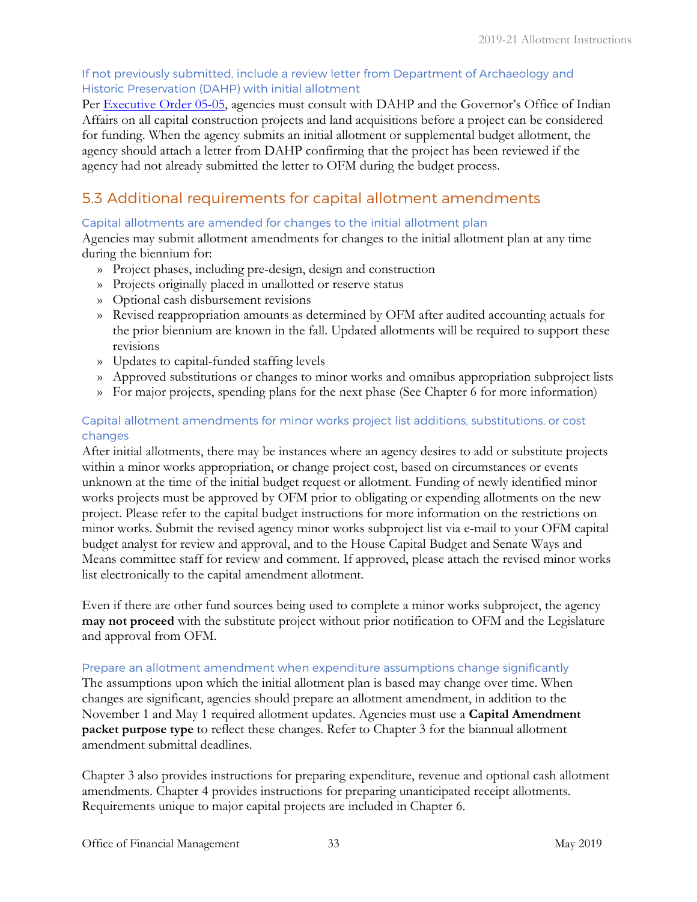### If not previously submitted, include a review letter from Department of Archaeology and Historic Preservation (DAHP) with initial allotment

Per Executive Order 05-05, agencies must consult with DAHP and the Governor's Office of Indian Affairs on all capital construction projects and land acquisitions before a project can be considered for funding. When the agency submits an initial allotment or supplemental budget allotment, the agency should attach a letter from DAHP confirming that the project has been reviewed if the agency had not already submitted the letter to OFM during the budget process.

## 5.3 Additional requirements for capital allotment amendments

### Capital allotments are amended for changes to the initial allotment plan

Agencies may submit allotment amendments for changes to the initial allotment plan at any time during the biennium for:

- Project phases, including pre-design, design and construction
- Projects originally placed in unallotted or reserve status
- Optional cash disbursement revisions
- Revised reappropriation amounts as determined by OFM after audited accounting actuals for the prior biennium are known in the fall. Updated allotments will be required to support these revisions
- Updates to capital-funded staffing levels
- Approved substitutions or changes to minor works and omnibus appropriation subproject lists
- For major projects, spending plans for the next phase (See Chapter 6 for more information)

### Capital allotment amendments for minor works project list additions, substitutions, or cost changes

After initial allotments, there may be instances where an agency desires to add or substitute projects within a minor works appropriation, or change project cost, based on circumstances or events unknown at the time of the initial budget request or allotment. Funding of newly identified minor works projects must be approved by OFM prior to obligating or expending allotments on the new project. Please refer to the capital budget instructions for more information on the restrictions on minor works. Submit the revised agency minor works subproject list via e-mail to your OFM capital budget analyst for review and approval, and to the House Capital Budget and Senate Ways and Means committee staff for review and comment. If approved, please attach the revised minor works list electronically to the capital amendment allotment.

Even if there are other fund sources being used to complete a minor works subproject, the agency **may not proceed** with the substitute project without prior notification to OFM and the Legislature and approval from OFM.

### Prepare an allotment amendment when expenditure assumptions change significantly

The assumptions upon which the initial allotment plan is based may change over time. When changes are significant, agencies should prepare an allotment amendment, in addition to the November 1 and May 1 required allotment updates. Agencies must use a **Capital Amendment packet purpose type** to reflect these changes. Refer to Chapter 3 for the biannual allotment amendment submittal deadlines.

Chapter 3 also provides instructions for preparing expenditure, revenue and optional cash allotment amendments. Chapter 4 provides instructions for preparing unanticipated receipt allotments. Requirements unique to major capital projects are included in Chapter 6.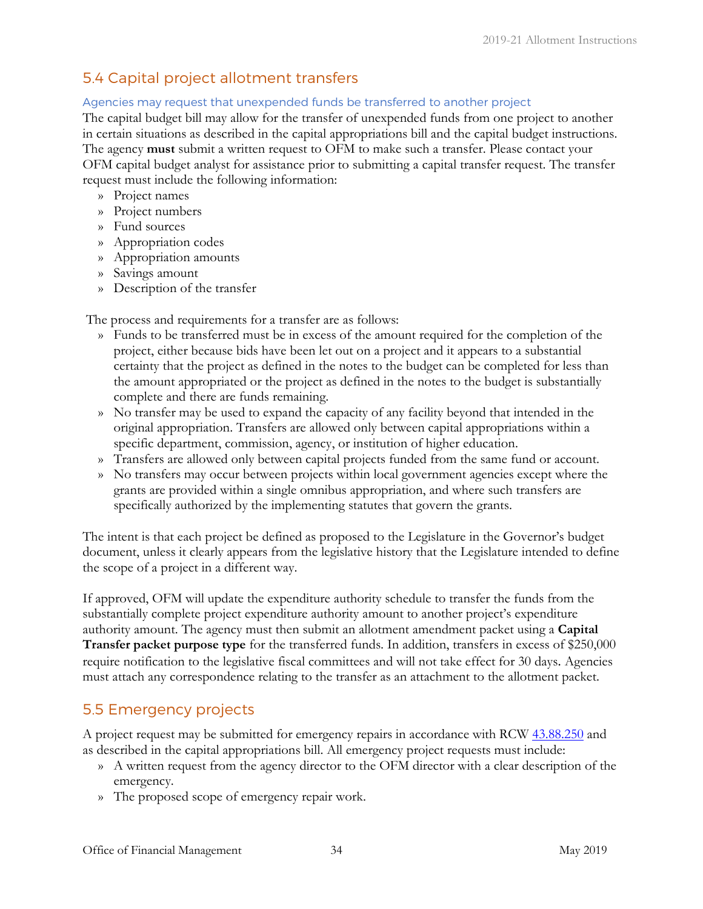## 5.4 Capital project allotment transfers

### Agencies may request that unexpended funds be transferred to another project

The capital budget bill may allow for the transfer of unexpended funds from one project to another in certain situations as described in the capital appropriations bill and the capital budget instructions. The agency **must** submit a written request to OFM to make such a transfer. Please contact your OFM capital budget analyst for assistance prior to submitting a capital transfer request. The transfer request must include the following information:

- Project names
- Project numbers
- Fund sources
- Appropriation codes
- Appropriation amounts
- Savings amount
- Description of the transfer

The process and requirements for a transfer are as follows:

- Funds to be transferred must be in excess of the amount required for the completion of the project, either because bids have been let out on a project and it appears to a substantial certainty that the project as defined in the notes to the budget can be completed for less than the amount appropriated or the project as defined in the notes to the budget is substantially complete and there are funds remaining.
- No transfer may be used to expand the capacity of any facility beyond that intended in the original appropriation. Transfers are allowed only between capital appropriations within a specific department, commission, agency, or institution of higher education.
- Transfers are allowed only between capital projects funded from the same fund or account.
- No transfers may occur between projects within local government agencies except where the grants are provided within a single omnibus appropriation, and where such transfers are specifically authorized by the implementing statutes that govern the grants.

The intent is that each project be defined as proposed to the Legislature in the Governor's budget document, unless it clearly appears from the legislative history that the Legislature intended to define the scope of a project in a different way.

If approved, OFM will update the expenditure authority schedule to transfer the funds from the substantially complete project expenditure authority amount to another project's expenditure authority amount. The agency must then submit an allotment amendment packet using a **Capital Transfer packet purpose type** for the transferred funds. In addition, transfers in excess of $250,000 require notification to the legislative fiscal committees and will not take effect for 30 days. Agencies must attach any correspondence relating to the transfer as an attachment to the allotment packet.

## 5.5 Emergency projects

A project request may be submitted for emergency repairs in accordance with RCW 43.88.250 and as described in the capital appropriations bill. All emergency project requests must include:

- A written request from the agency director to the OFM director with a clear description of the emergency.
- The proposed scope of emergency repair work.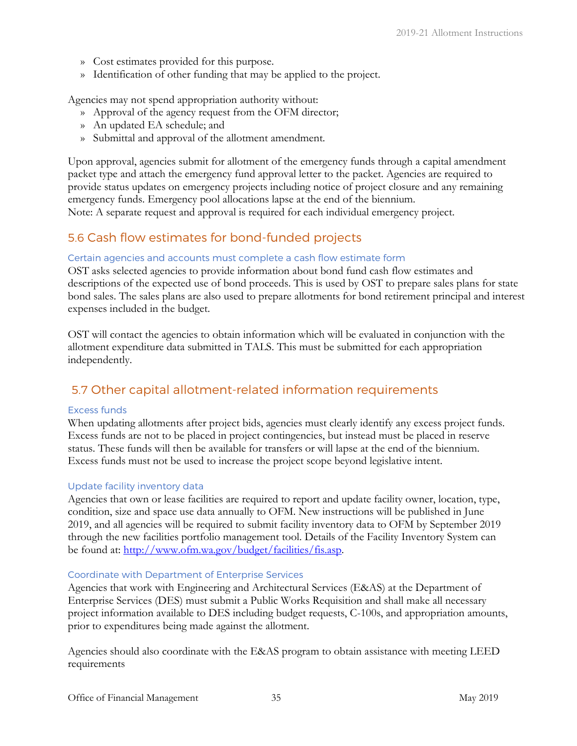- Cost estimates provided for this purpose.
- Identification of other funding that may be applied to the project.

Agencies may not spend appropriation authority without:

- Approval of the agency request from the OFM director;
- An updated EA schedule; and
- Submittal and approval of the allotment amendment.

Upon approval, agencies submit for allotment of the emergency funds through a capital amendment packet type and attach the emergency fund approval letter to the packet. Agencies are required to provide status updates on emergency projects including notice of project closure and any remaining emergency funds. Emergency pool allocations lapse at the end of the biennium.
Note: A separate request and approval is required for each individual emergency project.

## 5.6 Cash flow estimates for bond-funded projects

### Certain agencies and accounts must complete a cash flow estimate form

OST asks selected agencies to provide information about bond fund cash flow estimates and descriptions of the expected use of bond proceeds. This is used by OST to prepare sales plans for state bond sales. The sales plans are also used to prepare allotments for bond retirement principal and interest expenses included in the budget.

OST will contact the agencies to obtain information which will be evaluated in conjunction with the allotment expenditure data submitted in TALS. This must be submitted for each appropriation independently.

## 5.7 Other capital allotment-related information requirements

### Excess funds

When updating allotments after project bids, agencies must clearly identify any excess project funds. Excess funds are not to be placed in project contingencies, but instead must be placed in reserve status. These funds will then be available for transfers or will lapse at the end of the biennium. Excess funds must not be used to increase the project scope beyond legislative intent.

### Update facility inventory data

Agencies that own or lease facilities are required to report and update facility owner, location, type, condition, size and space use data annually to OFM. New instructions will be published in June 2019, and all agencies will be required to submit facility inventory data to OFM by September 2019 through the new facilities portfolio management tool. Details of the Facility Inventory System can be found at: [http://www.ofm.wa.gov/budget/facilities/fis.asp](http://www.ofm.wa.gov/budget/facilities/fis.asp).

### Coordinate with Department of Enterprise Services

Agencies that work with Engineering and Architectural Services (E&AS) at the Department of Enterprise Services (DES) must submit a Public Works Requisition and shall make all necessary project information available to DES including budget requests, C-100s, and appropriation amounts, prior to expenditures being made against the allotment.

Agencies should also coordinate with the E&AS program to obtain assistance with meeting LEED requirements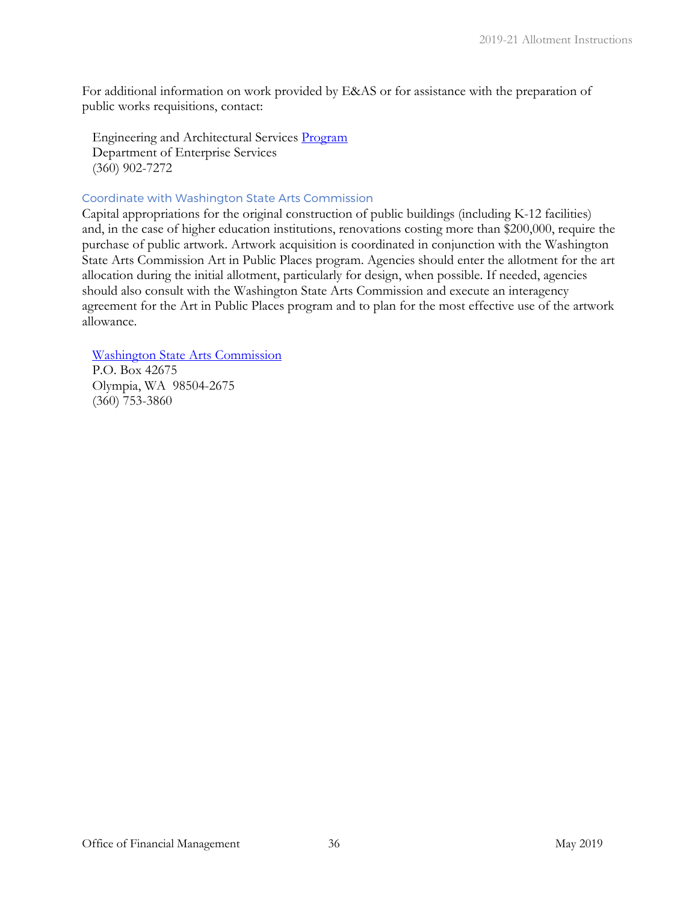For additional information on work provided by E&AS or for assistance with the preparation of public works requisitions, contact:

Engineering and Architectural Services Program
Department of Enterprise Services
(360) 902-7272

### Coordinate with Washington State Arts Commission

Capital appropriations for the original construction of public buildings (including K-12 facilities) and, in the case of higher education institutions, renovations costing more than $200,000, require the purchase of public artwork. Artwork acquisition is coordinated in conjunction with the Washington State Arts Commission Art in Public Places program. Agencies should enter the allotment for the art allocation during the initial allotment, particularly for design, when possible. If needed, agencies should also consult with the Washington State Arts Commission and execute an interagency agreement for the Art in Public Places program and to plan for the most effective use of the artwork allowance.

Washington State Arts Commission
P.O. Box 42675
Olympia, WA 98504-2675
(360) 753-3860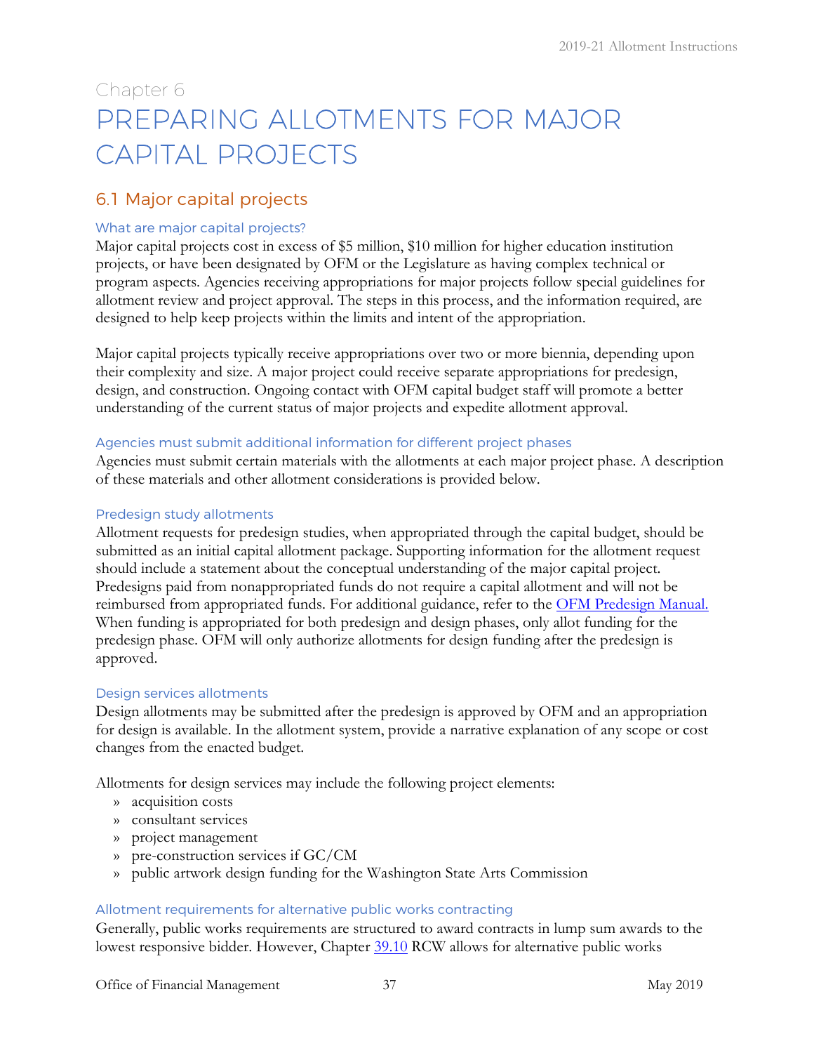# Chapter 6
# PREPARING ALLOTMENTS FOR MAJOR CAPITAL PROJECTS

## 6.1 Major capital projects

### What are major capital projects?

Major capital projects cost in excess of $5 million, $10 million for higher education institution projects, or have been designated by OFM or the Legislature as having complex technical or program aspects. Agencies receiving appropriations for major projects follow special guidelines for allotment review and project approval. The steps in this process, and the information required, are designed to help keep projects within the limits and intent of the appropriation.

Major capital projects typically receive appropriations over two or more biennia, depending upon their complexity and size. A major project could receive separate appropriations for predesign, design, and construction. Ongoing contact with OFM capital budget staff will promote a better understanding of the current status of major projects and expedite allotment approval.

### Agencies must submit additional information for different project phases

Agencies must submit certain materials with the allotments at each major project phase. A description of these materials and other allotment considerations is provided below.

### Predesign study allotments

Allotment requests for predesign studies, when appropriated through the capital budget, should be submitted as an initial capital allotment package. Supporting information for the allotment request should include a statement about the conceptual understanding of the major capital project. Predesigns paid from nonappropriated funds do not require a capital allotment and will not be reimbursed from appropriated funds. For additional guidance, refer to the OFM Predesign Manual. When funding is appropriated for both predesign and design phases, only allot funding for the predesign phase. OFM will only authorize allotments for design funding after the predesign is approved.

### Design services allotments

Design allotments may be submitted after the predesign is approved by OFM and an appropriation for design is available. In the allotment system, provide a narrative explanation of any scope or cost changes from the enacted budget.

Allotments for design services may include the following project elements:

- acquisition costs
- consultant services
- project management
- pre-construction services if GC/CM
- public artwork design funding for the Washington State Arts Commission

### Allotment requirements for alternative public works contracting

Generally, public works requirements are structured to award contracts in lump sum awards to the lowest responsive bidder. However, Chapter 39.10 RCW allows for alternative public works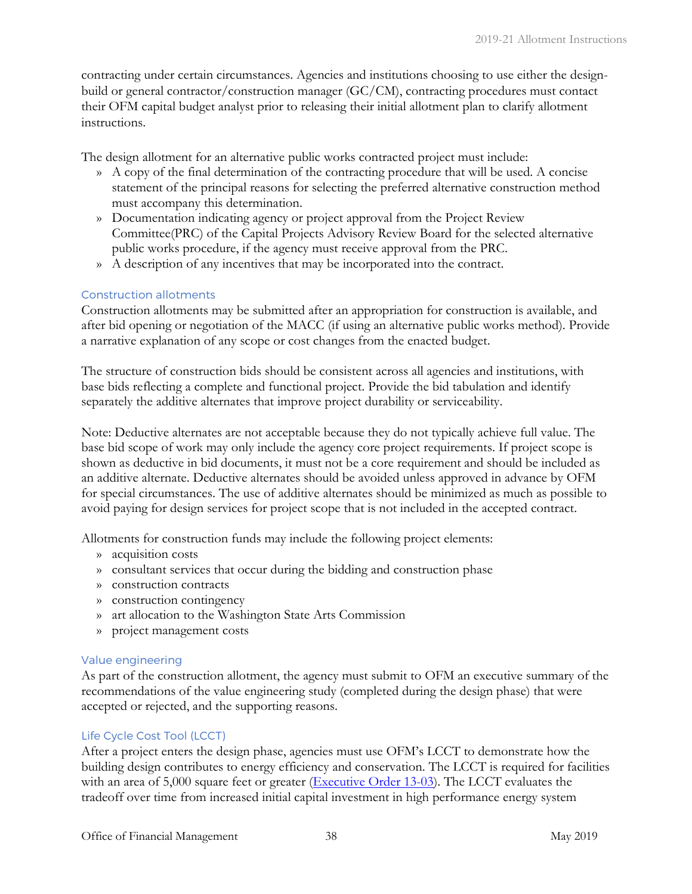contracting under certain circumstances. Agencies and institutions choosing to use either the design-build or general contractor/construction manager (GC/CM), contracting procedures must contact their OFM capital budget analyst prior to releasing their initial allotment plan to clarify allotment instructions.

The design allotment for an alternative public works contracted project must include:

- A copy of the final determination of the contracting procedure that will be used. A concise statement of the principal reasons for selecting the preferred alternative construction method must accompany this determination.
- Documentation indicating agency or project approval from the Project Review Committee(PRC) of the Capital Projects Advisory Review Board for the selected alternative public works procedure, if the agency must receive approval from the PRC.
- A description of any incentives that may be incorporated into the contract.

### Construction allotments

Construction allotments may be submitted after an appropriation for construction is available, and after bid opening or negotiation of the MACC (if using an alternative public works method). Provide a narrative explanation of any scope or cost changes from the enacted budget.

The structure of construction bids should be consistent across all agencies and institutions, with base bids reflecting a complete and functional project. Provide the bid tabulation and identify separately the additive alternates that improve project durability or serviceability.

Note: Deductive alternates are not acceptable because they do not typically achieve full value. The base bid scope of work may only include the agency core project requirements. If project scope is shown as deductive in bid documents, it must not be a core requirement and should be included as an additive alternate. Deductive alternates should be avoided unless approved in advance by OFM for special circumstances. The use of additive alternates should be minimized as much as possible to avoid paying for design services for project scope that is not included in the accepted contract.

Allotments for construction funds may include the following project elements:

- acquisition costs
- consultant services that occur during the bidding and construction phase
- construction contracts
- construction contingency
- art allocation to the Washington State Arts Commission
- project management costs

### Value engineering

As part of the construction allotment, the agency must submit to OFM an executive summary of the recommendations of the value engineering study (completed during the design phase) that were accepted or rejected, and the supporting reasons.

### Life Cycle Cost Tool (LCCT)

After a project enters the design phase, agencies must use OFM's LCCT to demonstrate how the building design contributes to energy efficiency and conservation. The LCCT is required for facilities with an area of 5,000 square feet or greater (Executive Order 13-03). The LCCT evaluates the tradeoff over time from increased initial capital investment in high performance energy system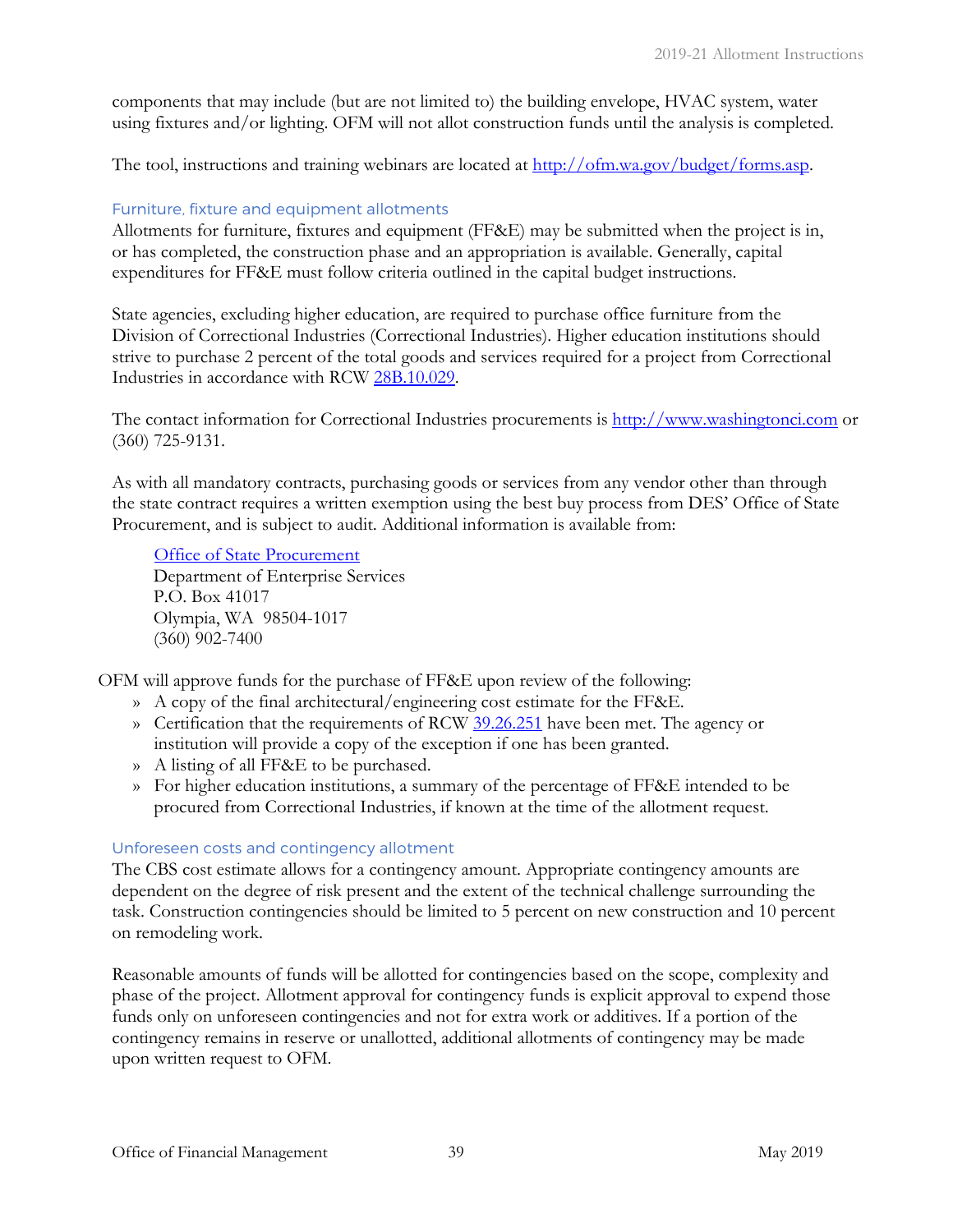components that may include (but are not limited to) the building envelope, HVAC system, water using fixtures and/or lighting. OFM will not allot construction funds until the analysis is completed.

The tool, instructions and training webinars are located at [http://ofm.wa.gov/budget/forms.asp](http://ofm.wa.gov/budget/forms.asp).

### Furniture, fixture and equipment allotments

Allotments for furniture, fixtures and equipment (FF&E) may be submitted when the project is in, or has completed, the construction phase and an appropriation is available. Generally, capital expenditures for FF&E must follow criteria outlined in the capital budget instructions.

State agencies, excluding higher education, are required to purchase office furniture from the Division of Correctional Industries (Correctional Industries). Higher education institutions should strive to purchase 2 percent of the total goods and services required for a project from Correctional Industries in accordance with RCW [28B.10.029](28B.10.029).

The contact information for Correctional Industries procurements is [http://www.washingtonci.com](http://www.washingtonci.com) or (360) 725-9131.

As with all mandatory contracts, purchasing goods or services from any vendor other than through the state contract requires a written exemption using the best buy process from DES' Office of State Procurement, and is subject to audit. Additional information is available from:

> Office of State Procurement  
> Department of Enterprise Services  
> P.O. Box 41017  
> Olympia, WA 98504-1017  
> (360) 902-7400

OFM will approve funds for the purchase of FF&E upon review of the following:

- A copy of the final architectural/engineering cost estimate for the FF&E.
- Certification that the requirements of RCW [39.26.251](39.26.251) have been met. The agency or institution will provide a copy of the exception if one has been granted.
- A listing of all FF&E to be purchased.
- For higher education institutions, a summary of the percentage of FF&E intended to be procured from Correctional Industries, if known at the time of the allotment request.

### Unforeseen costs and contingency allotment

The CBS cost estimate allows for a contingency amount. Appropriate contingency amounts are dependent on the degree of risk present and the extent of the technical challenge surrounding the task. Construction contingencies should be limited to 5 percent on new construction and 10 percent on remodeling work.

Reasonable amounts of funds will be allotted for contingencies based on the scope, complexity and phase of the project. Allotment approval for contingency funds is explicit approval to expend those funds only on unforeseen contingencies and not for extra work or additives. If a portion of the contingency remains in reserve or unallotted, additional allotments of contingency may be made upon written request to OFM.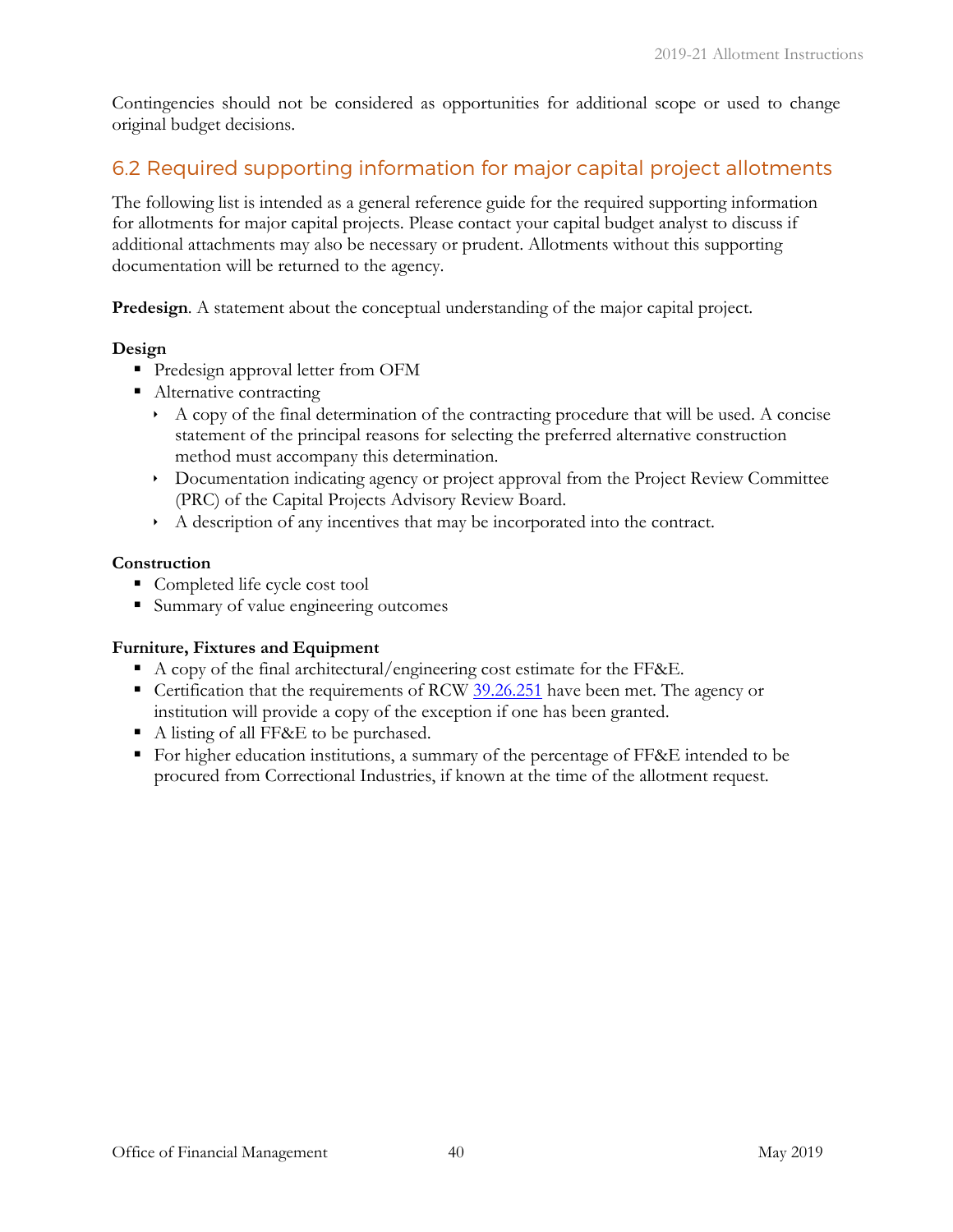Contingencies should not be considered as opportunities for additional scope or used to change original budget decisions.

## 6.2 Required supporting information for major capital project allotments

The following list is intended as a general reference guide for the required supporting information for allotments for major capital projects. Please contact your capital budget analyst to discuss if additional attachments may also be necessary or prudent. Allotments without this supporting documentation will be returned to the agency.

**Predesign**. A statement about the conceptual understanding of the major capital project.

**Design**

- Predesign approval letter from OFM
- Alternative contracting
  - A copy of the final determination of the contracting procedure that will be used. A concise statement of the principal reasons for selecting the preferred alternative construction method must accompany this determination.
  - Documentation indicating agency or project approval from the Project Review Committee (PRC) of the Capital Projects Advisory Review Board.
  - A description of any incentives that may be incorporated into the contract.

**Construction**

- Completed life cycle cost tool
- Summary of value engineering outcomes

**Furniture, Fixtures and Equipment**

- A copy of the final architectural/engineering cost estimate for the FF&E.
- Certification that the requirements of RCW 39.26.251 have been met. The agency or institution will provide a copy of the exception if one has been granted.
- A listing of all FF&E to be purchased.
- For higher education institutions, a summary of the percentage of FF&E intended to be procured from Correctional Industries, if known at the time of the allotment request.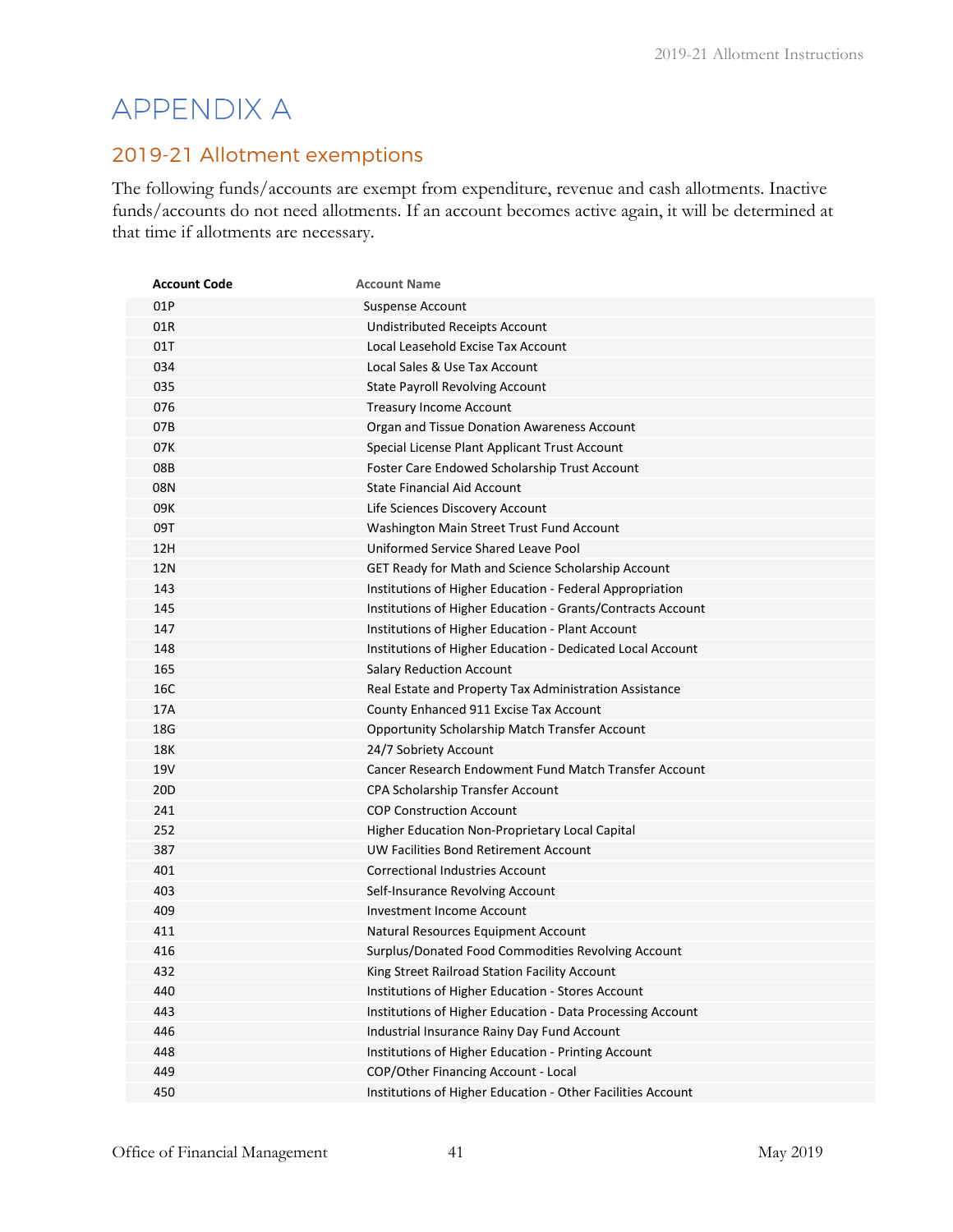# APPENDIX A

## 2019-21 Allotment exemptions

The following funds/accounts are exempt from expenditure, revenue and cash allotments. Inactive funds/accounts do not need allotments. If an account becomes active again, it will be determined at that time if allotments are necessary.

| Account Code | Account Name |
|---|---|
| 01P | Suspense Account |
| 01R | Undistributed Receipts Account |
| 01T | Local Leasehold Excise Tax Account |
| 034 | Local Sales & Use Tax Account |
| 035 | State Payroll Revolving Account |
| 076 | Treasury Income Account |
| 07B | Organ and Tissue Donation Awareness Account |
| 07K | Special License Plant Applicant Trust Account |
| 08B | Foster Care Endowed Scholarship Trust Account |
| 08N | State Financial Aid Account |
| 09K | Life Sciences Discovery Account |
| 09T | Washington Main Street Trust Fund Account |
| 12H | Uniformed Service Shared Leave Pool |
| 12N | GET Ready for Math and Science Scholarship Account |
| 143 | Institutions of Higher Education - Federal Appropriation |
| 145 | Institutions of Higher Education - Grants/Contracts Account |
| 147 | Institutions of Higher Education - Plant Account |
| 148 | Institutions of Higher Education - Dedicated Local Account |
| 165 | Salary Reduction Account |
| 16C | Real Estate and Property Tax Administration Assistance |
| 17A | County Enhanced 911 Excise Tax Account |
| 18G | Opportunity Scholarship Match Transfer Account |
| 18K | 24/7 Sobriety Account |
| 19V | Cancer Research Endowment Fund Match Transfer Account |
| 20D | CPA Scholarship Transfer Account |
| 241 | COP Construction Account |
| 252 | Higher Education Non-Proprietary Local Capital |
| 387 | UW Facilities Bond Retirement Account |
| 401 | Correctional Industries Account |
| 403 | Self-Insurance Revolving Account |
| 409 | Investment Income Account |
| 411 | Natural Resources Equipment Account |
| 416 | Surplus/Donated Food Commodities Revolving Account |
| 432 | King Street Railroad Station Facility Account |
| 440 | Institutions of Higher Education - Stores Account |
| 443 | Institutions of Higher Education - Data Processing Account |
| 446 | Industrial Insurance Rainy Day Fund Account |
| 448 | Institutions of Higher Education - Printing Account |
| 449 | COP/Other Financing Account - Local |
| 450 | Institutions of Higher Education - Other Facilities Account |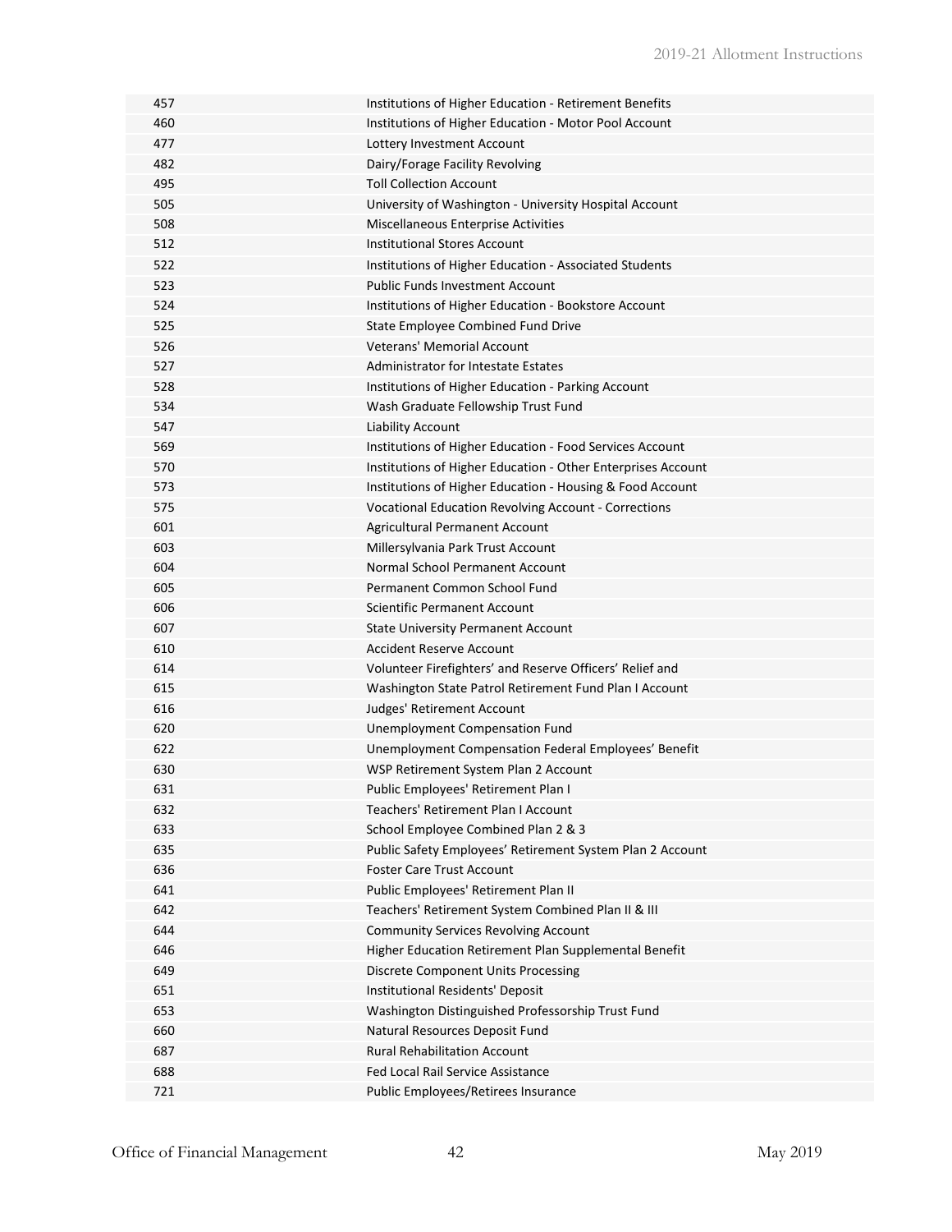| | |
|---|---|
| 457 | Institutions of Higher Education - Retirement Benefits |
| 460 | Institutions of Higher Education - Motor Pool Account |
| 477 | Lottery Investment Account |
| 482 | Dairy/Forage Facility Revolving |
| 495 | Toll Collection Account |
| 505 | University of Washington - University Hospital Account |
| 508 | Miscellaneous Enterprise Activities |
| 512 | Institutional Stores Account |
| 522 | Institutions of Higher Education - Associated Students |
| 523 | Public Funds Investment Account |
| 524 | Institutions of Higher Education - Bookstore Account |
| 525 | State Employee Combined Fund Drive |
| 526 | Veterans' Memorial Account |
| 527 | Administrator for Intestate Estates |
| 528 | Institutions of Higher Education - Parking Account |
| 534 | Wash Graduate Fellowship Trust Fund |
| 547 | Liability Account |
| 569 | Institutions of Higher Education - Food Services Account |
| 570 | Institutions of Higher Education - Other Enterprises Account |
| 573 | Institutions of Higher Education - Housing & Food Account |
| 575 | Vocational Education Revolving Account - Corrections |
| 601 | Agricultural Permanent Account |
| 603 | Millersylvania Park Trust Account |
| 604 | Normal School Permanent Account |
| 605 | Permanent Common School Fund |
| 606 | Scientific Permanent Account |
| 607 | State University Permanent Account |
| 610 | Accident Reserve Account |
| 614 | Volunteer Firefighters' and Reserve Officers' Relief and |
| 615 | Washington State Patrol Retirement Fund Plan I Account |
| 616 | Judges' Retirement Account |
| 620 | Unemployment Compensation Fund |
| 622 | Unemployment Compensation Federal Employees' Benefit |
| 630 | WSP Retirement System Plan 2 Account |
| 631 | Public Employees' Retirement Plan I |
| 632 | Teachers' Retirement Plan I Account |
| 633 | School Employee Combined Plan 2 & 3 |
| 635 | Public Safety Employees' Retirement System Plan 2 Account |
| 636 | Foster Care Trust Account |
| 641 | Public Employees' Retirement Plan II |
| 642 | Teachers' Retirement System Combined Plan II & III |
| 644 | Community Services Revolving Account |
| 646 | Higher Education Retirement Plan Supplemental Benefit |
| 649 | Discrete Component Units Processing |
| 651 | Institutional Residents' Deposit |
| 653 | Washington Distinguished Professorship Trust Fund |
| 660 | Natural Resources Deposit Fund |
| 687 | Rural Rehabilitation Account |
| 688 | Fed Local Rail Service Assistance |
| 721 | Public Employees/Retirees Insurance |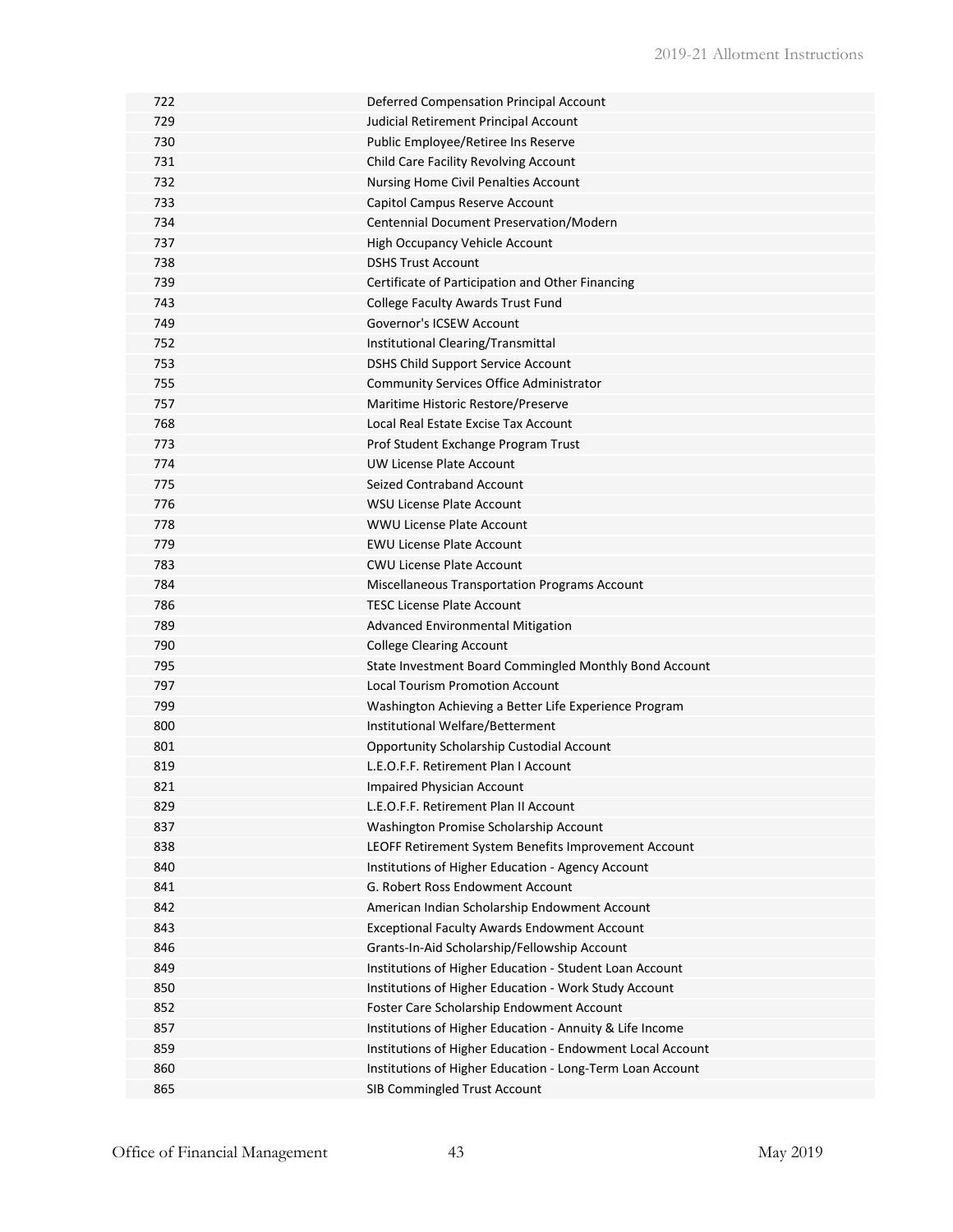| | |
|---|---|
| 722 | Deferred Compensation Principal Account |
| 729 | Judicial Retirement Principal Account |
| 730 | Public Employee/Retiree Ins Reserve |
| 731 | Child Care Facility Revolving Account |
| 732 | Nursing Home Civil Penalties Account |
| 733 | Capitol Campus Reserve Account |
| 734 | Centennial Document Preservation/Modern |
| 737 | High Occupancy Vehicle Account |
| 738 | DSHS Trust Account |
| 739 | Certificate of Participation and Other Financing |
| 743 | College Faculty Awards Trust Fund |
| 749 | Governor's ICSEW Account |
| 752 | Institutional Clearing/Transmittal |
| 753 | DSHS Child Support Service Account |
| 755 | Community Services Office Administrator |
| 757 | Maritime Historic Restore/Preserve |
| 768 | Local Real Estate Excise Tax Account |
| 773 | Prof Student Exchange Program Trust |
| 774 | UW License Plate Account |
| 775 | Seized Contraband Account |
| 776 | WSU License Plate Account |
| 778 | WWU License Plate Account |
| 779 | EWU License Plate Account |
| 783 | CWU License Plate Account |
| 784 | Miscellaneous Transportation Programs Account |
| 786 | TESC License Plate Account |
| 789 | Advanced Environmental Mitigation |
| 790 | College Clearing Account |
| 795 | State Investment Board Commingled Monthly Bond Account |
| 797 | Local Tourism Promotion Account |
| 799 | Washington Achieving a Better Life Experience Program |
| 800 | Institutional Welfare/Betterment |
| 801 | Opportunity Scholarship Custodial Account |
| 819 | L.E.O.F.F. Retirement Plan I Account |
| 821 | Impaired Physician Account |
| 829 | L.E.O.F.F. Retirement Plan II Account |
| 837 | Washington Promise Scholarship Account |
| 838 | LEOFF Retirement System Benefits Improvement Account |
| 840 | Institutions of Higher Education - Agency Account |
| 841 | G. Robert Ross Endowment Account |
| 842 | American Indian Scholarship Endowment Account |
| 843 | Exceptional Faculty Awards Endowment Account |
| 846 | Grants-In-Aid Scholarship/Fellowship Account |
| 849 | Institutions of Higher Education - Student Loan Account |
| 850 | Institutions of Higher Education - Work Study Account |
| 852 | Foster Care Scholarship Endowment Account |
| 857 | Institutions of Higher Education - Annuity & Life Income |
| 859 | Institutions of Higher Education - Endowment Local Account |
| 860 | Institutions of Higher Education - Long-Term Loan Account |
| 865 | SIB Commingled Trust Account |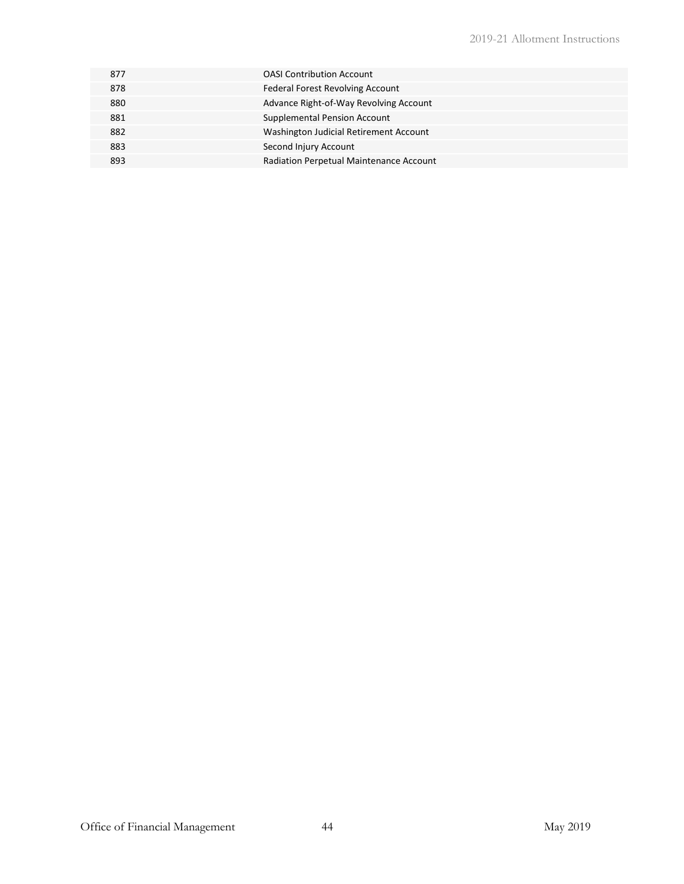| | |
|---|---|
| 877 | OASI Contribution Account |
| 878 | Federal Forest Revolving Account |
| 880 | Advance Right-of-Way Revolving Account |
| 881 | Supplemental Pension Account |
| 882 | Washington Judicial Retirement Account |
| 883 | Second Injury Account |
| 893 | Radiation Perpetual Maintenance Account |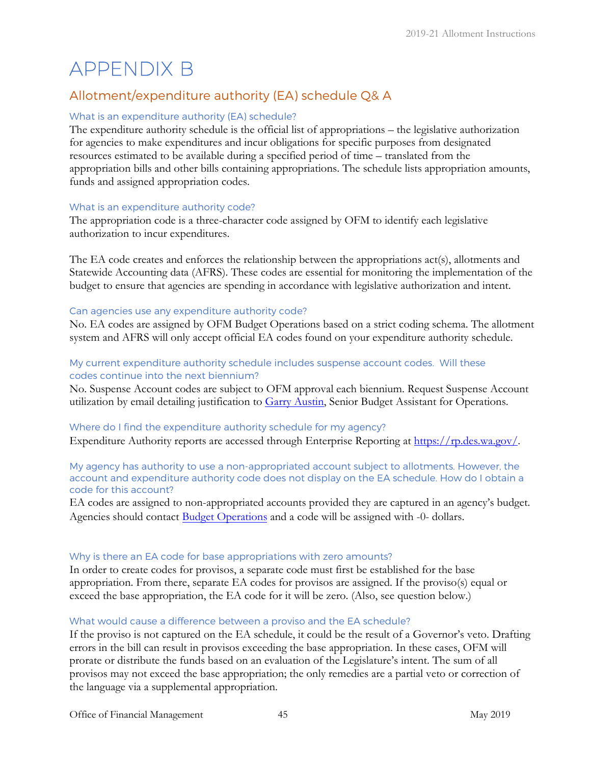# APPENDIX B

## Allotment/expenditure authority (EA) schedule Q& A

### What is an expenditure authority (EA) schedule?

The expenditure authority schedule is the official list of appropriations – the legislative authorization for agencies to make expenditures and incur obligations for specific purposes from designated resources estimated to be available during a specified period of time – translated from the appropriation bills and other bills containing appropriations. The schedule lists appropriation amounts, funds and assigned appropriation codes.

### What is an expenditure authority code?

The appropriation code is a three-character code assigned by OFM to identify each legislative authorization to incur expenditures.

The EA code creates and enforces the relationship between the appropriations act(s), allotments and Statewide Accounting data (AFRS). These codes are essential for monitoring the implementation of the budget to ensure that agencies are spending in accordance with legislative authorization and intent.

### Can agencies use any expenditure authority code?

No. EA codes are assigned by OFM Budget Operations based on a strict coding schema. The allotment system and AFRS will only accept official EA codes found on your expenditure authority schedule.

### My current expenditure authority schedule includes suspense account codes. Will these codes continue into the next biennium?

No. Suspense Account codes are subject to OFM approval each biennium. Request Suspense Account utilization by email detailing justification to Garry Austin, Senior Budget Assistant for Operations.

### Where do I find the expenditure authority schedule for my agency?

Expenditure Authority reports are accessed through Enterprise Reporting at https://rp.des.wa.gov/.

### My agency has authority to use a non-appropriated account subject to allotments. However, the account and expenditure authority code does not display on the EA schedule. How do I obtain a code for this account?

EA codes are assigned to non-appropriated accounts provided they are captured in an agency's budget. Agencies should contact Budget Operations and a code will be assigned with -0- dollars.

### Why is there an EA code for base appropriations with zero amounts?

In order to create codes for provisos, a separate code must first be established for the base appropriation. From there, separate EA codes for provisos are assigned. If the proviso(s) equal or exceed the base appropriation, the EA code for it will be zero. (Also, see question below.)

### What would cause a difference between a proviso and the EA schedule?

If the proviso is not captured on the EA schedule, it could be the result of a Governor's veto. Drafting errors in the bill can result in provisos exceeding the base appropriation. In these cases, OFM will prorate or distribute the funds based on an evaluation of the Legislature's intent. The sum of all provisos may not exceed the base appropriation; the only remedies are a partial veto or correction of the language via a supplemental appropriation.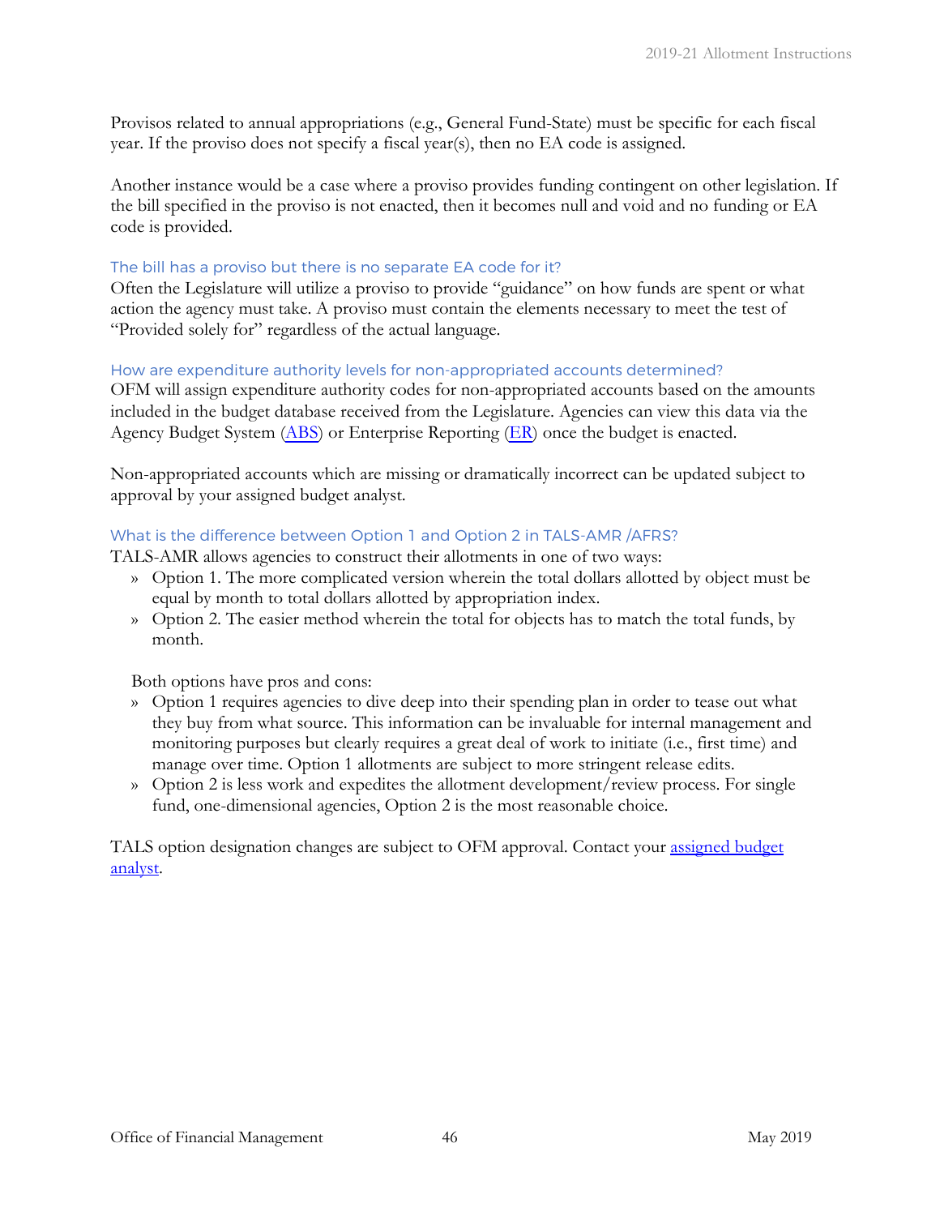Provisos related to annual appropriations (e.g., General Fund-State) must be specific for each fiscal year. If the proviso does not specify a fiscal year(s), then no EA code is assigned.

Another instance would be a case where a proviso provides funding contingent on other legislation. If the bill specified in the proviso is not enacted, then it becomes null and void and no funding or EA code is provided.

### The bill has a proviso but there is no separate EA code for it?

Often the Legislature will utilize a proviso to provide "guidance" on how funds are spent or what action the agency must take. A proviso must contain the elements necessary to meet the test of "Provided solely for" regardless of the actual language.

### How are expenditure authority levels for non-appropriated accounts determined?

OFM will assign expenditure authority codes for non-appropriated accounts based on the amounts included in the budget database received from the Legislature. Agencies can view this data via the Agency Budget System (ABS) or Enterprise Reporting (ER) once the budget is enacted.

Non-appropriated accounts which are missing or dramatically incorrect can be updated subject to approval by your assigned budget analyst.

### What is the difference between Option 1 and Option 2 in TALS-AMR /AFRS?

TALS-AMR allows agencies to construct their allotments in one of two ways:

- Option 1. The more complicated version wherein the total dollars allotted by object must be equal by month to total dollars allotted by appropriation index.
- Option 2. The easier method wherein the total for objects has to match the total funds, by month.

Both options have pros and cons:

- Option 1 requires agencies to dive deep into their spending plan in order to tease out what they buy from what source. This information can be invaluable for internal management and monitoring purposes but clearly requires a great deal of work to initiate (i.e., first time) and manage over time. Option 1 allotments are subject to more stringent release edits.
- Option 2 is less work and expedites the allotment development/review process. For single fund, one-dimensional agencies, Option 2 is the most reasonable choice.

TALS option designation changes are subject to OFM approval. Contact your assigned budget analyst.